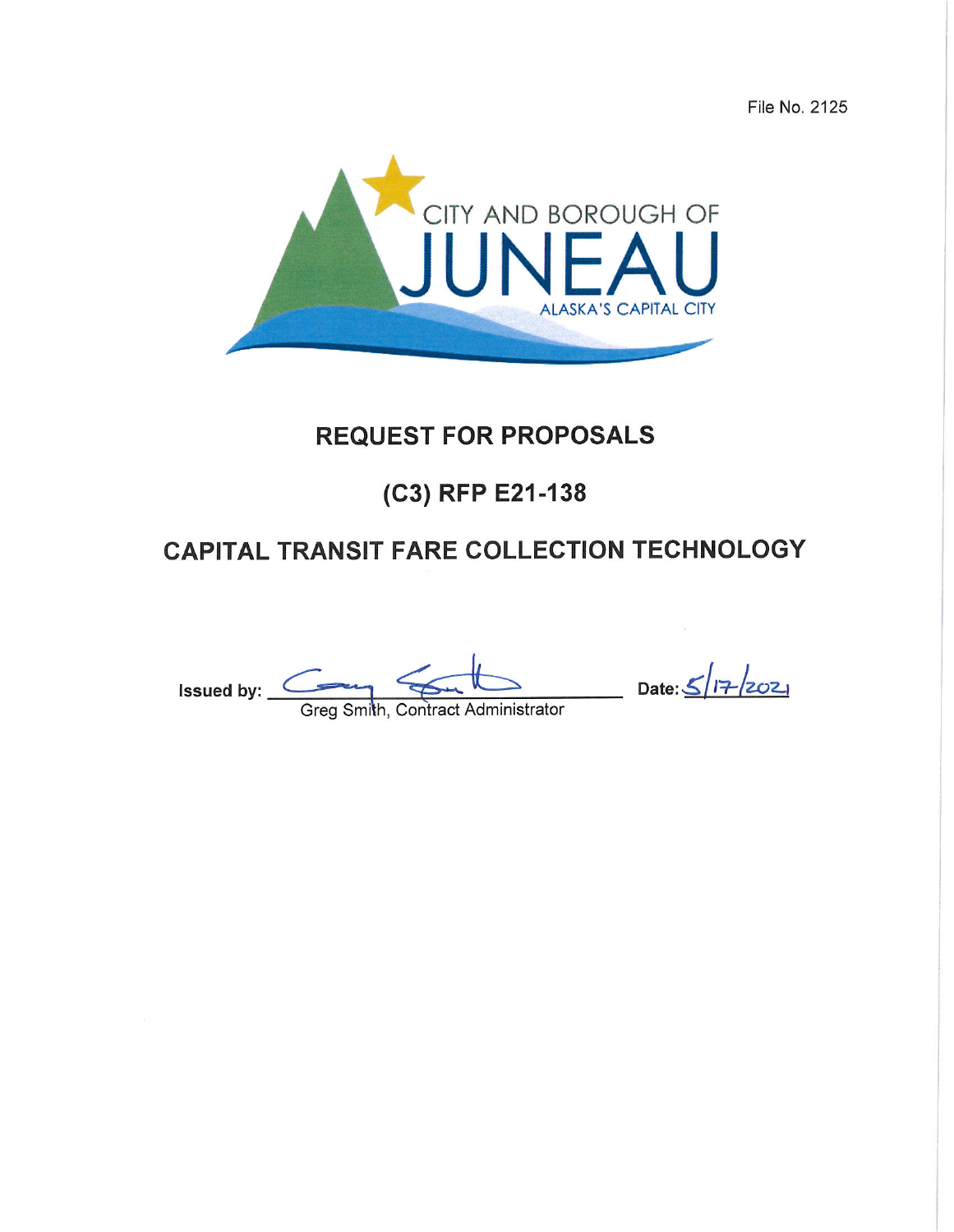File No. 2125

CITY AND BOROUGH OF

JUNEAU

ALASKA'S CAPITAL CITY

# REQUEST FOR PROPOSALS

## (C3) RFP E21-138

## CAPITAL TRANSIT FARE COLLECTION TECHNOLOGY

**Issued by:** ____________________ **Date:** 5/17/2021

Greg Smith, Contract Administrator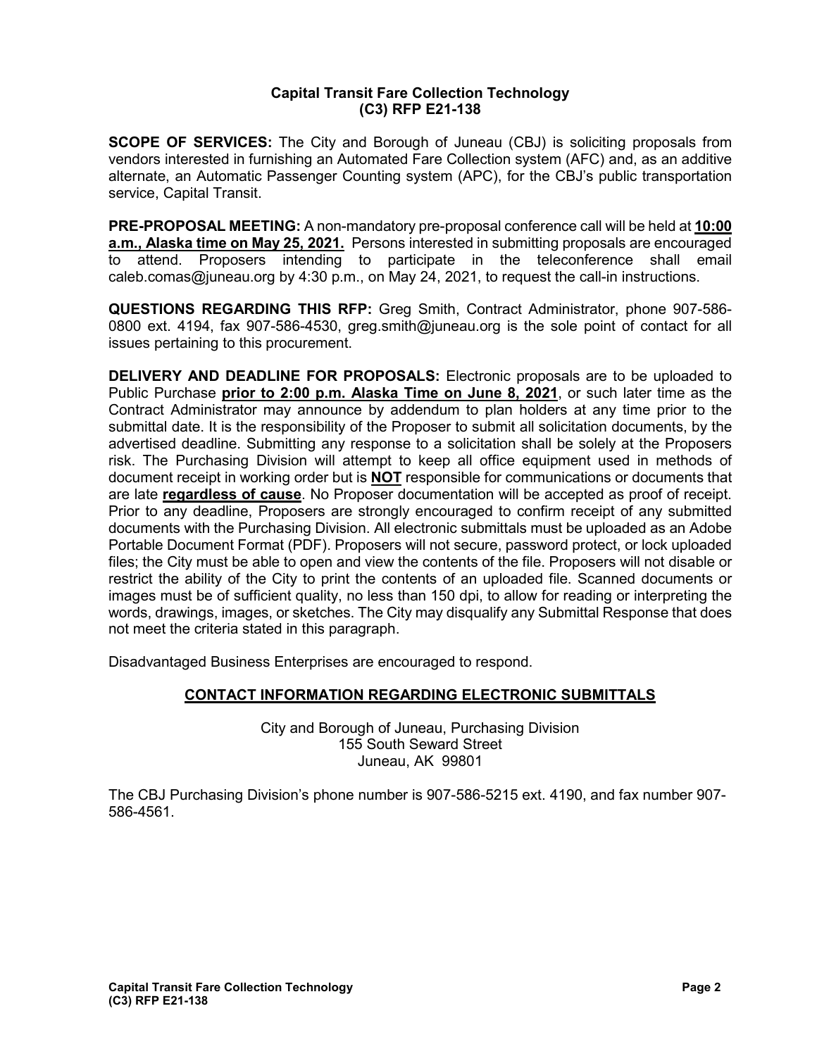**Capital Transit Fare Collection Technology**
**(C3) RFP E21-138**

**SCOPE OF SERVICES:** The City and Borough of Juneau (CBJ) is soliciting proposals from vendors interested in furnishing an Automated Fare Collection system (AFC) and, as an additive alternate, an Automatic Passenger Counting system (APC), for the CBJ's public transportation service, Capital Transit.

**PRE-PROPOSAL MEETING:** A non-mandatory pre-proposal conference call will be held at **<u>10:00 a.m., Alaska time on May 25, 2021.</u>** Persons interested in submitting proposals are encouraged to attend. Proposers intending to participate in the teleconference shall email caleb.comas@juneau.org by 4:30 p.m., on May 24, 2021, to request the call-in instructions.

**QUESTIONS REGARDING THIS RFP:** Greg Smith, Contract Administrator, phone 907-586-0800 ext. 4194, fax 907-586-4530, greg.smith@juneau.org is the sole point of contact for all issues pertaining to this procurement.

**DELIVERY AND DEADLINE FOR PROPOSALS:** Electronic proposals are to be uploaded to Public Purchase **<u>prior to 2:00 p.m. Alaska Time on June 8, 2021</u>**, or such later time as the Contract Administrator may announce by addendum to plan holders at any time prior to the submittal date. It is the responsibility of the Proposer to submit all solicitation documents, by the advertised deadline. Submitting any response to a solicitation shall be solely at the Proposers risk. The Purchasing Division will attempt to keep all office equipment used in methods of document receipt in working order but is **<u>NOT</u>** responsible for communications or documents that are late **<u>regardless of cause</u>**. No Proposer documentation will be accepted as proof of receipt. Prior to any deadline, Proposers are strongly encouraged to confirm receipt of any submitted documents with the Purchasing Division. All electronic submittals must be uploaded as an Adobe Portable Document Format (PDF). Proposers will not secure, password protect, or lock uploaded files; the City must be able to open and view the contents of the file. Proposers will not disable or restrict the ability of the City to print the contents of an uploaded file. Scanned documents or images must be of sufficient quality, no less than 150 dpi, to allow for reading or interpreting the words, drawings, images, or sketches. The City may disqualify any Submittal Response that does not meet the criteria stated in this paragraph.

Disadvantaged Business Enterprises are encouraged to respond.

## <u>CONTACT INFORMATION REGARDING ELECTRONIC SUBMITTALS</u>

City and Borough of Juneau, Purchasing Division
155 South Seward Street
Juneau, AK 99801

The CBJ Purchasing Division's phone number is 907-586-5215 ext. 4190, and fax number 907-586-4561.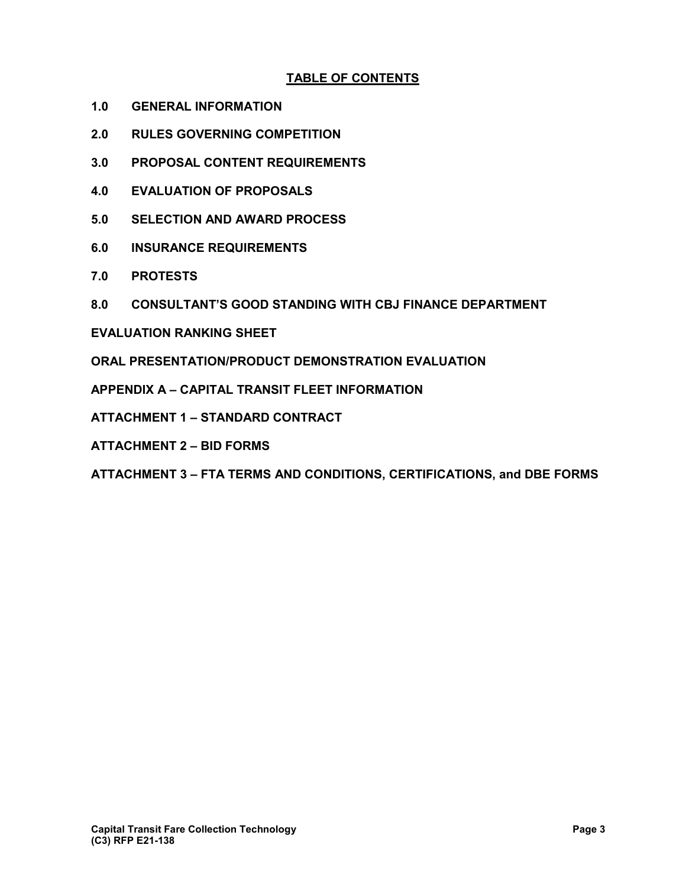## TABLE OF CONTENTS

**1.0 GENERAL INFORMATION**

**2.0 RULES GOVERNING COMPETITION**

**3.0 PROPOSAL CONTENT REQUIREMENTS**

**4.0 EVALUATION OF PROPOSALS**

**5.0 SELECTION AND AWARD PROCESS**

**6.0 INSURANCE REQUIREMENTS**

**7.0 PROTESTS**

**8.0 CONSULTANT'S GOOD STANDING WITH CBJ FINANCE DEPARTMENT**

**EVALUATION RANKING SHEET**

**ORAL PRESENTATION/PRODUCT DEMONSTRATION EVALUATION**

**APPENDIX A – CAPITAL TRANSIT FLEET INFORMATION**

**ATTACHMENT 1 – STANDARD CONTRACT**

**ATTACHMENT 2 – BID FORMS**

**ATTACHMENT 3 – FTA TERMS AND CONDITIONS, CERTIFICATIONS, and DBE FORMS**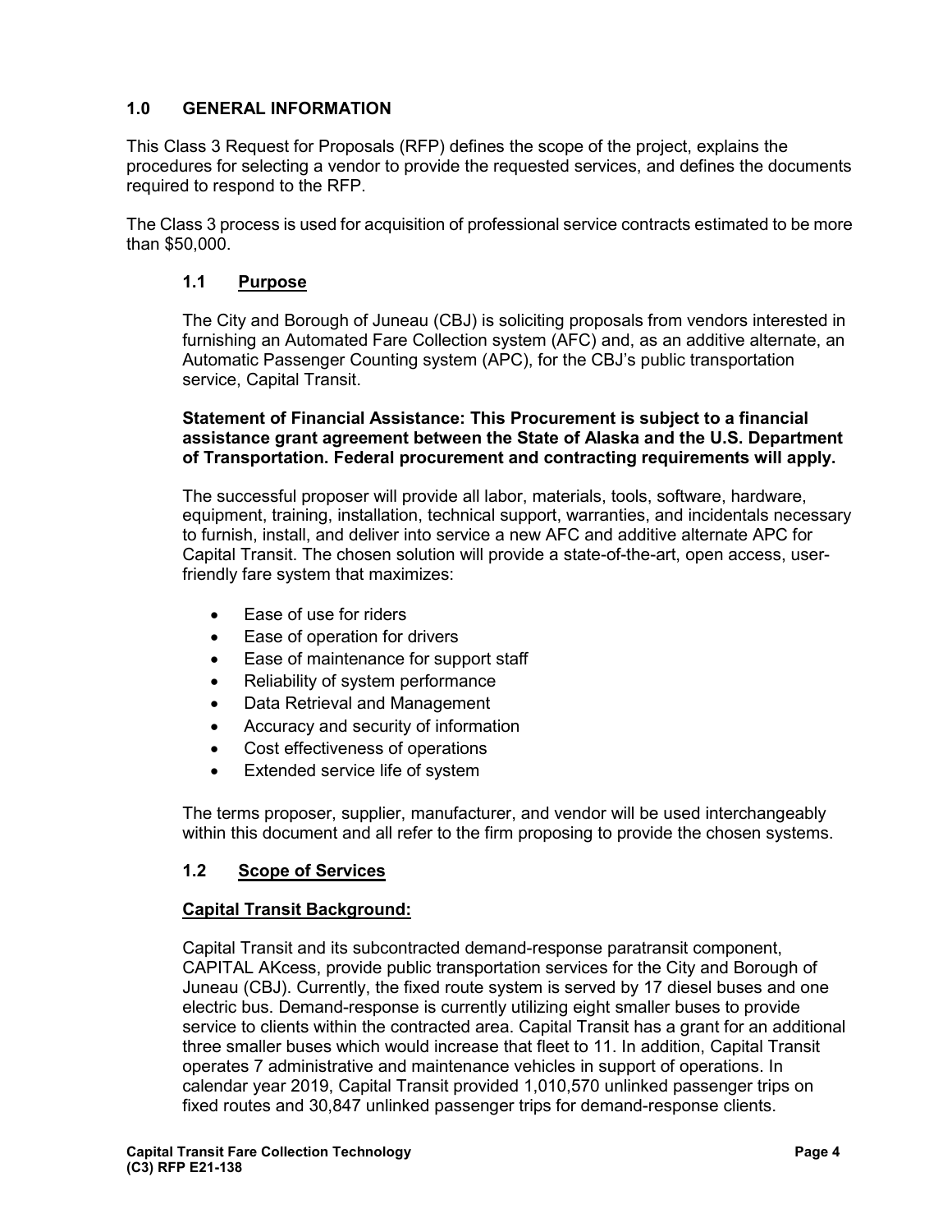## 1.0 GENERAL INFORMATION

This Class 3 Request for Proposals (RFP) defines the scope of the project, explains the procedures for selecting a vendor to provide the requested services, and defines the documents required to respond to the RFP.

The Class 3 process is used for acquisition of professional service contracts estimated to be more than $50,000.

### 1.1 Purpose

The City and Borough of Juneau (CBJ) is soliciting proposals from vendors interested in furnishing an Automated Fare Collection system (AFC) and, as an additive alternate, an Automatic Passenger Counting system (APC), for the CBJ's public transportation service, Capital Transit.

**Statement of Financial Assistance: This Procurement is subject to a financial assistance grant agreement between the State of Alaska and the U.S. Department of Transportation. Federal procurement and contracting requirements will apply.**

The successful proposer will provide all labor, materials, tools, software, hardware, equipment, training, installation, technical support, warranties, and incidentals necessary to furnish, install, and deliver into service a new AFC and additive alternate APC for Capital Transit. The chosen solution will provide a state-of-the-art, open access, user-friendly fare system that maximizes:

- Ease of use for riders
- Ease of operation for drivers
- Ease of maintenance for support staff
- Reliability of system performance
- Data Retrieval and Management
- Accuracy and security of information
- Cost effectiveness of operations
- Extended service life of system

The terms proposer, supplier, manufacturer, and vendor will be used interchangeably within this document and all refer to the firm proposing to provide the chosen systems.

### 1.2 Scope of Services

**Capital Transit Background:**

Capital Transit and its subcontracted demand-response paratransit component, CAPITAL AKcess, provide public transportation services for the City and Borough of Juneau (CBJ). Currently, the fixed route system is served by 17 diesel buses and one electric bus. Demand-response is currently utilizing eight smaller buses to provide service to clients within the contracted area. Capital Transit has a grant for an additional three smaller buses which would increase that fleet to 11. In addition, Capital Transit operates 7 administrative and maintenance vehicles in support of operations. In calendar year 2019, Capital Transit provided 1,010,570 unlinked passenger trips on fixed routes and 30,847 unlinked passenger trips for demand-response clients.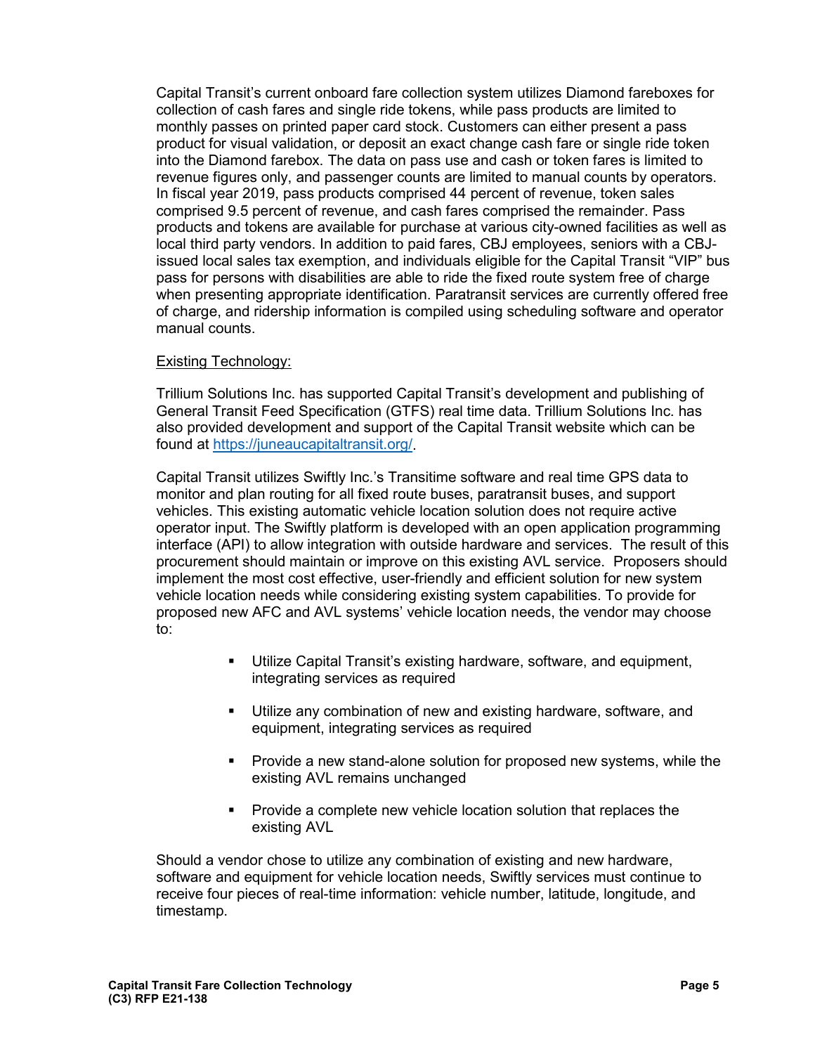Capital Transit's current onboard fare collection system utilizes Diamond fareboxes for collection of cash fares and single ride tokens, while pass products are limited to monthly passes on printed paper card stock. Customers can either present a pass product for visual validation, or deposit an exact change cash fare or single ride token into the Diamond farebox. The data on pass use and cash or token fares is limited to revenue figures only, and passenger counts are limited to manual counts by operators. In fiscal year 2019, pass products comprised 44 percent of revenue, token sales comprised 9.5 percent of revenue, and cash fares comprised the remainder. Pass products and tokens are available for purchase at various city-owned facilities as well as local third party vendors. In addition to paid fares, CBJ employees, seniors with a CBJ-issued local sales tax exemption, and individuals eligible for the Capital Transit "VIP" bus pass for persons with disabilities are able to ride the fixed route system free of charge when presenting appropriate identification. Paratransit services are currently offered free of charge, and ridership information is compiled using scheduling software and operator manual counts.

Existing Technology:

Trillium Solutions Inc. has supported Capital Transit's development and publishing of General Transit Feed Specification (GTFS) real time data. Trillium Solutions Inc. has also provided development and support of the Capital Transit website which can be found at https://juneaucapitaltransit.org/.

Capital Transit utilizes Swiftly Inc.'s Transitime software and real time GPS data to monitor and plan routing for all fixed route buses, paratransit buses, and support vehicles. This existing automatic vehicle location solution does not require active operator input. The Swiftly platform is developed with an open application programming interface (API) to allow integration with outside hardware and services. The result of this procurement should maintain or improve on this existing AVL service. Proposers should implement the most cost effective, user-friendly and efficient solution for new system vehicle location needs while considering existing system capabilities. To provide for proposed new AFC and AVL systems' vehicle location needs, the vendor may choose to:

- Utilize Capital Transit's existing hardware, software, and equipment, integrating services as required
- Utilize any combination of new and existing hardware, software, and equipment, integrating services as required
- Provide a new stand-alone solution for proposed new systems, while the existing AVL remains unchanged
- Provide a complete new vehicle location solution that replaces the existing AVL

Should a vendor chose to utilize any combination of existing and new hardware, software and equipment for vehicle location needs, Swiftly services must continue to receive four pieces of real-time information: vehicle number, latitude, longitude, and timestamp.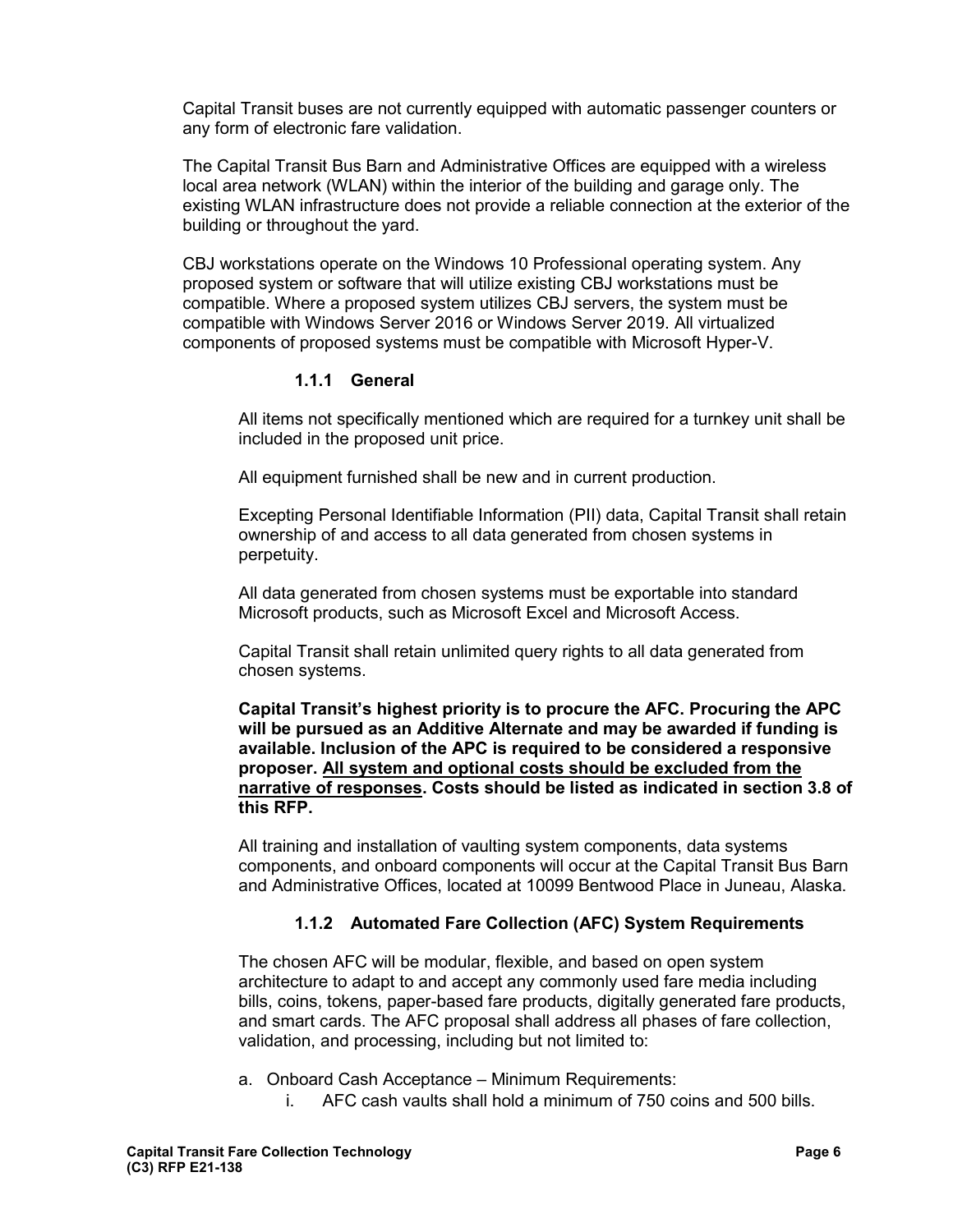Capital Transit buses are not currently equipped with automatic passenger counters or any form of electronic fare validation.

The Capital Transit Bus Barn and Administrative Offices are equipped with a wireless local area network (WLAN) within the interior of the building and garage only. The existing WLAN infrastructure does not provide a reliable connection at the exterior of the building or throughout the yard.

CBJ workstations operate on the Windows 10 Professional operating system. Any proposed system or software that will utilize existing CBJ workstations must be compatible. Where a proposed system utilizes CBJ servers, the system must be compatible with Windows Server 2016 or Windows Server 2019. All virtualized components of proposed systems must be compatible with Microsoft Hyper-V.

#### 1.1.1 General

All items not specifically mentioned which are required for a turnkey unit shall be included in the proposed unit price.

All equipment furnished shall be new and in current production.

Excepting Personal Identifiable Information (PII) data, Capital Transit shall retain ownership of and access to all data generated from chosen systems in perpetuity.

All data generated from chosen systems must be exportable into standard Microsoft products, such as Microsoft Excel and Microsoft Access.

Capital Transit shall retain unlimited query rights to all data generated from chosen systems.

**Capital Transit's highest priority is to procure the AFC. Procuring the APC will be pursued as an Additive Alternate and may be awarded if funding is available. Inclusion of the APC is required to be considered a responsive proposer. <u>All system and optional costs should be excluded from the narrative of responses</u>. Costs should be listed as indicated in section 3.8 of this RFP.**

All training and installation of vaulting system components, data systems components, and onboard components will occur at the Capital Transit Bus Barn and Administrative Offices, located at 10099 Bentwood Place in Juneau, Alaska.

#### 1.1.2 Automated Fare Collection (AFC) System Requirements

The chosen AFC will be modular, flexible, and based on open system architecture to adapt to and accept any commonly used fare media including bills, coins, tokens, paper-based fare products, digitally generated fare products, and smart cards. The AFC proposal shall address all phases of fare collection, validation, and processing, including but not limited to:

a. Onboard Cash Acceptance – Minimum Requirements:
   i. AFC cash vaults shall hold a minimum of 750 coins and 500 bills.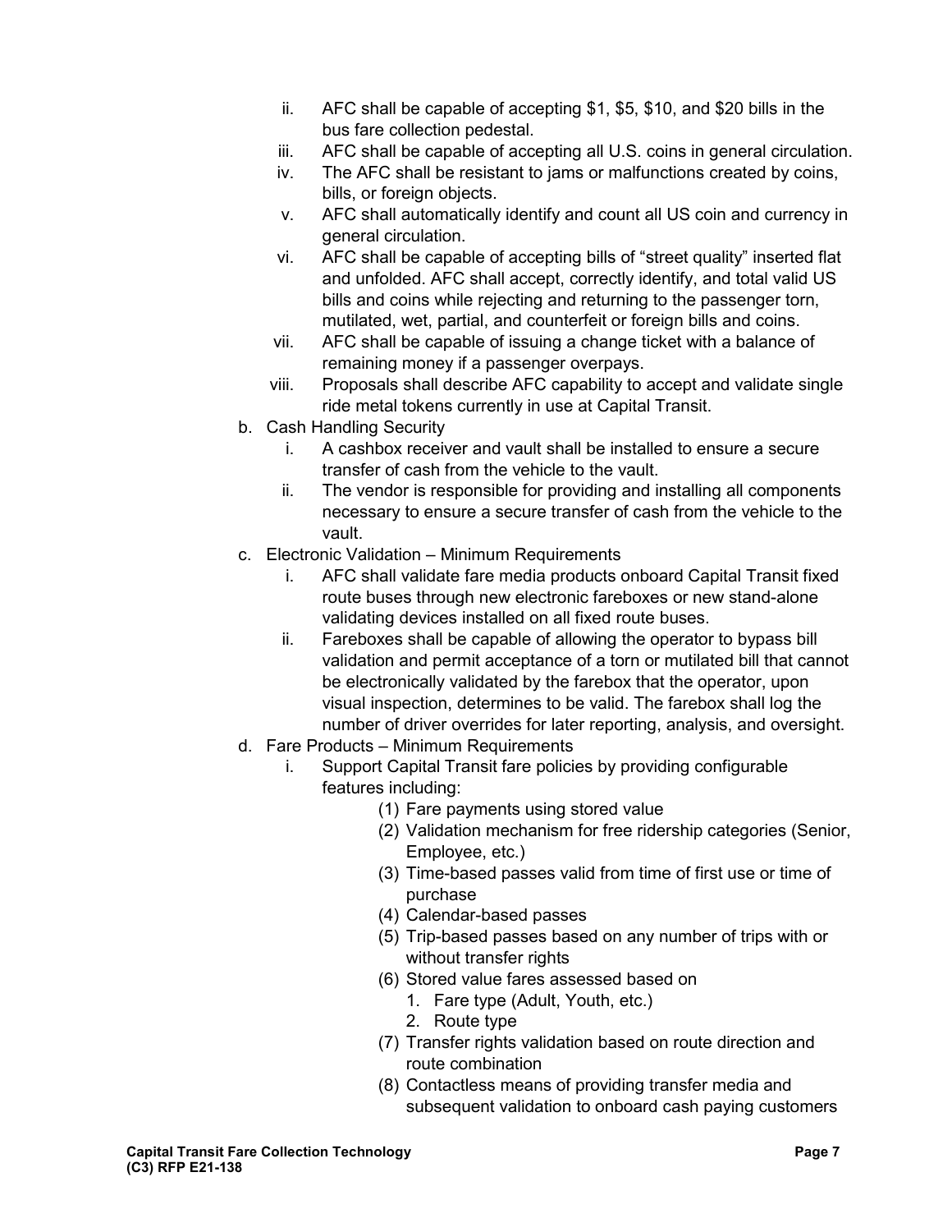ii. AFC shall be capable of accepting $1, $5, $10, and $20 bills in the bus fare collection pedestal.

iii. AFC shall be capable of accepting all U.S. coins in general circulation.

iv. The AFC shall be resistant to jams or malfunctions created by coins, bills, or foreign objects.

v. AFC shall automatically identify and count all US coin and currency in general circulation.

vi. AFC shall be capable of accepting bills of "street quality" inserted flat and unfolded. AFC shall accept, correctly identify, and total valid US bills and coins while rejecting and returning to the passenger torn, mutilated, wet, partial, and counterfeit or foreign bills and coins.

vii. AFC shall be capable of issuing a change ticket with a balance of remaining money if a passenger overpays.

viii. Proposals shall describe AFC capability to accept and validate single ride metal tokens currently in use at Capital Transit.

b. Cash Handling Security

   i. A cashbox receiver and vault shall be installed to ensure a secure transfer of cash from the vehicle to the vault.

   ii. The vendor is responsible for providing and installing all components necessary to ensure a secure transfer of cash from the vehicle to the vault.

c. Electronic Validation – Minimum Requirements

   i. AFC shall validate fare media products onboard Capital Transit fixed route buses through new electronic fareboxes or new stand-alone validating devices installed on all fixed route buses.

   ii. Fareboxes shall be capable of allowing the operator to bypass bill validation and permit acceptance of a torn or mutilated bill that cannot be electronically validated by the farebox that the operator, upon visual inspection, determines to be valid. The farebox shall log the number of driver overrides for later reporting, analysis, and oversight.

d. Fare Products – Minimum Requirements

   i. Support Capital Transit fare policies by providing configurable features including:

      (1) Fare payments using stored value
      (2) Validation mechanism for free ridership categories (Senior, Employee, etc.)
      (3) Time-based passes valid from time of first use or time of purchase
      (4) Calendar-based passes
      (5) Trip-based passes based on any number of trips with or without transfer rights
      (6) Stored value fares assessed based on
         1. Fare type (Adult, Youth, etc.)
         2. Route type
      (7) Transfer rights validation based on route direction and route combination
      (8) Contactless means of providing transfer media and subsequent validation to onboard cash paying customers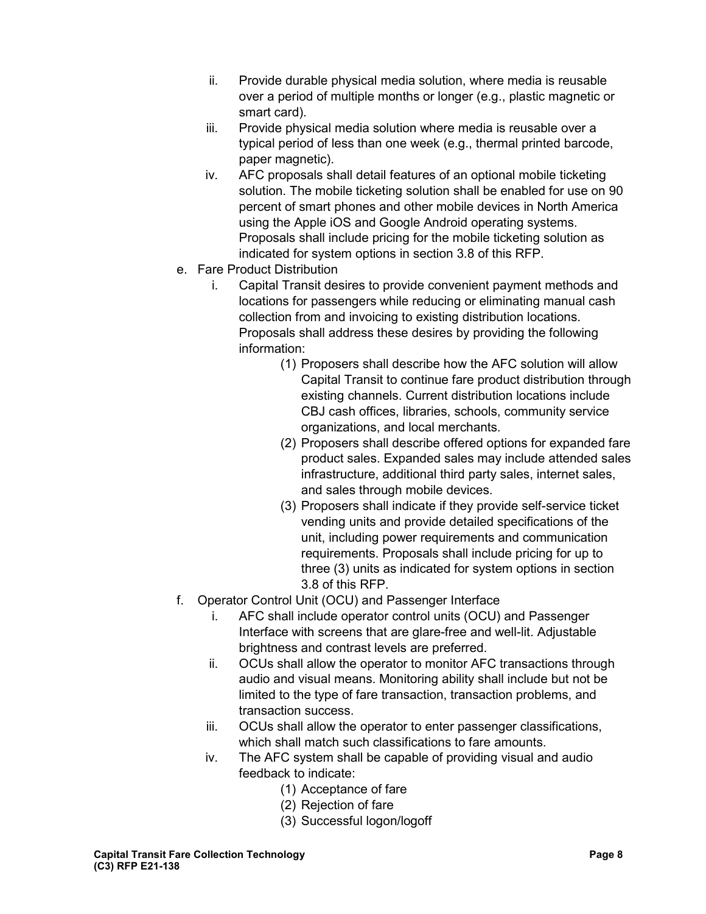ii. Provide durable physical media solution, where media is reusable over a period of multiple months or longer (e.g., plastic magnetic or smart card).
  iii. Provide physical media solution where media is reusable over a typical period of less than one week (e.g., thermal printed barcode, paper magnetic).
  iv. AFC proposals shall detail features of an optional mobile ticketing solution. The mobile ticketing solution shall be enabled for use on 90 percent of smart phones and other mobile devices in North America using the Apple iOS and Google Android operating systems. Proposals shall include pricing for the mobile ticketing solution as indicated for system options in section 3.8 of this RFP.

e. Fare Product Distribution
  i. Capital Transit desires to provide convenient payment methods and locations for passengers while reducing or eliminating manual cash collection from and invoicing to existing distribution locations. Proposals shall address these desires by providing the following information:
    (1) Proposers shall describe how the AFC solution will allow Capital Transit to continue fare product distribution through existing channels. Current distribution locations include CBJ cash offices, libraries, schools, community service organizations, and local merchants.
    (2) Proposers shall describe offered options for expanded fare product sales. Expanded sales may include attended sales infrastructure, additional third party sales, internet sales, and sales through mobile devices.
    (3) Proposers shall indicate if they provide self-service ticket vending units and provide detailed specifications of the unit, including power requirements and communication requirements. Proposals shall include pricing for up to three (3) units as indicated for system options in section 3.8 of this RFP.

f. Operator Control Unit (OCU) and Passenger Interface
  i. AFC shall include operator control units (OCU) and Passenger Interface with screens that are glare-free and well-lit. Adjustable brightness and contrast levels are preferred.
  ii. OCUs shall allow the operator to monitor AFC transactions through audio and visual means. Monitoring ability shall include but not be limited to the type of fare transaction, transaction problems, and transaction success.
  iii. OCUs shall allow the operator to enter passenger classifications, which shall match such classifications to fare amounts.
  iv. The AFC system shall be capable of providing visual and audio feedback to indicate:
    (1) Acceptance of fare
    (2) Rejection of fare
    (3) Successful logon/logoff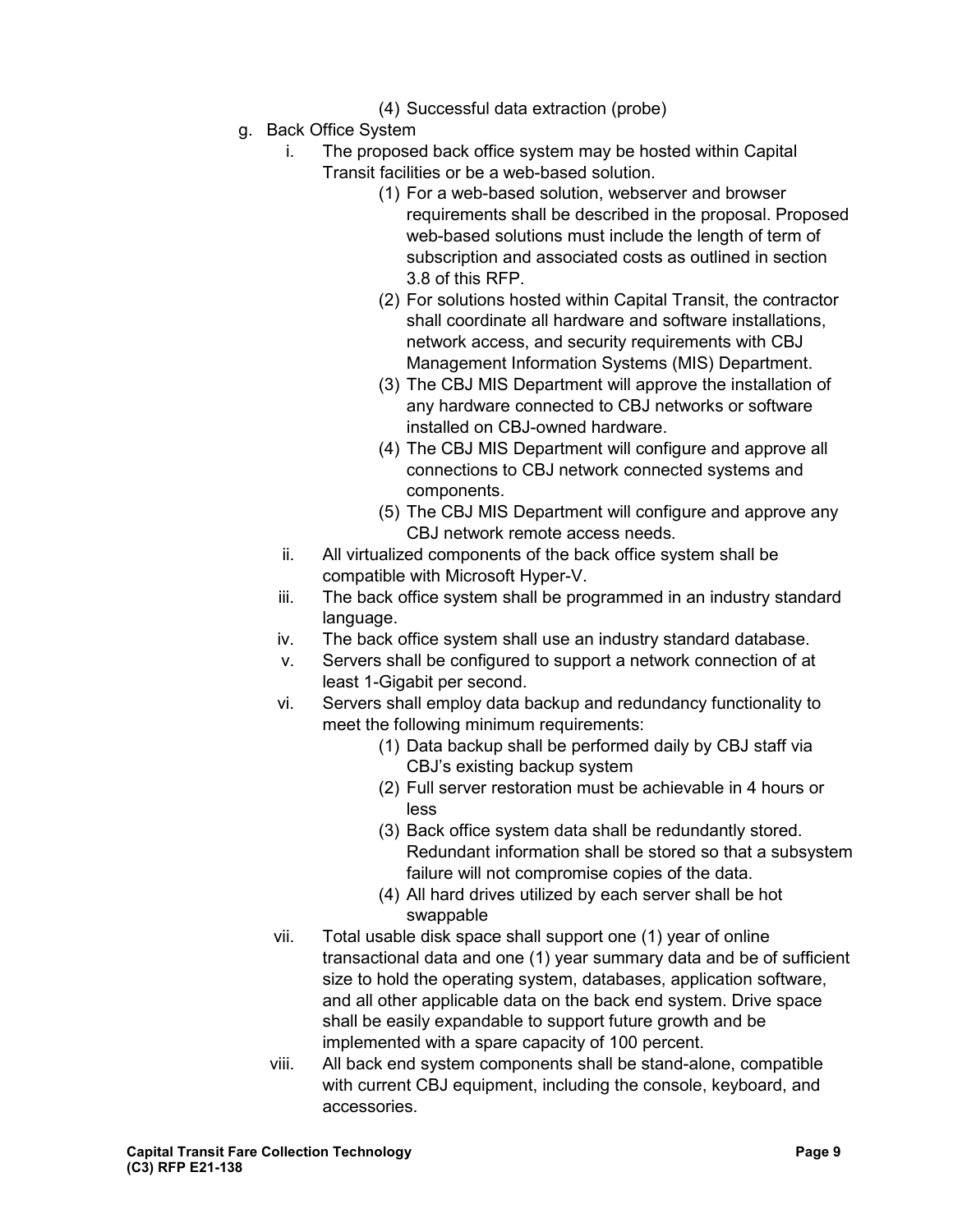(4) Successful data extraction (probe)

g. Back Office System

   i. The proposed back office system may be hosted within Capital Transit facilities or be a web-based solution.

      (1) For a web-based solution, webserver and browser requirements shall be described in the proposal. Proposed web-based solutions must include the length of term of subscription and associated costs as outlined in section 3.8 of this RFP.

      (2) For solutions hosted within Capital Transit, the contractor shall coordinate all hardware and software installations, network access, and security requirements with CBJ Management Information Systems (MIS) Department.

      (3) The CBJ MIS Department will approve the installation of any hardware connected to CBJ networks or software installed on CBJ-owned hardware.

      (4) The CBJ MIS Department will configure and approve all connections to CBJ network connected systems and components.

      (5) The CBJ MIS Department will configure and approve any CBJ network remote access needs.

   ii. All virtualized components of the back office system shall be compatible with Microsoft Hyper-V.

   iii. The back office system shall be programmed in an industry standard language.

   iv. The back office system shall use an industry standard database.

   v. Servers shall be configured to support a network connection of at least 1-Gigabit per second.

   vi. Servers shall employ data backup and redundancy functionality to meet the following minimum requirements:

      (1) Data backup shall be performed daily by CBJ staff via CBJ's existing backup system

      (2) Full server restoration must be achievable in 4 hours or less

      (3) Back office system data shall be redundantly stored. Redundant information shall be stored so that a subsystem failure will not compromise copies of the data.

      (4) All hard drives utilized by each server shall be hot swappable

   vii. Total usable disk space shall support one (1) year of online transactional data and one (1) year summary data and be of sufficient size to hold the operating system, databases, application software, and all other applicable data on the back end system. Drive space shall be easily expandable to support future growth and be implemented with a spare capacity of 100 percent.

   viii. All back end system components shall be stand-alone, compatible with current CBJ equipment, including the console, keyboard, and accessories.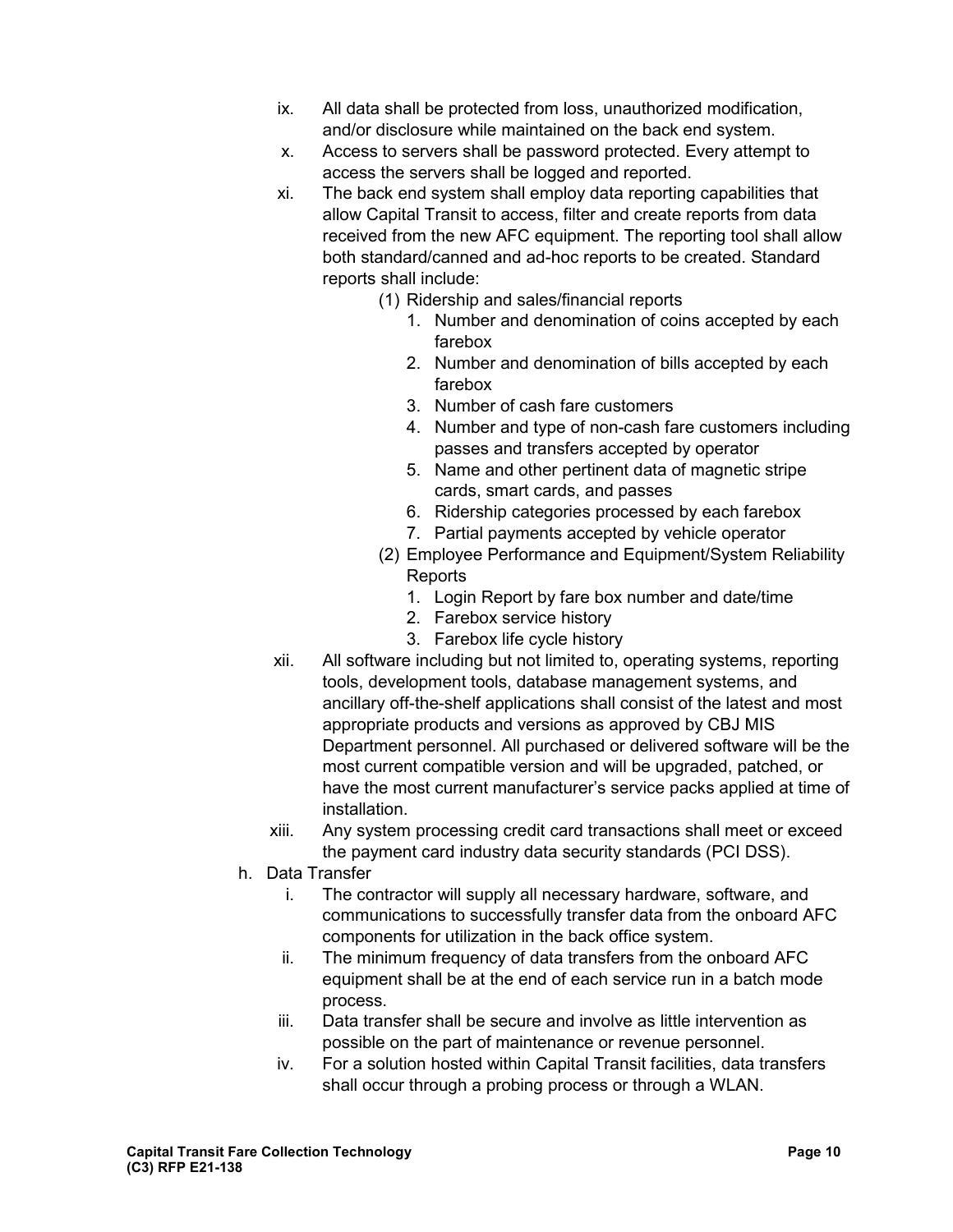ix. All data shall be protected from loss, unauthorized modification, and/or disclosure while maintained on the back end system.

x. Access to servers shall be password protected. Every attempt to access the servers shall be logged and reported.

xi. The back end system shall employ data reporting capabilities that allow Capital Transit to access, filter and create reports from data received from the new AFC equipment. The reporting tool shall allow both standard/canned and ad-hoc reports to be created. Standard reports shall include:

   (1) Ridership and sales/financial reports
      1. Number and denomination of coins accepted by each farebox
      2. Number and denomination of bills accepted by each farebox
      3. Number of cash fare customers
      4. Number and type of non-cash fare customers including passes and transfers accepted by operator
      5. Name and other pertinent data of magnetic stripe cards, smart cards, and passes
      6. Ridership categories processed by each farebox
      7. Partial payments accepted by vehicle operator

   (2) Employee Performance and Equipment/System Reliability Reports
      1. Login Report by fare box number and date/time
      2. Farebox service history
      3. Farebox life cycle history

xii. All software including but not limited to, operating systems, reporting tools, development tools, database management systems, and ancillary off-the-shelf applications shall consist of the latest and most appropriate products and versions as approved by CBJ MIS Department personnel. All purchased or delivered software will be the most current compatible version and will be upgraded, patched, or have the most current manufacturer's service packs applied at time of installation.

xiii. Any system processing credit card transactions shall meet or exceed the payment card industry data security standards (PCI DSS).

h. Data Transfer

   i. The contractor will supply all necessary hardware, software, and communications to successfully transfer data from the onboard AFC components for utilization in the back office system.

   ii. The minimum frequency of data transfers from the onboard AFC equipment shall be at the end of each service run in a batch mode process.

   iii. Data transfer shall be secure and involve as little intervention as possible on the part of maintenance or revenue personnel.

   iv. For a solution hosted within Capital Transit facilities, data transfers shall occur through a probing process or through a WLAN.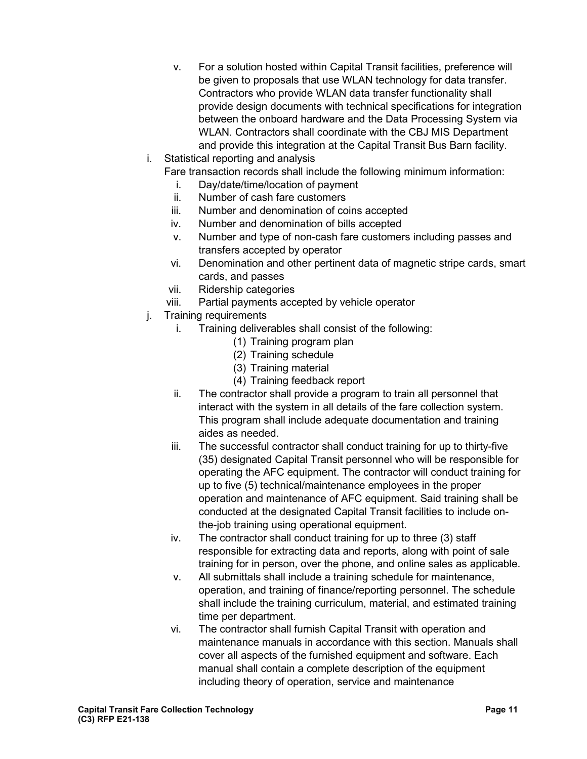v. For a solution hosted within Capital Transit facilities, preference will be given to proposals that use WLAN technology for data transfer. Contractors who provide WLAN data transfer functionality shall provide design documents with technical specifications for integration between the onboard hardware and the Data Processing System via WLAN. Contractors shall coordinate with the CBJ MIS Department and provide this integration at the Capital Transit Bus Barn facility.

i. Statistical reporting and analysis

Fare transaction records shall include the following minimum information:

i. Day/date/time/location of payment
ii. Number of cash fare customers
iii. Number and denomination of coins accepted
iv. Number and denomination of bills accepted
v. Number and type of non-cash fare customers including passes and transfers accepted by operator
vi. Denomination and other pertinent data of magnetic stripe cards, smart cards, and passes
vii. Ridership categories
viii. Partial payments accepted by vehicle operator

j. Training requirements

i. Training deliverables shall consist of the following:
   (1) Training program plan
   (2) Training schedule
   (3) Training material
   (4) Training feedback report
ii. The contractor shall provide a program to train all personnel that interact with the system in all details of the fare collection system. This program shall include adequate documentation and training aides as needed.
iii. The successful contractor shall conduct training for up to thirty-five (35) designated Capital Transit personnel who will be responsible for operating the AFC equipment. The contractor will conduct training for up to five (5) technical/maintenance employees in the proper operation and maintenance of AFC equipment. Said training shall be conducted at the designated Capital Transit facilities to include on-the-job training using operational equipment.
iv. The contractor shall conduct training for up to three (3) staff responsible for extracting data and reports, along with point of sale training for in person, over the phone, and online sales as applicable.
v. All submittals shall include a training schedule for maintenance, operation, and training of finance/reporting personnel. The schedule shall include the training curriculum, material, and estimated training time per department.
vi. The contractor shall furnish Capital Transit with operation and maintenance manuals in accordance with this section. Manuals shall cover all aspects of the furnished equipment and software. Each manual shall contain a complete description of the equipment including theory of operation, service and maintenance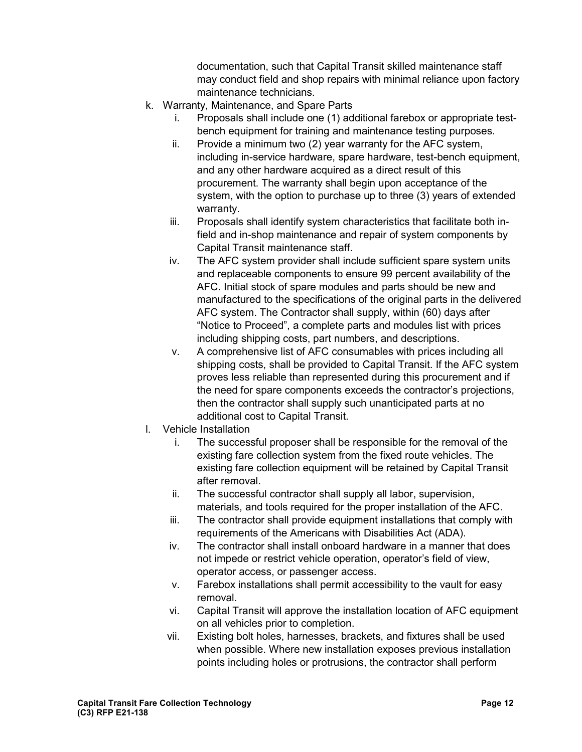documentation, such that Capital Transit skilled maintenance staff may conduct field and shop repairs with minimal reliance upon factory maintenance technicians.

k. Warranty, Maintenance, and Spare Parts
    i. Proposals shall include one (1) additional farebox or appropriate test-bench equipment for training and maintenance testing purposes.
    ii. Provide a minimum two (2) year warranty for the AFC system, including in-service hardware, spare hardware, test-bench equipment, and any other hardware acquired as a direct result of this procurement. The warranty shall begin upon acceptance of the system, with the option to purchase up to three (3) years of extended warranty.
    iii. Proposals shall identify system characteristics that facilitate both in-field and in-shop maintenance and repair of system components by Capital Transit maintenance staff.
    iv. The AFC system provider shall include sufficient spare system units and replaceable components to ensure 99 percent availability of the AFC. Initial stock of spare modules and parts should be new and manufactured to the specifications of the original parts in the delivered AFC system. The Contractor shall supply, within (60) days after "Notice to Proceed", a complete parts and modules list with prices including shipping costs, part numbers, and descriptions.
    v. A comprehensive list of AFC consumables with prices including all shipping costs, shall be provided to Capital Transit. If the AFC system proves less reliable than represented during this procurement and if the need for spare components exceeds the contractor's projections, then the contractor shall supply such unanticipated parts at no additional cost to Capital Transit.

l. Vehicle Installation
    i. The successful proposer shall be responsible for the removal of the existing fare collection system from the fixed route vehicles. The existing fare collection equipment will be retained by Capital Transit after removal.
    ii. The successful contractor shall supply all labor, supervision, materials, and tools required for the proper installation of the AFC.
    iii. The contractor shall provide equipment installations that comply with requirements of the Americans with Disabilities Act (ADA).
    iv. The contractor shall install onboard hardware in a manner that does not impede or restrict vehicle operation, operator's field of view, operator access, or passenger access.
    v. Farebox installations shall permit accessibility to the vault for easy removal.
    vi. Capital Transit will approve the installation location of AFC equipment on all vehicles prior to completion.
    vii. Existing bolt holes, harnesses, brackets, and fixtures shall be used when possible. Where new installation exposes previous installation points including holes or protrusions, the contractor shall perform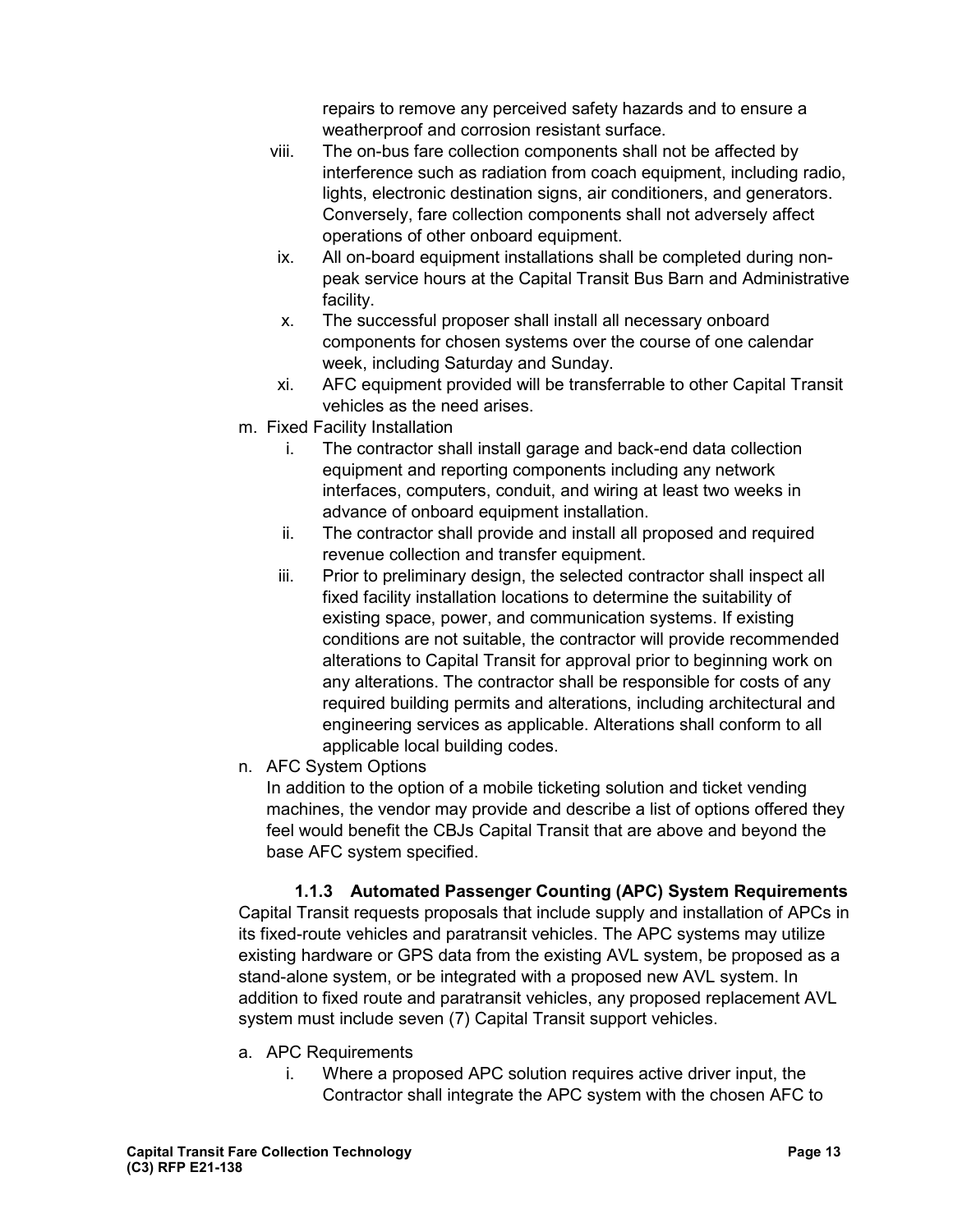repairs to remove any perceived safety hazards and to ensure a weatherproof and corrosion resistant surface.

viii. The on-bus fare collection components shall not be affected by interference such as radiation from coach equipment, including radio, lights, electronic destination signs, air conditioners, and generators. Conversely, fare collection components shall not adversely affect operations of other onboard equipment.

ix. All on-board equipment installations shall be completed during non-peak service hours at the Capital Transit Bus Barn and Administrative facility.

x. The successful proposer shall install all necessary onboard components for chosen systems over the course of one calendar week, including Saturday and Sunday.

xi. AFC equipment provided will be transferrable to other Capital Transit vehicles as the need arises.

m. Fixed Facility Installation

i. The contractor shall install garage and back-end data collection equipment and reporting components including any network interfaces, computers, conduit, and wiring at least two weeks in advance of onboard equipment installation.

ii. The contractor shall provide and install all proposed and required revenue collection and transfer equipment.

iii. Prior to preliminary design, the selected contractor shall inspect all fixed facility installation locations to determine the suitability of existing space, power, and communication systems. If existing conditions are not suitable, the contractor will provide recommended alterations to Capital Transit for approval prior to beginning work on any alterations. The contractor shall be responsible for costs of any required building permits and alterations, including architectural and engineering services as applicable. Alterations shall conform to all applicable local building codes.

n. AFC System Options

In addition to the option of a mobile ticketing solution and ticket vending machines, the vendor may provide and describe a list of options offered they feel would benefit the CBJs Capital Transit that are above and beyond the base AFC system specified.

### 1.1.3 Automated Passenger Counting (APC) System Requirements

Capital Transit requests proposals that include supply and installation of APCs in its fixed-route vehicles and paratransit vehicles. The APC systems may utilize existing hardware or GPS data from the existing AVL system, be proposed as a stand-alone system, or be integrated with a proposed new AVL system. In addition to fixed route and paratransit vehicles, any proposed replacement AVL system must include seven (7) Capital Transit support vehicles.

a. APC Requirements

i. Where a proposed APC solution requires active driver input, the Contractor shall integrate the APC system with the chosen AFC to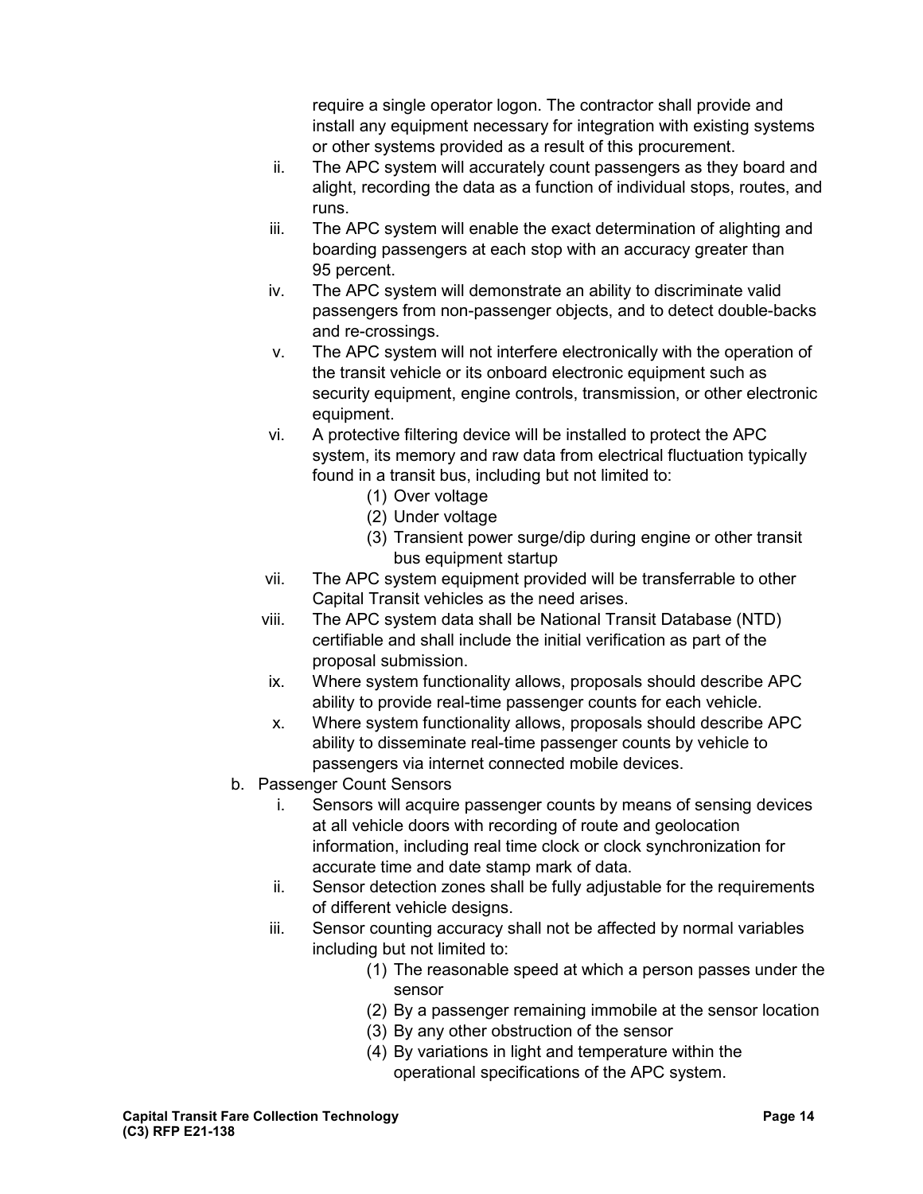require a single operator logon. The contractor shall provide and install any equipment necessary for integration with existing systems or other systems provided as a result of this procurement.

ii. The APC system will accurately count passengers as they board and alight, recording the data as a function of individual stops, routes, and runs.

iii. The APC system will enable the exact determination of alighting and boarding passengers at each stop with an accuracy greater than 95 percent.

iv. The APC system will demonstrate an ability to discriminate valid passengers from non-passenger objects, and to detect double-backs and re-crossings.

v. The APC system will not interfere electronically with the operation of the transit vehicle or its onboard electronic equipment such as security equipment, engine controls, transmission, or other electronic equipment.

vi. A protective filtering device will be installed to protect the APC system, its memory and raw data from electrical fluctuation typically found in a transit bus, including but not limited to:
   (1) Over voltage
   (2) Under voltage
   (3) Transient power surge/dip during engine or other transit bus equipment startup

vii. The APC system equipment provided will be transferrable to other Capital Transit vehicles as the need arises.

viii. The APC system data shall be National Transit Database (NTD) certifiable and shall include the initial verification as part of the proposal submission.

ix. Where system functionality allows, proposals should describe APC ability to provide real-time passenger counts for each vehicle.

x. Where system functionality allows, proposals should describe APC ability to disseminate real-time passenger counts by vehicle to passengers via internet connected mobile devices.

b. Passenger Count Sensors

i. Sensors will acquire passenger counts by means of sensing devices at all vehicle doors with recording of route and geolocation information, including real time clock or clock synchronization for accurate time and date stamp mark of data.

ii. Sensor detection zones shall be fully adjustable for the requirements of different vehicle designs.

iii. Sensor counting accuracy shall not be affected by normal variables including but not limited to:
   (1) The reasonable speed at which a person passes under the sensor
   (2) By a passenger remaining immobile at the sensor location
   (3) By any other obstruction of the sensor
   (4) By variations in light and temperature within the operational specifications of the APC system.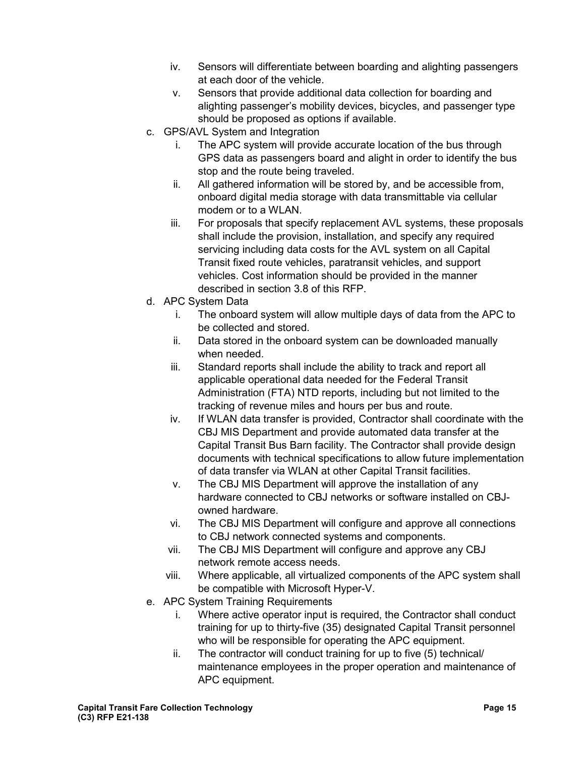iv. Sensors will differentiate between boarding and alighting passengers at each door of the vehicle.
   v. Sensors that provide additional data collection for boarding and alighting passenger's mobility devices, bicycles, and passenger type should be proposed as options if available.

c. GPS/AVL System and Integration
   i. The APC system will provide accurate location of the bus through GPS data as passengers board and alight in order to identify the bus stop and the route being traveled.
   ii. All gathered information will be stored by, and be accessible from, onboard digital media storage with data transmittable via cellular modem or to a WLAN.
   iii. For proposals that specify replacement AVL systems, these proposals shall include the provision, installation, and specify any required servicing including data costs for the AVL system on all Capital Transit fixed route vehicles, paratransit vehicles, and support vehicles. Cost information should be provided in the manner described in section 3.8 of this RFP.

d. APC System Data
   i. The onboard system will allow multiple days of data from the APC to be collected and stored.
   ii. Data stored in the onboard system can be downloaded manually when needed.
   iii. Standard reports shall include the ability to track and report all applicable operational data needed for the Federal Transit Administration (FTA) NTD reports, including but not limited to the tracking of revenue miles and hours per bus and route.
   iv. If WLAN data transfer is provided, Contractor shall coordinate with the CBJ MIS Department and provide automated data transfer at the Capital Transit Bus Barn facility. The Contractor shall provide design documents with technical specifications to allow future implementation of data transfer via WLAN at other Capital Transit facilities.
   v. The CBJ MIS Department will approve the installation of any hardware connected to CBJ networks or software installed on CBJ-owned hardware.
   vi. The CBJ MIS Department will configure and approve all connections to CBJ network connected systems and components.
   vii. The CBJ MIS Department will configure and approve any CBJ network remote access needs.
   viii. Where applicable, all virtualized components of the APC system shall be compatible with Microsoft Hyper-V.

e. APC System Training Requirements
   i. Where active operator input is required, the Contractor shall conduct training for up to thirty-five (35) designated Capital Transit personnel who will be responsible for operating the APC equipment.
   ii. The contractor will conduct training for up to five (5) technical/ maintenance employees in the proper operation and maintenance of APC equipment.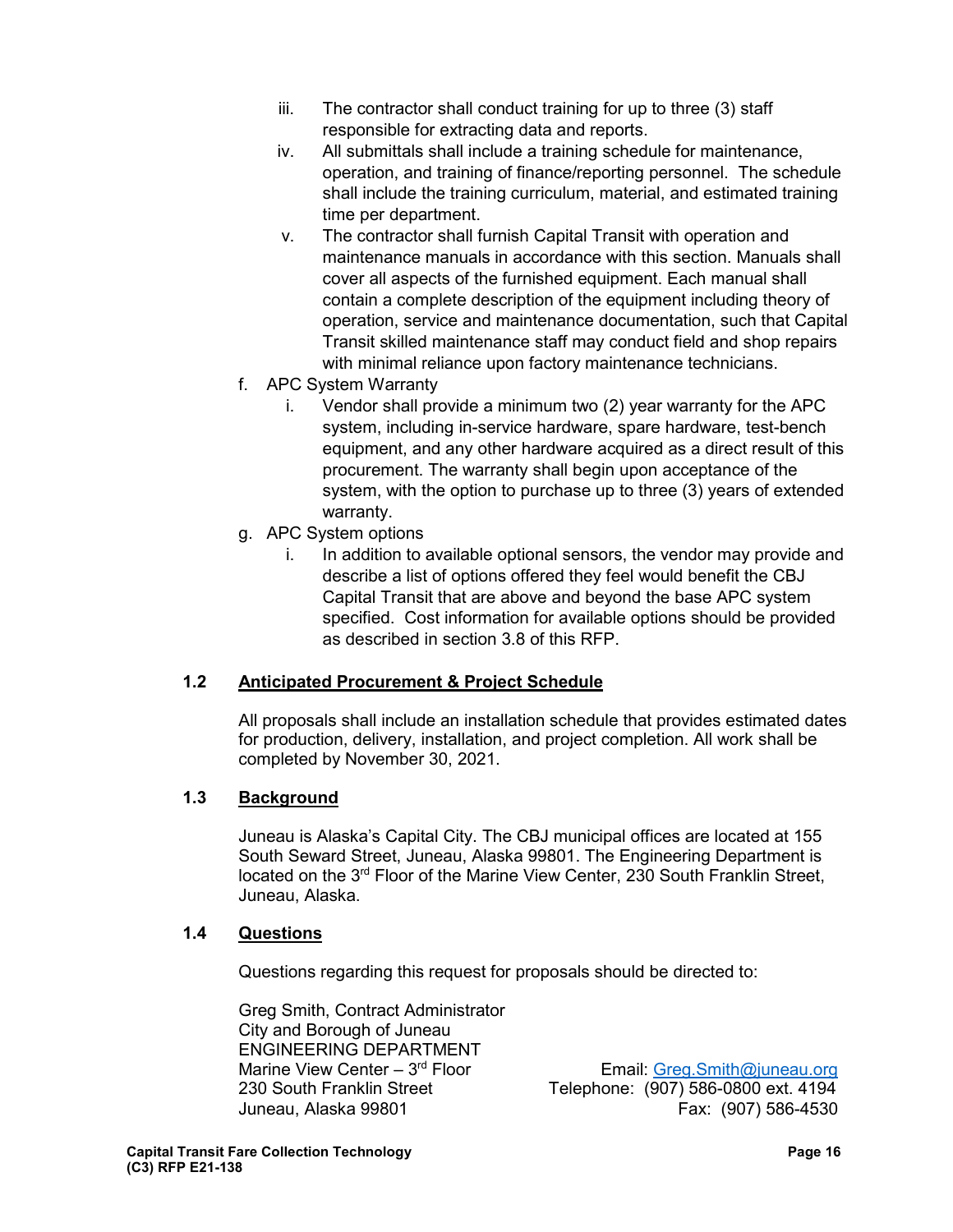iii. The contractor shall conduct training for up to three (3) staff responsible for extracting data and reports.

iv. All submittals shall include a training schedule for maintenance, operation, and training of finance/reporting personnel. The schedule shall include the training curriculum, material, and estimated training time per department.

v. The contractor shall furnish Capital Transit with operation and maintenance manuals in accordance with this section. Manuals shall cover all aspects of the furnished equipment. Each manual shall contain a complete description of the equipment including theory of operation, service and maintenance documentation, such that Capital Transit skilled maintenance staff may conduct field and shop repairs with minimal reliance upon factory maintenance technicians.

f. APC System Warranty

i. Vendor shall provide a minimum two (2) year warranty for the APC system, including in-service hardware, spare hardware, test-bench equipment, and any other hardware acquired as a direct result of this procurement. The warranty shall begin upon acceptance of the system, with the option to purchase up to three (3) years of extended warranty.

g. APC System options

i. In addition to available optional sensors, the vendor may provide and describe a list of options offered they feel would benefit the CBJ Capital Transit that are above and beyond the base APC system specified. Cost information for available options should be provided as described in section 3.8 of this RFP.

## 1.2 Anticipated Procurement & Project Schedule

All proposals shall include an installation schedule that provides estimated dates for production, delivery, installation, and project completion. All work shall be completed by November 30, 2021.

## 1.3 Background

Juneau is Alaska's Capital City. The CBJ municipal offices are located at 155 South Seward Street, Juneau, Alaska 99801. The Engineering Department is located on the 3rd Floor of the Marine View Center, 230 South Franklin Street, Juneau, Alaska.

## 1.4 Questions

Questions regarding this request for proposals should be directed to:

Greg Smith, Contract Administrator
City and Borough of Juneau
ENGINEERING DEPARTMENT
Marine View Center – 3rd Floor
230 South Franklin Street
Juneau, Alaska 99801

Email: Greg.Smith@juneau.org
Telephone: (907) 586-0800 ext. 4194
Fax: (907) 586-4530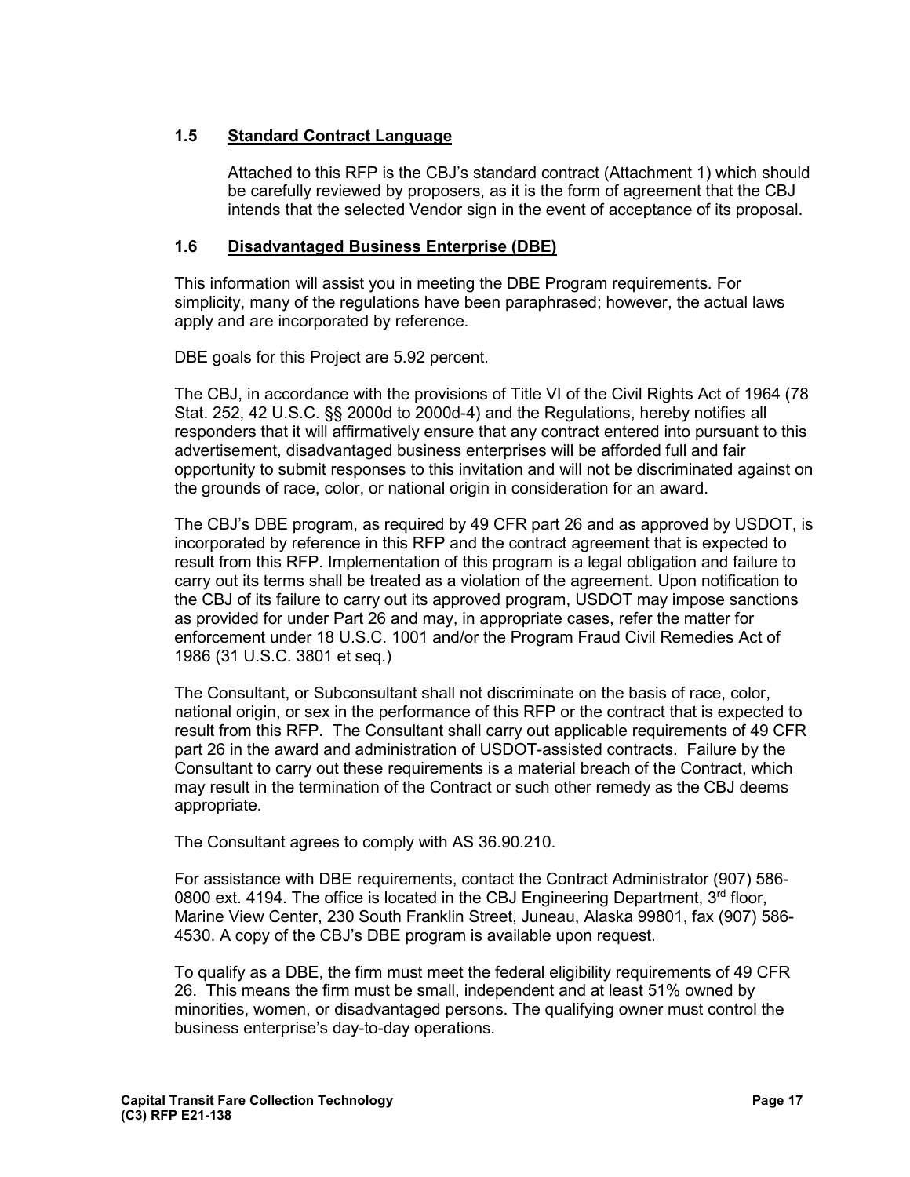### 1.5 Standard Contract Language

Attached to this RFP is the CBJ's standard contract (Attachment 1) which should be carefully reviewed by proposers, as it is the form of agreement that the CBJ intends that the selected Vendor sign in the event of acceptance of its proposal.

### 1.6 Disadvantaged Business Enterprise (DBE)

This information will assist you in meeting the DBE Program requirements. For simplicity, many of the regulations have been paraphrased; however, the actual laws apply and are incorporated by reference.

DBE goals for this Project are 5.92 percent.

The CBJ, in accordance with the provisions of Title VI of the Civil Rights Act of 1964 (78 Stat. 252, 42 U.S.C. §§ 2000d to 2000d-4) and the Regulations, hereby notifies all responders that it will affirmatively ensure that any contract entered into pursuant to this advertisement, disadvantaged business enterprises will be afforded full and fair opportunity to submit responses to this invitation and will not be discriminated against on the grounds of race, color, or national origin in consideration for an award.

The CBJ's DBE program, as required by 49 CFR part 26 and as approved by USDOT, is incorporated by reference in this RFP and the contract agreement that is expected to result from this RFP. Implementation of this program is a legal obligation and failure to carry out its terms shall be treated as a violation of the agreement. Upon notification to the CBJ of its failure to carry out its approved program, USDOT may impose sanctions as provided for under Part 26 and may, in appropriate cases, refer the matter for enforcement under 18 U.S.C. 1001 and/or the Program Fraud Civil Remedies Act of 1986 (31 U.S.C. 3801 et seq.)

The Consultant, or Subconsultant shall not discriminate on the basis of race, color, national origin, or sex in the performance of this RFP or the contract that is expected to result from this RFP. The Consultant shall carry out applicable requirements of 49 CFR part 26 in the award and administration of USDOT-assisted contracts. Failure by the Consultant to carry out these requirements is a material breach of the Contract, which may result in the termination of the Contract or such other remedy as the CBJ deems appropriate.

The Consultant agrees to comply with AS 36.90.210.

For assistance with DBE requirements, contact the Contract Administrator (907) 586-0800 ext. 4194. The office is located in the CBJ Engineering Department, 3rd floor, Marine View Center, 230 South Franklin Street, Juneau, Alaska 99801, fax (907) 586-4530. A copy of the CBJ's DBE program is available upon request.

To qualify as a DBE, the firm must meet the federal eligibility requirements of 49 CFR 26. This means the firm must be small, independent and at least 51% owned by minorities, women, or disadvantaged persons. The qualifying owner must control the business enterprise's day-to-day operations.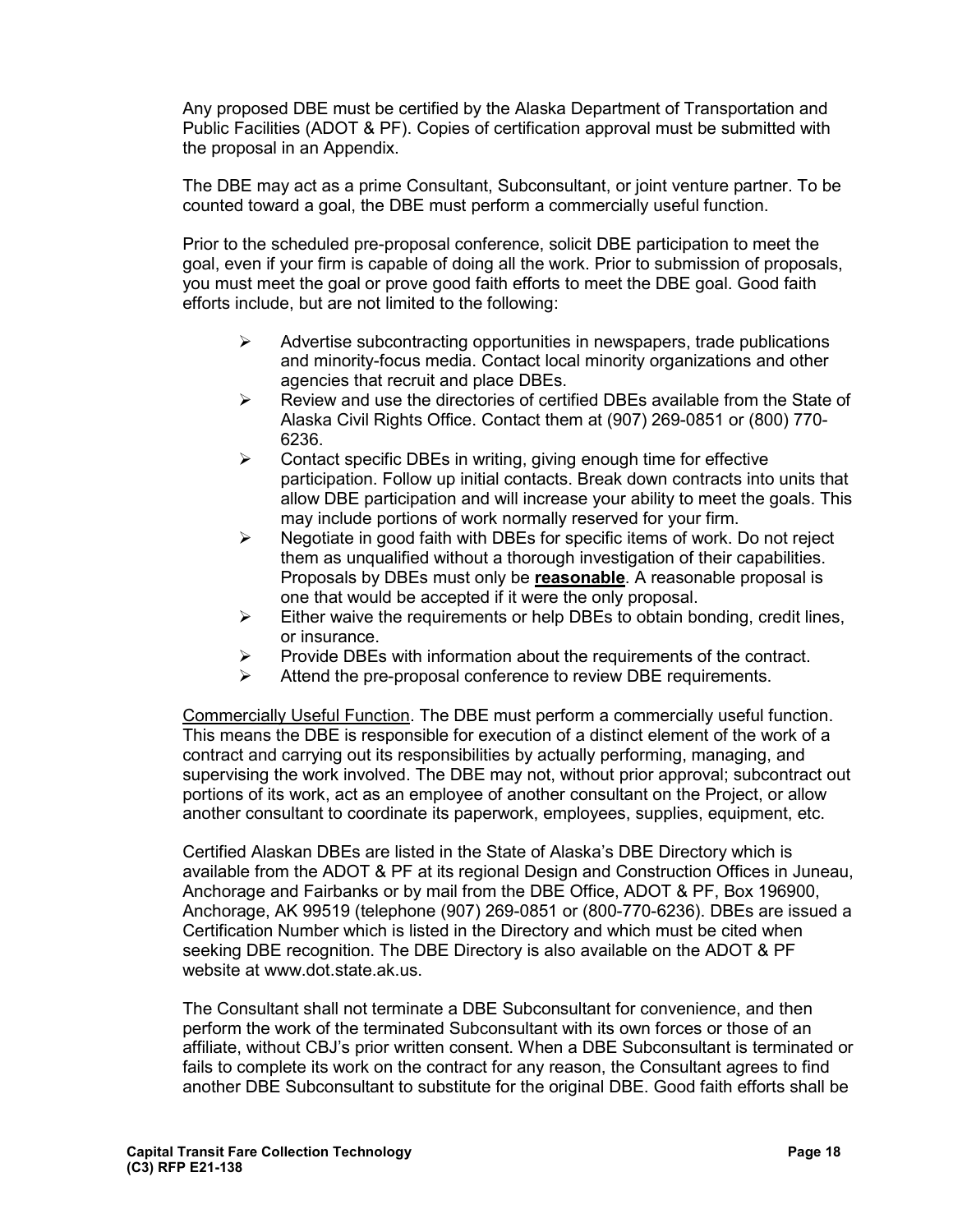Any proposed DBE must be certified by the Alaska Department of Transportation and Public Facilities (ADOT & PF). Copies of certification approval must be submitted with the proposal in an Appendix.

The DBE may act as a prime Consultant, Subconsultant, or joint venture partner. To be counted toward a goal, the DBE must perform a commercially useful function.

Prior to the scheduled pre-proposal conference, solicit DBE participation to meet the goal, even if your firm is capable of doing all the work. Prior to submission of proposals, you must meet the goal or prove good faith efforts to meet the DBE goal. Good faith efforts include, but are not limited to the following:

- Advertise subcontracting opportunities in newspapers, trade publications and minority-focus media. Contact local minority organizations and other agencies that recruit and place DBEs.
- Review and use the directories of certified DBEs available from the State of Alaska Civil Rights Office. Contact them at (907) 269-0851 or (800) 770-6236.
- Contact specific DBEs in writing, giving enough time for effective participation. Follow up initial contacts. Break down contracts into units that allow DBE participation and will increase your ability to meet the goals. This may include portions of work normally reserved for your firm.
- Negotiate in good faith with DBEs for specific items of work. Do not reject them as unqualified without a thorough investigation of their capabilities. Proposals by DBEs must only be **reasonable**. A reasonable proposal is one that would be accepted if it were the only proposal.
- Either waive the requirements or help DBEs to obtain bonding, credit lines, or insurance.
- Provide DBEs with information about the requirements of the contract.
- Attend the pre-proposal conference to review DBE requirements.

Commercially Useful Function. The DBE must perform a commercially useful function. This means the DBE is responsible for execution of a distinct element of the work of a contract and carrying out its responsibilities by actually performing, managing, and supervising the work involved. The DBE may not, without prior approval; subcontract out portions of its work, act as an employee of another consultant on the Project, or allow another consultant to coordinate its paperwork, employees, supplies, equipment, etc.

Certified Alaskan DBEs are listed in the State of Alaska's DBE Directory which is available from the ADOT & PF at its regional Design and Construction Offices in Juneau, Anchorage and Fairbanks or by mail from the DBE Office, ADOT & PF, Box 196900, Anchorage, AK 99519 (telephone (907) 269-0851 or (800-770-6236). DBEs are issued a Certification Number which is listed in the Directory and which must be cited when seeking DBE recognition. The DBE Directory is also available on the ADOT & PF website at www.dot.state.ak.us.

The Consultant shall not terminate a DBE Subconsultant for convenience, and then perform the work of the terminated Subconsultant with its own forces or those of an affiliate, without CBJ's prior written consent. When a DBE Subconsultant is terminated or fails to complete its work on the contract for any reason, the Consultant agrees to find another DBE Subconsultant to substitute for the original DBE. Good faith efforts shall be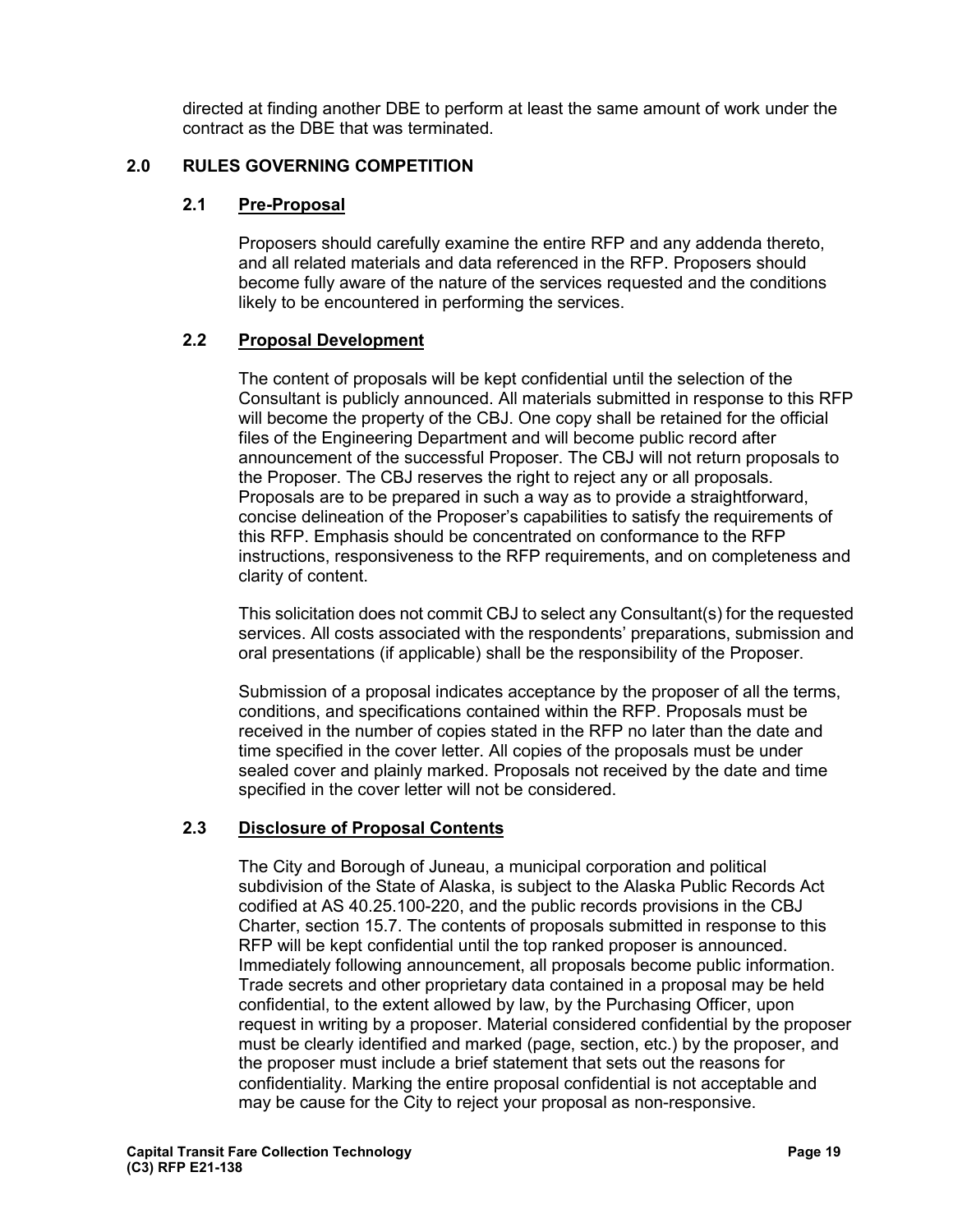directed at finding another DBE to perform at least the same amount of work under the contract as the DBE that was terminated.

## 2.0 RULES GOVERNING COMPETITION

### 2.1 Pre-Proposal

Proposers should carefully examine the entire RFP and any addenda thereto, and all related materials and data referenced in the RFP. Proposers should become fully aware of the nature of the services requested and the conditions likely to be encountered in performing the services.

### 2.2 Proposal Development

The content of proposals will be kept confidential until the selection of the Consultant is publicly announced. All materials submitted in response to this RFP will become the property of the CBJ. One copy shall be retained for the official files of the Engineering Department and will become public record after announcement of the successful Proposer. The CBJ will not return proposals to the Proposer. The CBJ reserves the right to reject any or all proposals. Proposals are to be prepared in such a way as to provide a straightforward, concise delineation of the Proposer's capabilities to satisfy the requirements of this RFP. Emphasis should be concentrated on conformance to the RFP instructions, responsiveness to the RFP requirements, and on completeness and clarity of content.

This solicitation does not commit CBJ to select any Consultant(s) for the requested services. All costs associated with the respondents' preparations, submission and oral presentations (if applicable) shall be the responsibility of the Proposer.

Submission of a proposal indicates acceptance by the proposer of all the terms, conditions, and specifications contained within the RFP. Proposals must be received in the number of copies stated in the RFP no later than the date and time specified in the cover letter. All copies of the proposals must be under sealed cover and plainly marked. Proposals not received by the date and time specified in the cover letter will not be considered.

### 2.3 Disclosure of Proposal Contents

The City and Borough of Juneau, a municipal corporation and political subdivision of the State of Alaska, is subject to the Alaska Public Records Act codified at AS 40.25.100-220, and the public records provisions in the CBJ Charter, section 15.7. The contents of proposals submitted in response to this RFP will be kept confidential until the top ranked proposer is announced. Immediately following announcement, all proposals become public information. Trade secrets and other proprietary data contained in a proposal may be held confidential, to the extent allowed by law, by the Purchasing Officer, upon request in writing by a proposer. Material considered confidential by the proposer must be clearly identified and marked (page, section, etc.) by the proposer, and the proposer must include a brief statement that sets out the reasons for confidentiality. Marking the entire proposal confidential is not acceptable and may be cause for the City to reject your proposal as non-responsive.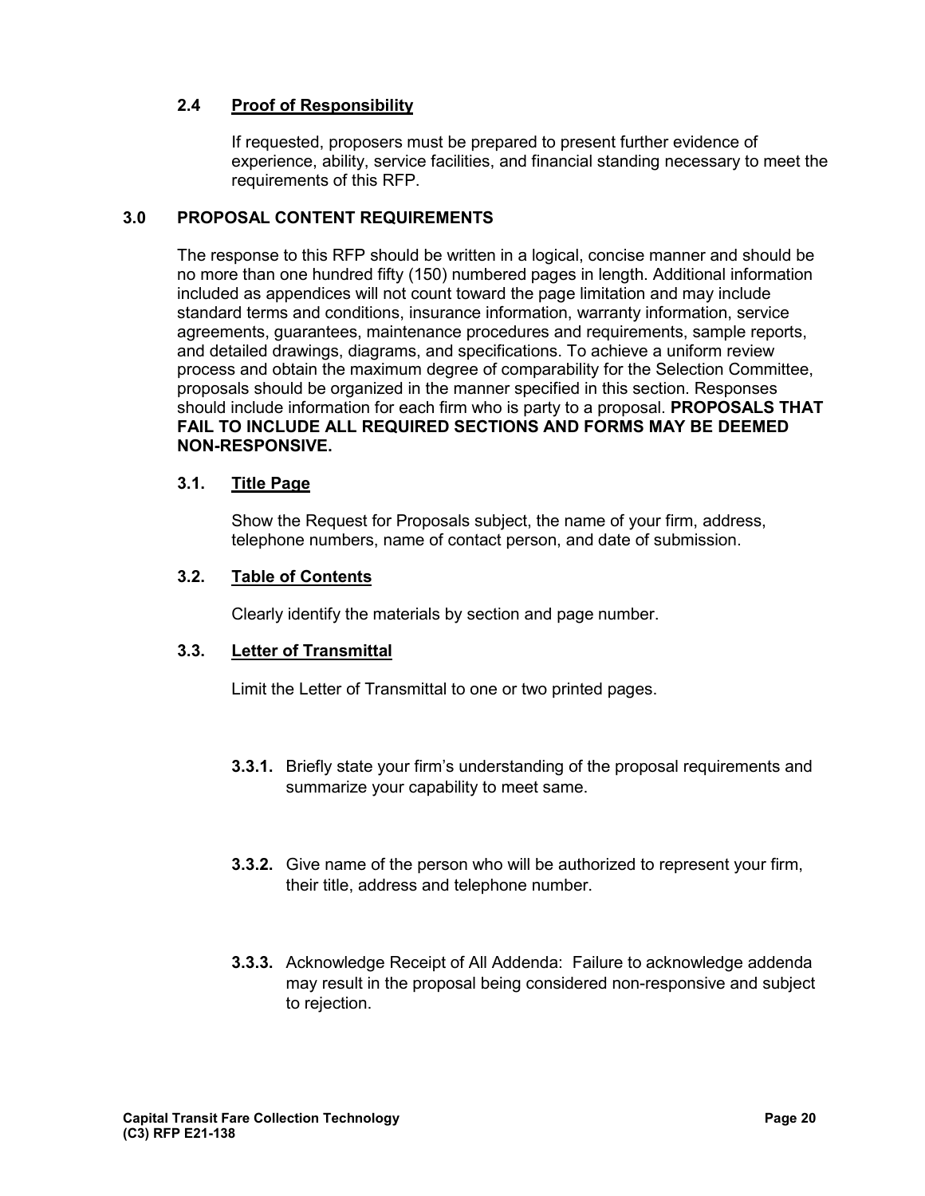### 2.4 Proof of Responsibility

If requested, proposers must be prepared to present further evidence of experience, ability, service facilities, and financial standing necessary to meet the requirements of this RFP.

## 3.0 PROPOSAL CONTENT REQUIREMENTS

The response to this RFP should be written in a logical, concise manner and should be no more than one hundred fifty (150) numbered pages in length. Additional information included as appendices will not count toward the page limitation and may include standard terms and conditions, insurance information, warranty information, service agreements, guarantees, maintenance procedures and requirements, sample reports, and detailed drawings, diagrams, and specifications. To achieve a uniform review process and obtain the maximum degree of comparability for the Selection Committee, proposals should be organized in the manner specified in this section. Responses should include information for each firm who is party to a proposal. **PROPOSALS THAT FAIL TO INCLUDE ALL REQUIRED SECTIONS AND FORMS MAY BE DEEMED NON-RESPONSIVE.**

### 3.1. Title Page

Show the Request for Proposals subject, the name of your firm, address, telephone numbers, name of contact person, and date of submission.

### 3.2. Table of Contents

Clearly identify the materials by section and page number.

### 3.3. Letter of Transmittal

Limit the Letter of Transmittal to one or two printed pages.

**3.3.1.** Briefly state your firm's understanding of the proposal requirements and summarize your capability to meet same.

**3.3.2.** Give name of the person who will be authorized to represent your firm, their title, address and telephone number.

**3.3.3.** Acknowledge Receipt of All Addenda: Failure to acknowledge addenda may result in the proposal being considered non-responsive and subject to rejection.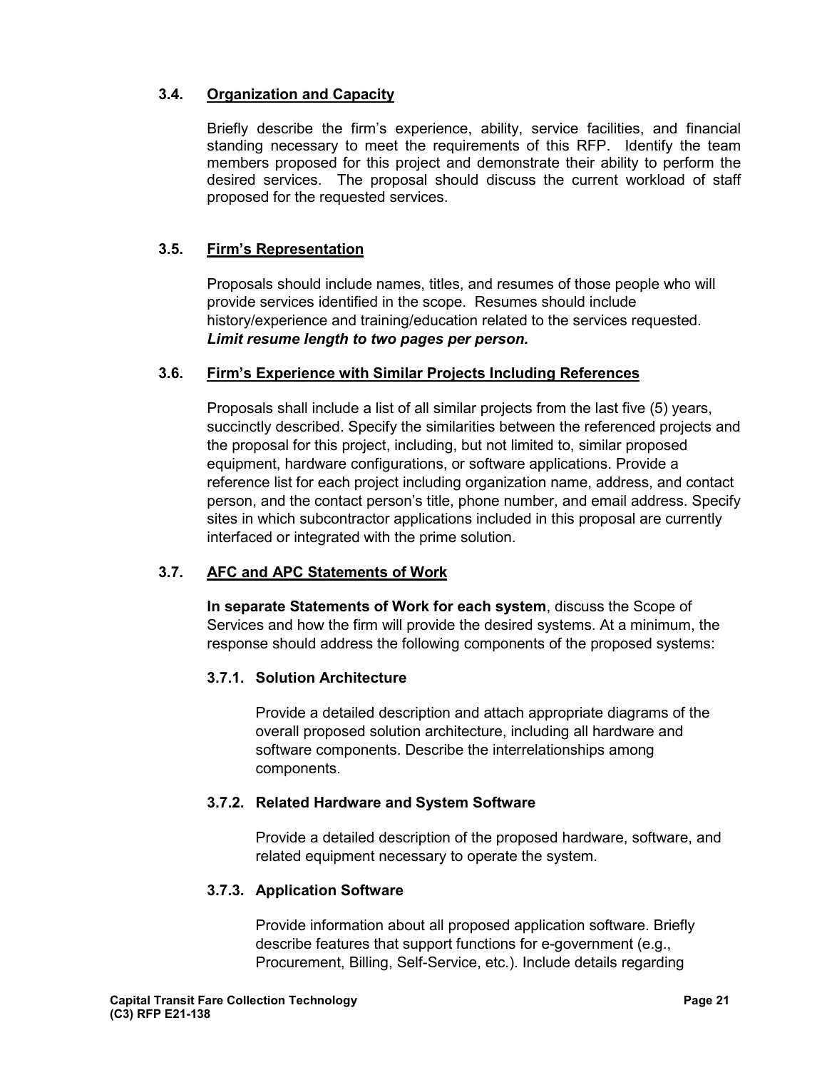### 3.4. Organization and Capacity

Briefly describe the firm's experience, ability, service facilities, and financial standing necessary to meet the requirements of this RFP. Identify the team members proposed for this project and demonstrate their ability to perform the desired services. The proposal should discuss the current workload of staff proposed for the requested services.

### 3.5. Firm's Representation

Proposals should include names, titles, and resumes of those people who will provide services identified in the scope. Resumes should include history/experience and training/education related to the services requested. ***Limit resume length to two pages per person.***

### 3.6. Firm's Experience with Similar Projects Including References

Proposals shall include a list of all similar projects from the last five (5) years, succinctly described. Specify the similarities between the referenced projects and the proposal for this project, including, but not limited to, similar proposed equipment, hardware configurations, or software applications. Provide a reference list for each project including organization name, address, and contact person, and the contact person's title, phone number, and email address. Specify sites in which subcontractor applications included in this proposal are currently interfaced or integrated with the prime solution.

### 3.7. AFC and APC Statements of Work

**In separate Statements of Work for each system**, discuss the Scope of Services and how the firm will provide the desired systems. At a minimum, the response should address the following components of the proposed systems:

#### 3.7.1. Solution Architecture

Provide a detailed description and attach appropriate diagrams of the overall proposed solution architecture, including all hardware and software components. Describe the interrelationships among components.

#### 3.7.2. Related Hardware and System Software

Provide a detailed description of the proposed hardware, software, and related equipment necessary to operate the system.

#### 3.7.3. Application Software

Provide information about all proposed application software. Briefly describe features that support functions for e-government (e.g., Procurement, Billing, Self-Service, etc.). Include details regarding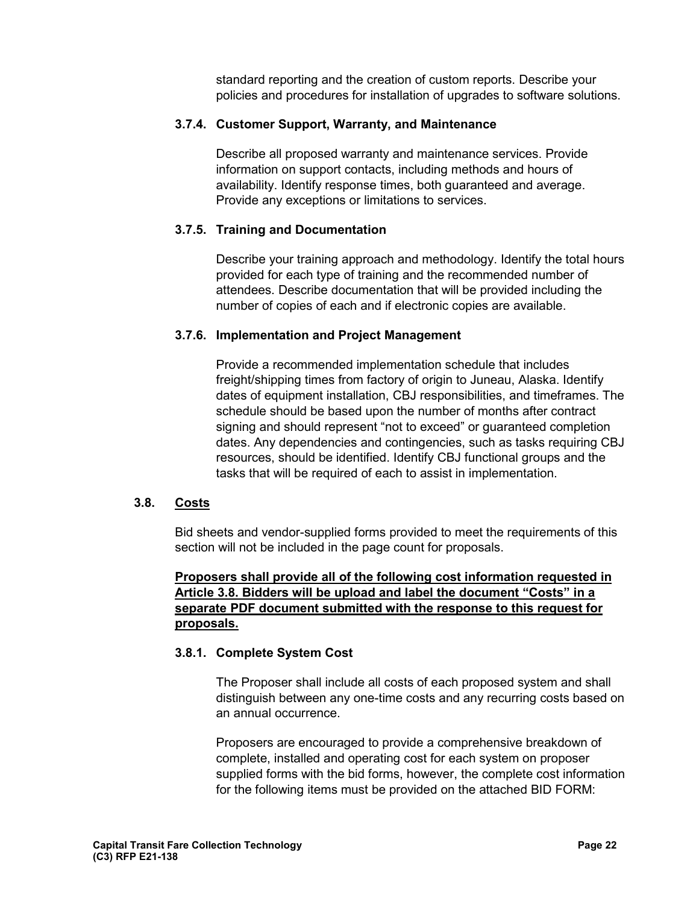standard reporting and the creation of custom reports. Describe your policies and procedures for installation of upgrades to software solutions.

#### 3.7.4. Customer Support, Warranty, and Maintenance

Describe all proposed warranty and maintenance services. Provide information on support contacts, including methods and hours of availability. Identify response times, both guaranteed and average. Provide any exceptions or limitations to services.

#### 3.7.5. Training and Documentation

Describe your training approach and methodology. Identify the total hours provided for each type of training and the recommended number of attendees. Describe documentation that will be provided including the number of copies of each and if electronic copies are available.

#### 3.7.6. Implementation and Project Management

Provide a recommended implementation schedule that includes freight/shipping times from factory of origin to Juneau, Alaska. Identify dates of equipment installation, CBJ responsibilities, and timeframes. The schedule should be based upon the number of months after contract signing and should represent "not to exceed" or guaranteed completion dates. Any dependencies and contingencies, such as tasks requiring CBJ resources, should be identified. Identify CBJ functional groups and the tasks that will be required of each to assist in implementation.

### 3.8. Costs

Bid sheets and vendor-supplied forms provided to meet the requirements of this section will not be included in the page count for proposals.

**Proposers shall provide all of the following cost information requested in Article 3.8. Bidders will be upload and label the document "Costs" in a separate PDF document submitted with the response to this request for proposals.**

#### 3.8.1. Complete System Cost

The Proposer shall include all costs of each proposed system and shall distinguish between any one-time costs and any recurring costs based on an annual occurrence.

Proposers are encouraged to provide a comprehensive breakdown of complete, installed and operating cost for each system on proposer supplied forms with the bid forms, however, the complete cost information for the following items must be provided on the attached BID FORM: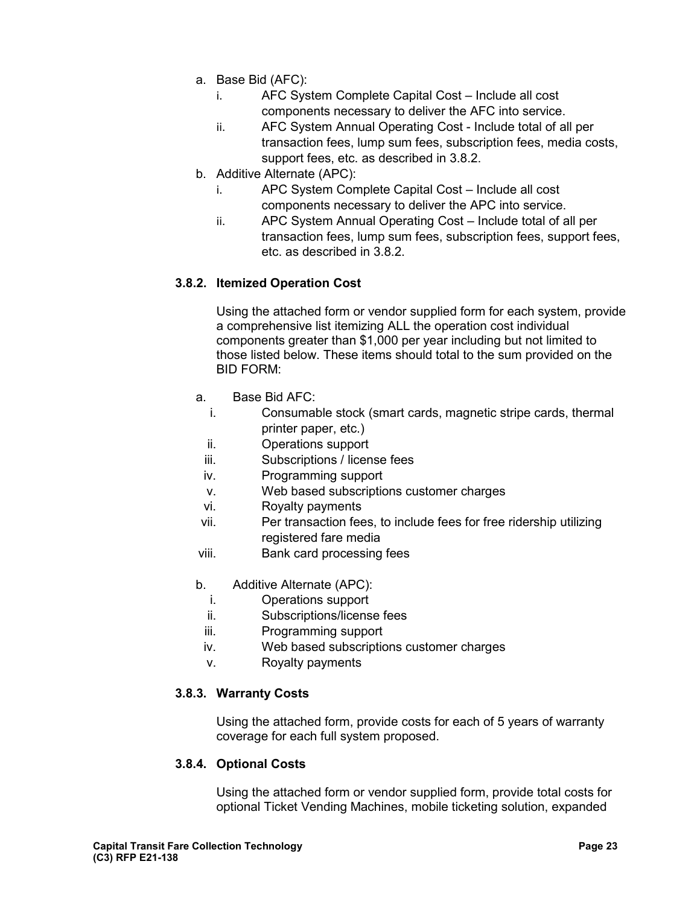a. Base Bid (AFC):
    i. AFC System Complete Capital Cost – Include all cost components necessary to deliver the AFC into service.
    ii. AFC System Annual Operating Cost - Include total of all per transaction fees, lump sum fees, subscription fees, media costs, support fees, etc. as described in 3.8.2.

b. Additive Alternate (APC):
    i. APC System Complete Capital Cost – Include all cost components necessary to deliver the APC into service.
    ii. APC System Annual Operating Cost – Include total of all per transaction fees, lump sum fees, subscription fees, support fees, etc. as described in 3.8.2.

### 3.8.2. Itemized Operation Cost

Using the attached form or vendor supplied form for each system, provide a comprehensive list itemizing ALL the operation cost individual components greater than $1,000 per year including but not limited to those listed below. These items should total to the sum provided on the BID FORM:

a. Base Bid AFC:
    i. Consumable stock (smart cards, magnetic stripe cards, thermal printer paper, etc.)
    ii. Operations support
    iii. Subscriptions / license fees
    iv. Programming support
    v. Web based subscriptions customer charges
    vi. Royalty payments
    vii. Per transaction fees, to include fees for free ridership utilizing registered fare media
    viii. Bank card processing fees

b. Additive Alternate (APC):
    i. Operations support
    ii. Subscriptions/license fees
    iii. Programming support
    iv. Web based subscriptions customer charges
    v. Royalty payments

### 3.8.3. Warranty Costs

Using the attached form, provide costs for each of 5 years of warranty coverage for each full system proposed.

### 3.8.4. Optional Costs

Using the attached form or vendor supplied form, provide total costs for optional Ticket Vending Machines, mobile ticketing solution, expanded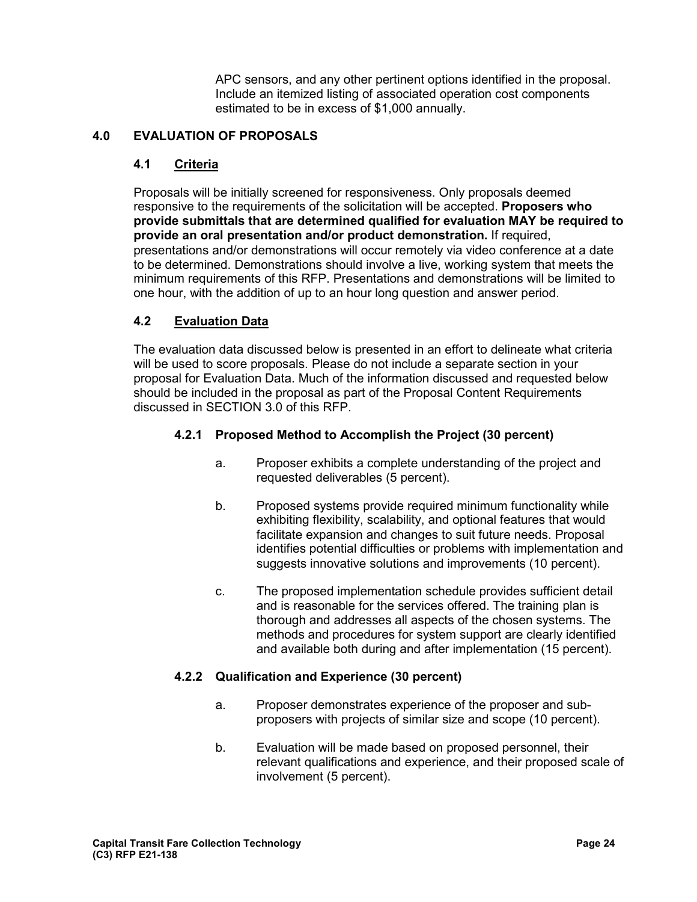APC sensors, and any other pertinent options identified in the proposal. Include an itemized listing of associated operation cost components estimated to be in excess of $1,000 annually.

## 4.0 EVALUATION OF PROPOSALS

### 4.1 Criteria

Proposals will be initially screened for responsiveness. Only proposals deemed responsive to the requirements of the solicitation will be accepted. **Proposers who provide submittals that are determined qualified for evaluation MAY be required to provide an oral presentation and/or product demonstration.** If required, presentations and/or demonstrations will occur remotely via video conference at a date to be determined. Demonstrations should involve a live, working system that meets the minimum requirements of this RFP. Presentations and demonstrations will be limited to one hour, with the addition of up to an hour long question and answer period.

### 4.2 Evaluation Data

The evaluation data discussed below is presented in an effort to delineate what criteria will be used to score proposals. Please do not include a separate section in your proposal for Evaluation Data. Much of the information discussed and requested below should be included in the proposal as part of the Proposal Content Requirements discussed in SECTION 3.0 of this RFP.

#### 4.2.1 Proposed Method to Accomplish the Project (30 percent)

a. Proposer exhibits a complete understanding of the project and requested deliverables (5 percent).

b. Proposed systems provide required minimum functionality while exhibiting flexibility, scalability, and optional features that would facilitate expansion and changes to suit future needs. Proposal identifies potential difficulties or problems with implementation and suggests innovative solutions and improvements (10 percent).

c. The proposed implementation schedule provides sufficient detail and is reasonable for the services offered. The training plan is thorough and addresses all aspects of the chosen systems. The methods and procedures for system support are clearly identified and available both during and after implementation (15 percent).

#### 4.2.2 Qualification and Experience (30 percent)

a. Proposer demonstrates experience of the proposer and sub-proposers with projects of similar size and scope (10 percent).

b. Evaluation will be made based on proposed personnel, their relevant qualifications and experience, and their proposed scale of involvement (5 percent).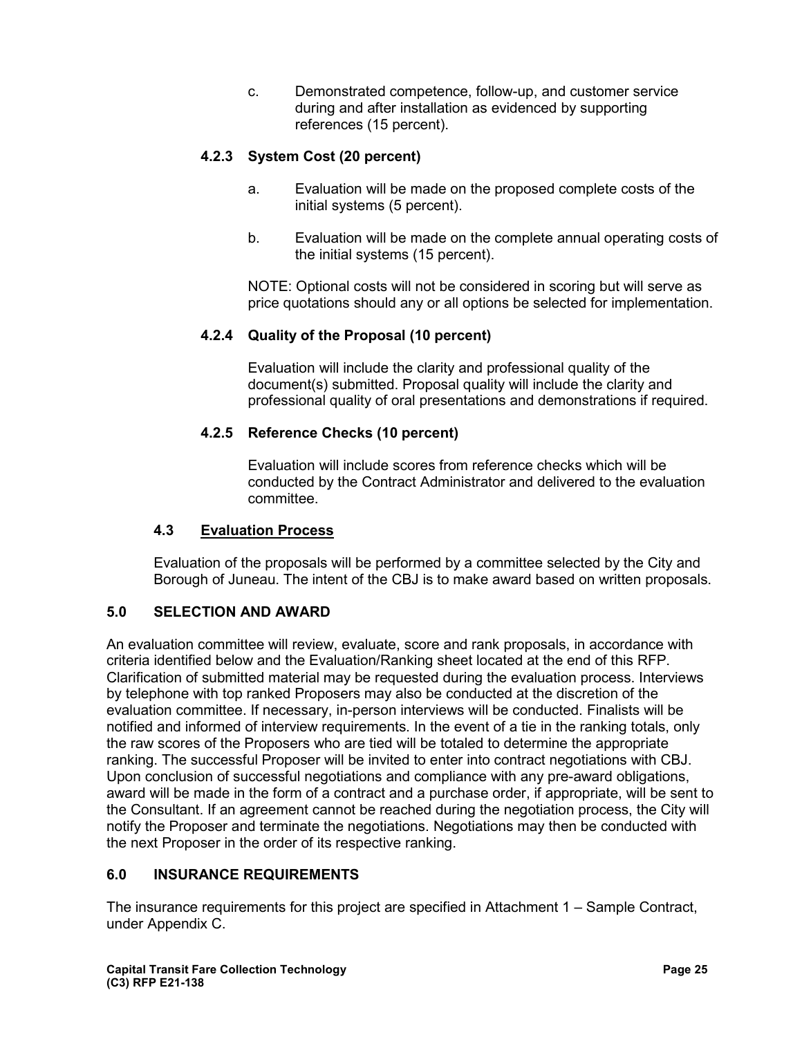c. Demonstrated competence, follow-up, and customer service during and after installation as evidenced by supporting references (15 percent).

#### 4.2.3 System Cost (20 percent)

a. Evaluation will be made on the proposed complete costs of the initial systems (5 percent).

b. Evaluation will be made on the complete annual operating costs of the initial systems (15 percent).

NOTE: Optional costs will not be considered in scoring but will serve as price quotations should any or all options be selected for implementation.

#### 4.2.4 Quality of the Proposal (10 percent)

Evaluation will include the clarity and professional quality of the document(s) submitted. Proposal quality will include the clarity and professional quality of oral presentations and demonstrations if required.

#### 4.2.5 Reference Checks (10 percent)

Evaluation will include scores from reference checks which will be conducted by the Contract Administrator and delivered to the evaluation committee.

### 4.3 Evaluation Process

Evaluation of the proposals will be performed by a committee selected by the City and Borough of Juneau. The intent of the CBJ is to make award based on written proposals.

## 5.0 SELECTION AND AWARD

An evaluation committee will review, evaluate, score and rank proposals, in accordance with criteria identified below and the Evaluation/Ranking sheet located at the end of this RFP. Clarification of submitted material may be requested during the evaluation process. Interviews by telephone with top ranked Proposers may also be conducted at the discretion of the evaluation committee. If necessary, in-person interviews will be conducted. Finalists will be notified and informed of interview requirements. In the event of a tie in the ranking totals, only the raw scores of the Proposers who are tied will be totaled to determine the appropriate ranking. The successful Proposer will be invited to enter into contract negotiations with CBJ. Upon conclusion of successful negotiations and compliance with any pre-award obligations, award will be made in the form of a contract and a purchase order, if appropriate, will be sent to the Consultant. If an agreement cannot be reached during the negotiation process, the City will notify the Proposer and terminate the negotiations. Negotiations may then be conducted with the next Proposer in the order of its respective ranking.

## 6.0 INSURANCE REQUIREMENTS

The insurance requirements for this project are specified in Attachment 1 – Sample Contract, under Appendix C.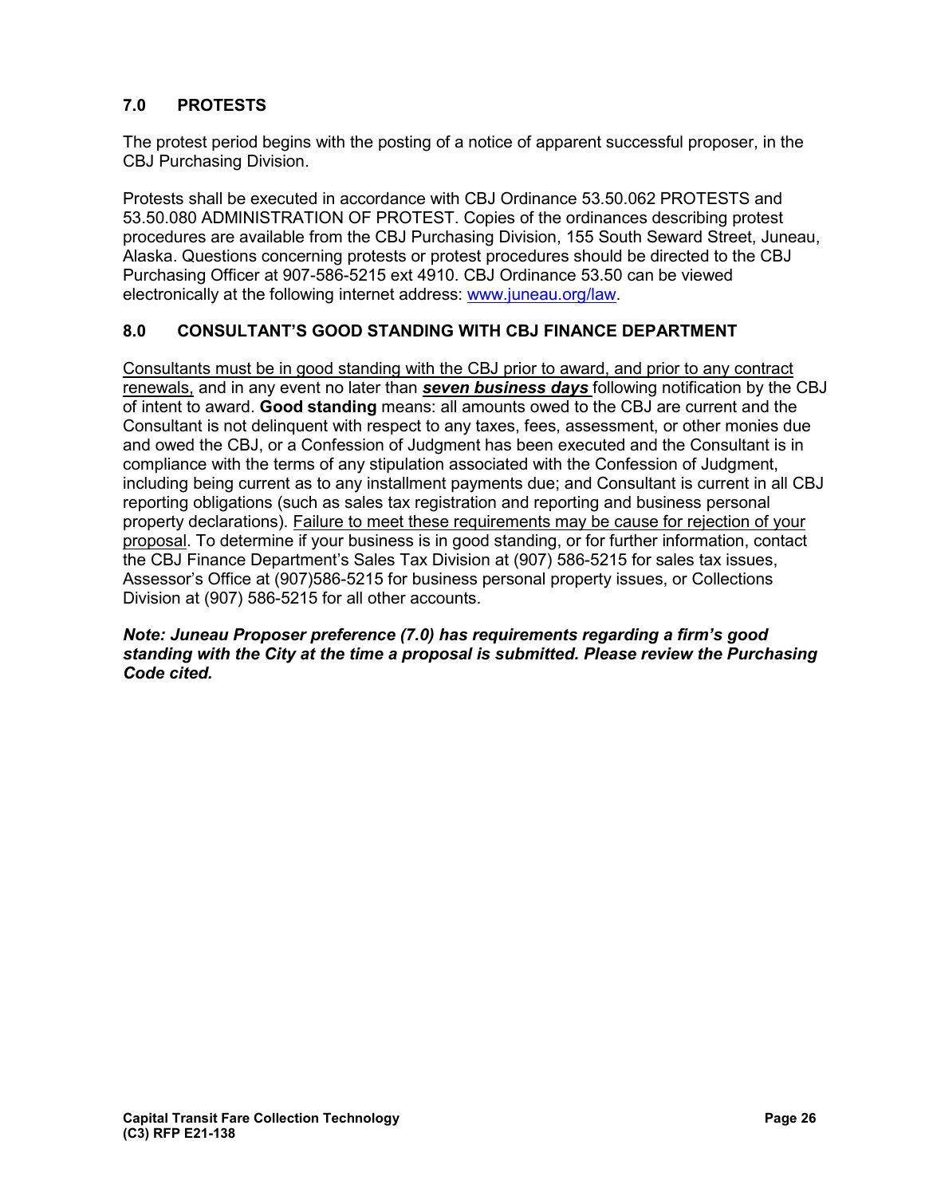## 7.0 PROTESTS

The protest period begins with the posting of a notice of apparent successful proposer, in the CBJ Purchasing Division.

Protests shall be executed in accordance with CBJ Ordinance 53.50.062 PROTESTS and 53.50.080 ADMINISTRATION OF PROTEST. Copies of the ordinances describing protest procedures are available from the CBJ Purchasing Division, 155 South Seward Street, Juneau, Alaska. Questions concerning protests or protest procedures should be directed to the CBJ Purchasing Officer at 907-586-5215 ext 4910. CBJ Ordinance 53.50 can be viewed electronically at the following internet address: [www.juneau.org/law](www.juneau.org/law).

## 8.0 CONSULTANT'S GOOD STANDING WITH CBJ FINANCE DEPARTMENT

Consultants must be in good standing with the CBJ prior to award, and prior to any contract renewals, and in any event no later than ***seven business days*** following notification by the CBJ of intent to award. **Good standing** means: all amounts owed to the CBJ are current and the Consultant is not delinquent with respect to any taxes, fees, assessment, or other monies due and owed the CBJ, or a Confession of Judgment has been executed and the Consultant is in compliance with the terms of any stipulation associated with the Confession of Judgment, including being current as to any installment payments due; and Consultant is current in all CBJ reporting obligations (such as sales tax registration and reporting and business personal property declarations). Failure to meet these requirements may be cause for rejection of your proposal. To determine if your business is in good standing, or for further information, contact the CBJ Finance Department's Sales Tax Division at (907) 586-5215 for sales tax issues, Assessor's Office at (907)586-5215 for business personal property issues, or Collections Division at (907) 586-5215 for all other accounts.

***Note: Juneau Proposer preference (7.0) has requirements regarding a firm's good standing with the City at the time a proposal is submitted. Please review the Purchasing Code cited.***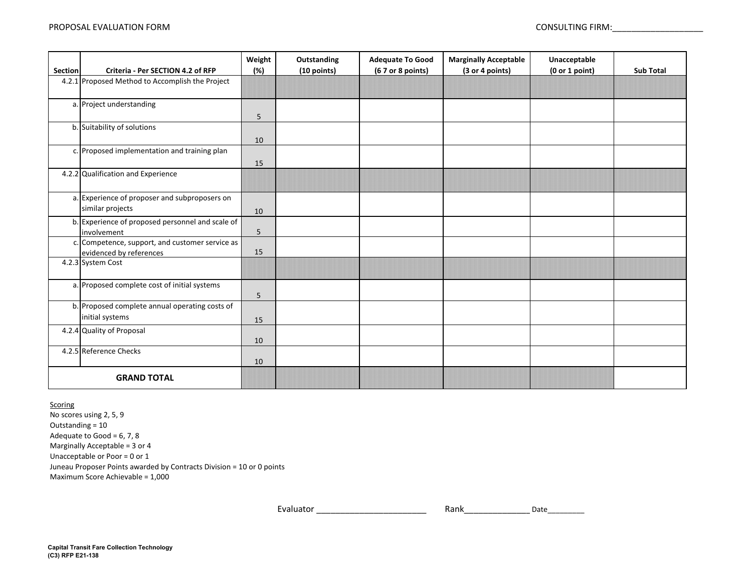PROPOSAL EVALUATION FORM

CONSULTING FIRM:___________________

| Section | Criteria - Per SECTION 4.2 of RFP | Weight (%) | Outstanding (10 points) | Adequate To Good (6 7 or 8 points) | Marginally Acceptable (3 or 4 points) | Unacceptable (0 or 1 point) | Sub Total |
|---|---|---|---|---|---|---|---|
| 4.2.1 | Proposed Method to Accomplish the Project | | | | | | |
| a. | Project understanding | 5 | | | | | |
| b. | Suitability of solutions | 10 | | | | | |
| c. | Proposed implementation and training plan | 15 | | | | | |
| 4.2.2 | Qualification and Experience | | | | | | |
| a. | Experience of proposer and subproposers on similar projects | 10 | | | | | |
| b. | Experience of proposed personnel and scale of involvement | 5 | | | | | |
| c. | Competence, support, and customer service as evidenced by references | 15 | | | | | |
| 4.2.3 | System Cost | | | | | | |
| a. | Proposed complete cost of initial systems | 5 | | | | | |
| b. | Proposed complete annual operating costs of initial systems | 15 | | | | | |
| 4.2.4 | Quality of Proposal | 10 | | | | | |
| 4.2.5 | Reference Checks | 10 | | | | | |
| **GRAND TOTAL** | | | | | | | |

Scoring
No scores using 2, 5, 9
Outstanding = 10
Adequate to Good = 6, 7, 8
Marginally Acceptable = 3 or 4
Unacceptable or Poor = 0 or 1
Juneau Proposer Points awarded by Contracts Division = 10 or 0 points
Maximum Score Achievable = 1,000

Evaluator ________________________ Rank______________ Date_________

Capital Transit Fare Collection Technology
(C3) RFP E21-138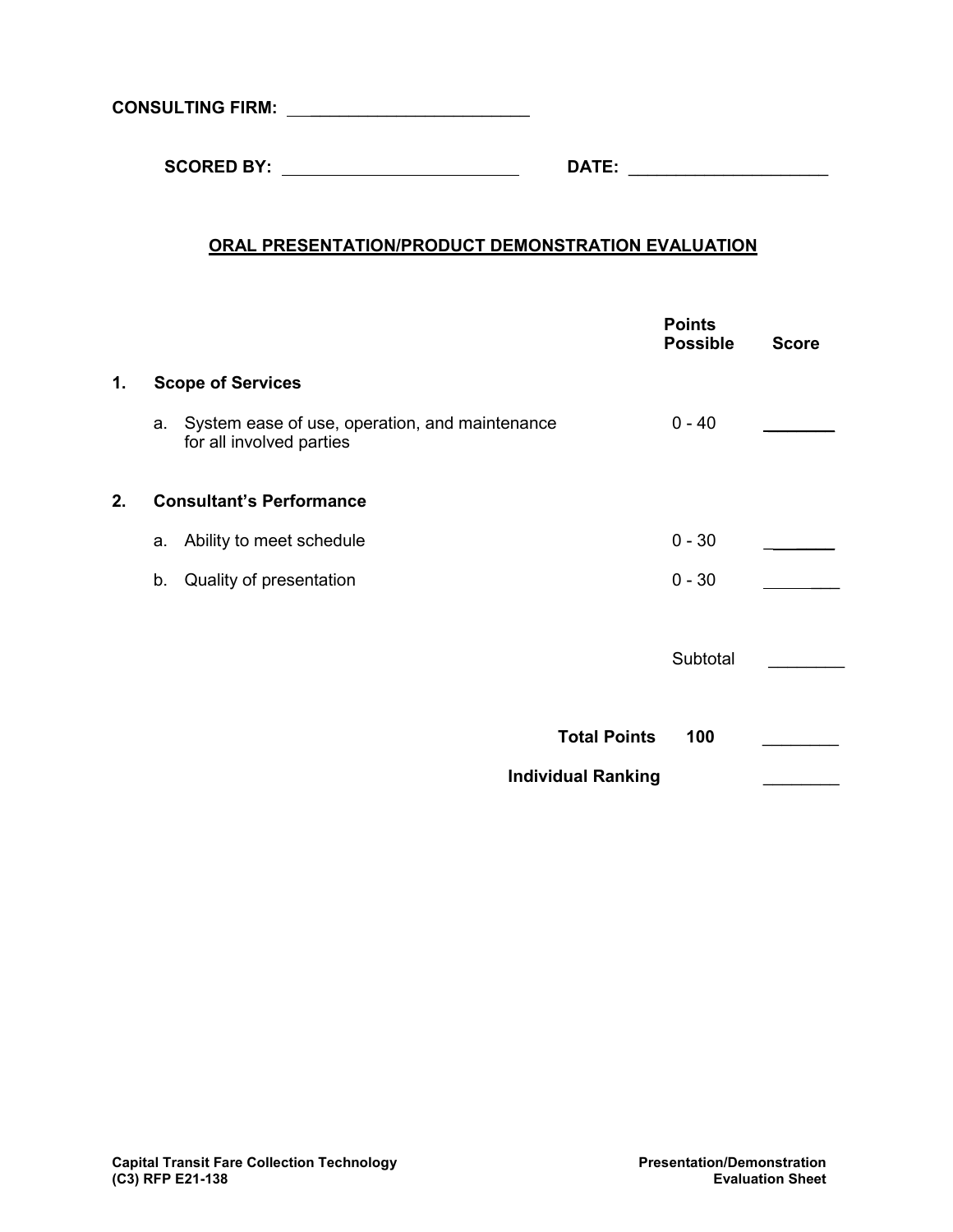**CONSULTING FIRM:** ___________________________

**SCORED BY:** ___________________________ **DATE:** ______________________

## ORAL PRESENTATION/PRODUCT DEMONSTRATION EVALUATION

| | | Points Possible | Score |
|---|---|---|---|
| **1.** | **Scope of Services** | | |
| | a. System ease of use, operation, and maintenance for all involved parties | 0 - 40 | ________ |
| **2.** | **Consultant's Performance** | | |
| | a. Ability to meet schedule | 0 - 30 | ________ |
| | b. Quality of presentation | 0 - 30 | ________ |
| | | Subtotal | ________ |
| | **Total Points** | **100** | ________ |
| | **Individual Ranking** | | ________ |

**Capital Transit Fare Collection Technology (C3) RFP E21-138**

**Presentation/Demonstration Evaluation Sheet**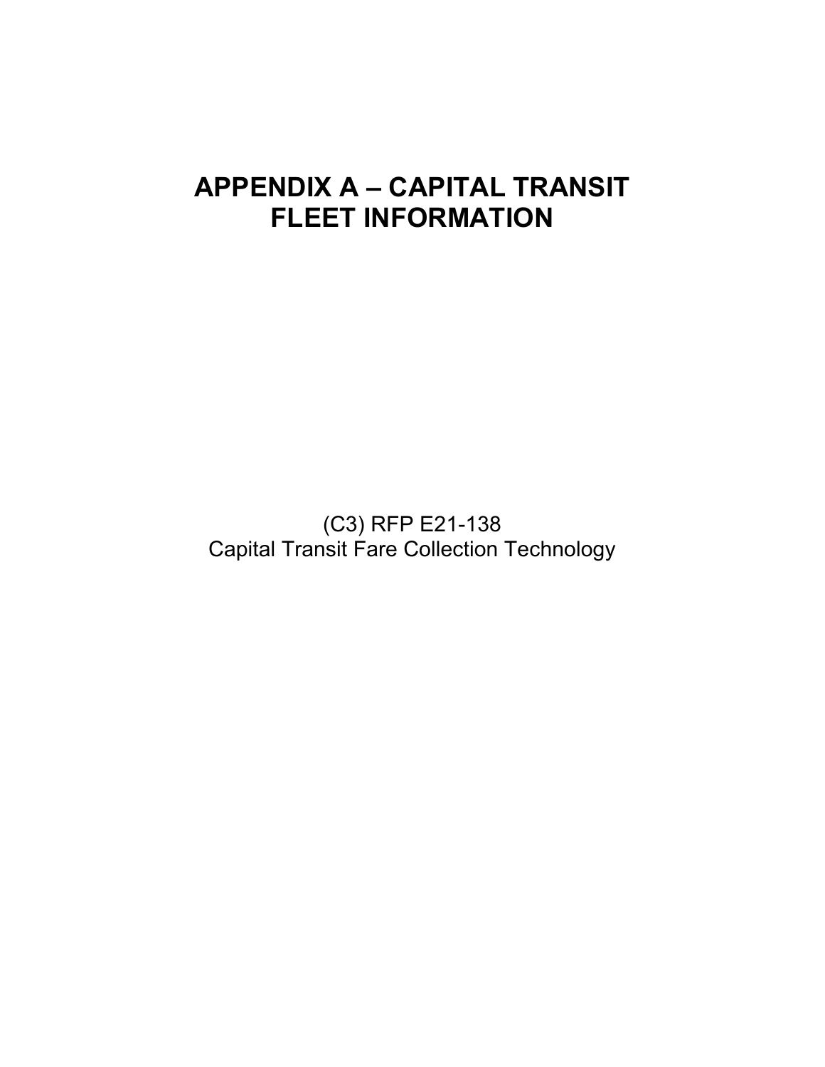# APPENDIX A – CAPITAL TRANSIT FLEET INFORMATION

(C3) RFP E21-138
Capital Transit Fare Collection Technology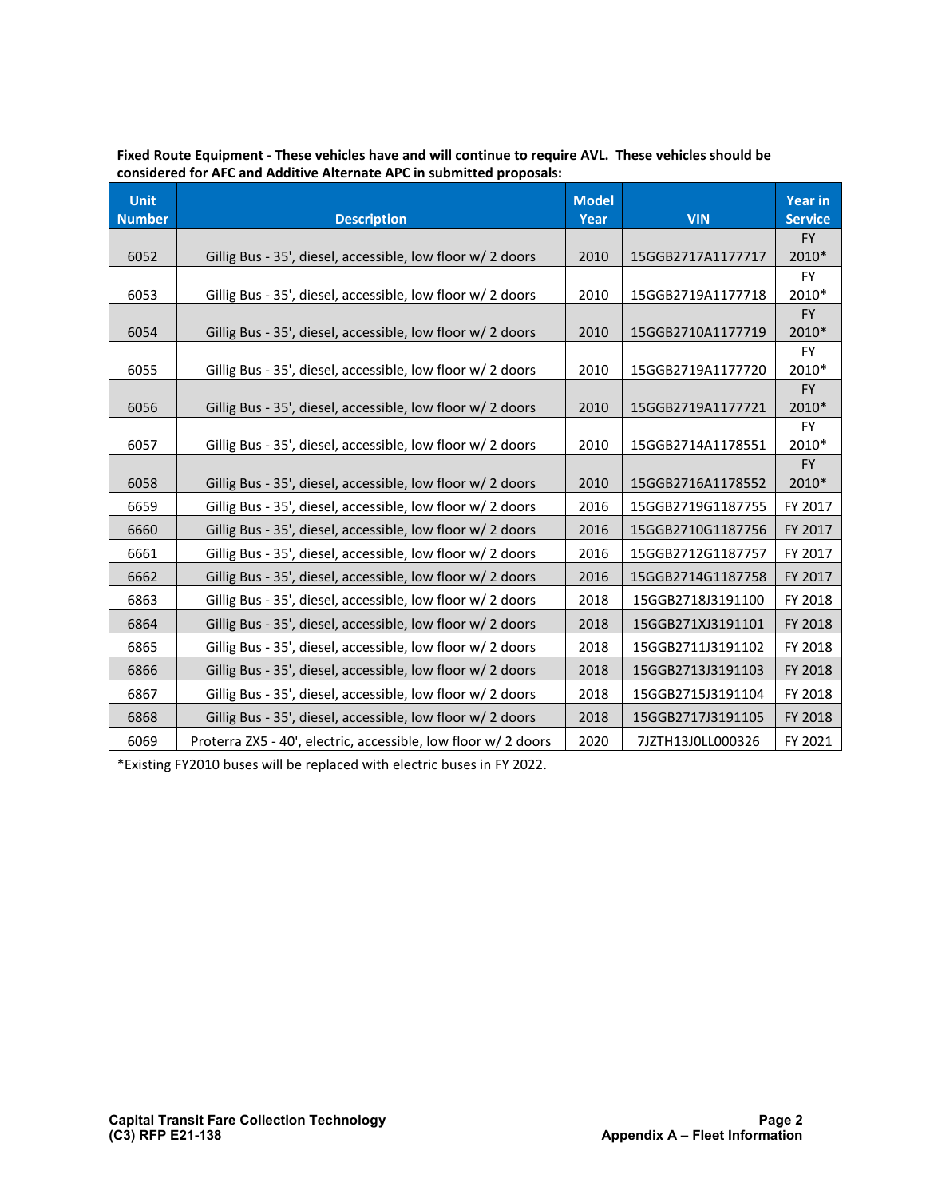**Fixed Route Equipment - These vehicles have and will continue to require AVL. These vehicles should be considered for AFC and Additive Alternate APC in submitted proposals:**

| Unit Number | Description | Model Year | VIN | Year in Service |
|---|---|---|---|---|
| 6052 | Gillig Bus - 35', diesel, accessible, low floor w/ 2 doors | 2010 | 15GGB2717A1177717 | FY 2010* |
| 6053 | Gillig Bus - 35', diesel, accessible, low floor w/ 2 doors | 2010 | 15GGB2719A1177718 | FY 2010* |
| 6054 | Gillig Bus - 35', diesel, accessible, low floor w/ 2 doors | 2010 | 15GGB2710A1177719 | FY 2010* |
| 6055 | Gillig Bus - 35', diesel, accessible, low floor w/ 2 doors | 2010 | 15GGB2719A1177720 | FY 2010* |
| 6056 | Gillig Bus - 35', diesel, accessible, low floor w/ 2 doors | 2010 | 15GGB2719A1177721 | FY 2010* |
| 6057 | Gillig Bus - 35', diesel, accessible, low floor w/ 2 doors | 2010 | 15GGB2714A1178551 | FY 2010* |
| 6058 | Gillig Bus - 35', diesel, accessible, low floor w/ 2 doors | 2010 | 15GGB2716A1178552 | FY 2010* |
| 6659 | Gillig Bus - 35', diesel, accessible, low floor w/ 2 doors | 2016 | 15GGB2719G1187755 | FY 2017 |
| 6660 | Gillig Bus - 35', diesel, accessible, low floor w/ 2 doors | 2016 | 15GGB2710G1187756 | FY 2017 |
| 6661 | Gillig Bus - 35', diesel, accessible, low floor w/ 2 doors | 2016 | 15GGB2712G1187757 | FY 2017 |
| 6662 | Gillig Bus - 35', diesel, accessible, low floor w/ 2 doors | 2016 | 15GGB2714G1187758 | FY 2017 |
| 6863 | Gillig Bus - 35', diesel, accessible, low floor w/ 2 doors | 2018 | 15GGB2718J3191100 | FY 2018 |
| 6864 | Gillig Bus - 35', diesel, accessible, low floor w/ 2 doors | 2018 | 15GGB271XJ3191101 | FY 2018 |
| 6865 | Gillig Bus - 35', diesel, accessible, low floor w/ 2 doors | 2018 | 15GGB2711J3191102 | FY 2018 |
| 6866 | Gillig Bus - 35', diesel, accessible, low floor w/ 2 doors | 2018 | 15GGB2713J3191103 | FY 2018 |
| 6867 | Gillig Bus - 35', diesel, accessible, low floor w/ 2 doors | 2018 | 15GGB2715J3191104 | FY 2018 |
| 6868 | Gillig Bus - 35', diesel, accessible, low floor w/ 2 doors | 2018 | 15GGB2717J3191105 | FY 2018 |
| 6069 | Proterra ZX5 - 40', electric, accessible, low floor w/ 2 doors | 2020 | 7JZTH13J0LL000326 | FY 2021 |

*Existing FY2010 buses will be replaced with electric buses in FY 2022.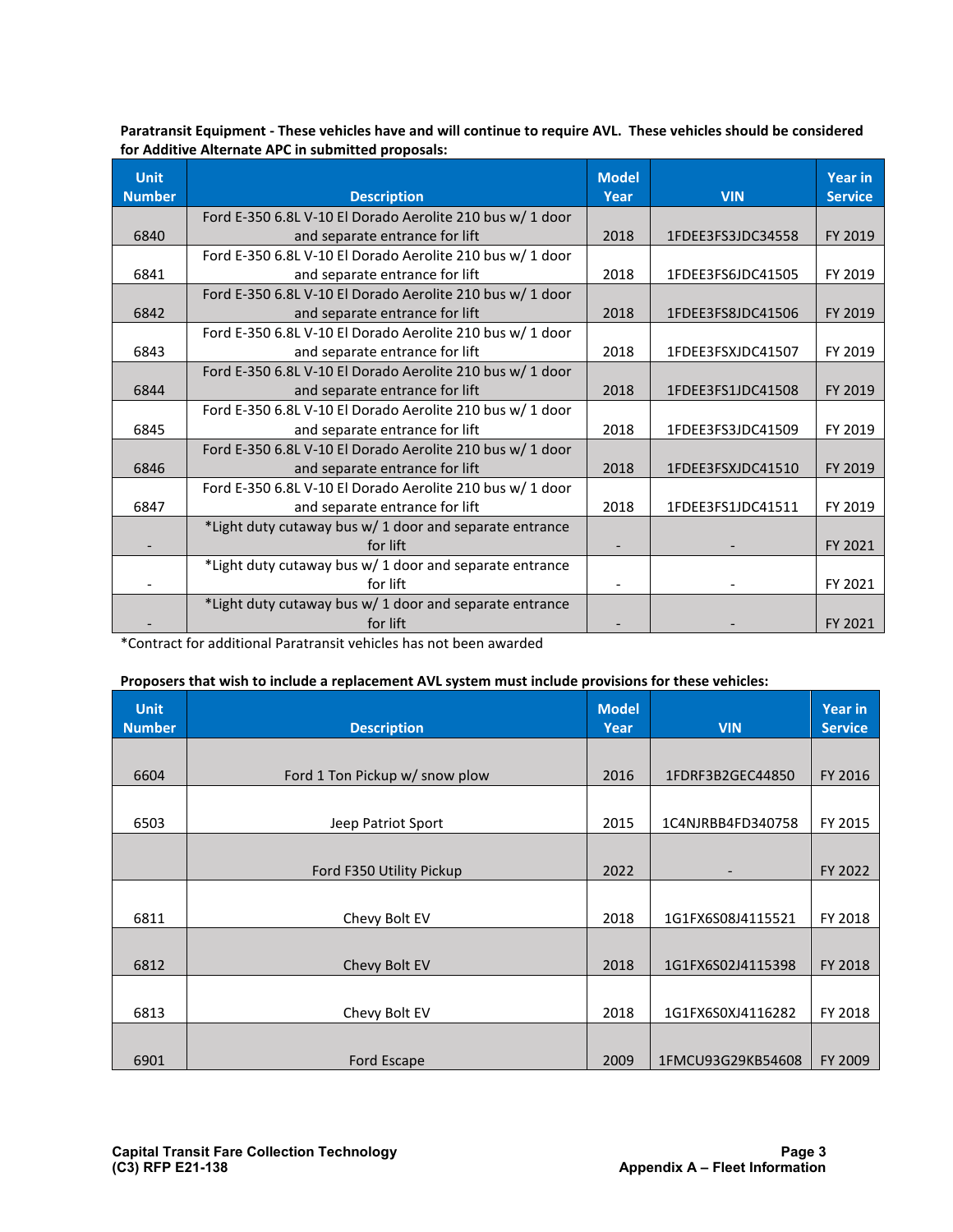**Paratransit Equipment - These vehicles have and will continue to require AVL. These vehicles should be considered for Additive Alternate APC in submitted proposals:**

| Unit Number | Description | Model Year | VIN | Year in Service |
|---|---|---|---|---|
| 6840 | Ford E-350 6.8L V-10 El Dorado Aerolite 210 bus w/ 1 door and separate entrance for lift | 2018 | 1FDEE3FS3JDC34558 | FY 2019 |
| 6841 | Ford E-350 6.8L V-10 El Dorado Aerolite 210 bus w/ 1 door and separate entrance for lift | 2018 | 1FDEE3FS6JDC41505 | FY 2019 |
| 6842 | Ford E-350 6.8L V-10 El Dorado Aerolite 210 bus w/ 1 door and separate entrance for lift | 2018 | 1FDEE3FS8JDC41506 | FY 2019 |
| 6843 | Ford E-350 6.8L V-10 El Dorado Aerolite 210 bus w/ 1 door and separate entrance for lift | 2018 | 1FDEE3FSXJDC41507 | FY 2019 |
| 6844 | Ford E-350 6.8L V-10 El Dorado Aerolite 210 bus w/ 1 door and separate entrance for lift | 2018 | 1FDEE3FS1JDC41508 | FY 2019 |
| 6845 | Ford E-350 6.8L V-10 El Dorado Aerolite 210 bus w/ 1 door and separate entrance for lift | 2018 | 1FDEE3FS3JDC41509 | FY 2019 |
| 6846 | Ford E-350 6.8L V-10 El Dorado Aerolite 210 bus w/ 1 door and separate entrance for lift | 2018 | 1FDEE3FSXJDC41510 | FY 2019 |
| 6847 | Ford E-350 6.8L V-10 El Dorado Aerolite 210 bus w/ 1 door and separate entrance for lift | 2018 | 1FDEE3FS1JDC41511 | FY 2019 |
| - | *Light duty cutaway bus w/ 1 door and separate entrance for lift | - | - | FY 2021 |
| - | *Light duty cutaway bus w/ 1 door and separate entrance for lift | - | - | FY 2021 |
| - | *Light duty cutaway bus w/ 1 door and separate entrance for lift | - | - | FY 2021 |

*Contract for additional Paratransit vehicles has not been awarded

**Proposers that wish to include a replacement AVL system must include provisions for these vehicles:**

| Unit Number | Description | Model Year | VIN | Year in Service |
|---|---|---|---|---|
| 6604 | Ford 1 Ton Pickup w/ snow plow | 2016 | 1FDRF3B2GEC44850 | FY 2016 |
| 6503 | Jeep Patriot Sport | 2015 | 1C4NJRBB4FD340758 | FY 2015 |
| | Ford F350 Utility Pickup | 2022 | - | FY 2022 |
| 6811 | Chevy Bolt EV | 2018 | 1G1FX6S08J4115521 | FY 2018 |
| 6812 | Chevy Bolt EV | 2018 | 1G1FX6S02J4115398 | FY 2018 |
| 6813 | Chevy Bolt EV | 2018 | 1G1FX6S0XJ4116282 | FY 2018 |
| 6901 | Ford Escape | 2009 | 1FMCU93G29KB54608 | FY 2009 |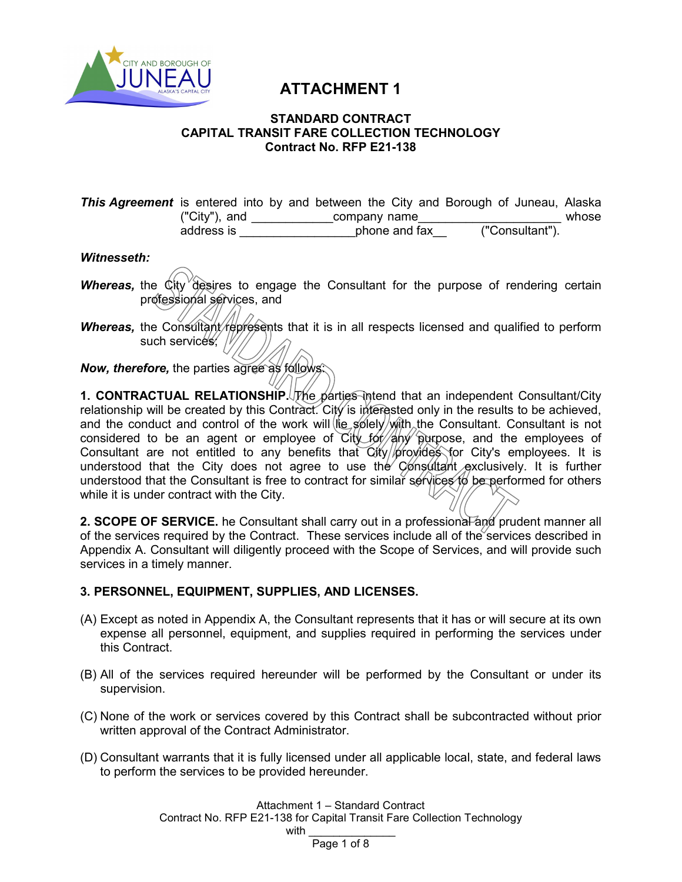# ATTACHMENT 1

## STANDARD CONTRACT
## CAPITAL TRANSIT FARE COLLECTION TECHNOLOGY
## Contract No. RFP E21-138

***This Agreement*** is entered into by and between the City and Borough of Juneau, Alaska ("City"), and ____________company name_____________________ whose address is _________________phone and fax__ ("Consultant").

***Witnesseth:***

***Whereas,*** the City desires to engage the Consultant for the purpose of rendering certain professional services, and

***Whereas,*** the Consultant represents that it is in all respects licensed and qualified to perform such services;

***Now, therefore,*** the parties agree as follows:

**1. CONTRACTUAL RELATIONSHIP.** The parties intend that an independent Consultant/City relationship will be created by this Contract. City is interested only in the results to be achieved, and the conduct and control of the work will lie solely with the Consultant. Consultant is not considered to be an agent or employee of City for any purpose, and the employees of Consultant are not entitled to any benefits that City provides for City's employees. It is understood that the City does not agree to use the Consultant exclusively. It is further understood that the Consultant is free to contract for similar services to be performed for others while it is under contract with the City.

**2. SCOPE OF SERVICE.** he Consultant shall carry out in a professional and prudent manner all of the services required by the Contract. These services include all of the services described in Appendix A. Consultant will diligently proceed with the Scope of Services, and will provide such services in a timely manner.

**3. PERSONNEL, EQUIPMENT, SUPPLIES, AND LICENSES.**

(A) Except as noted in Appendix A, the Consultant represents that it has or will secure at its own expense all personnel, equipment, and supplies required in performing the services under this Contract.

(B) All of the services required hereunder will be performed by the Consultant or under its supervision.

(C) None of the work or services covered by this Contract shall be subcontracted without prior written approval of the Contract Administrator.

(D) Consultant warrants that it is fully licensed under all applicable local, state, and federal laws to perform the services to be provided hereunder.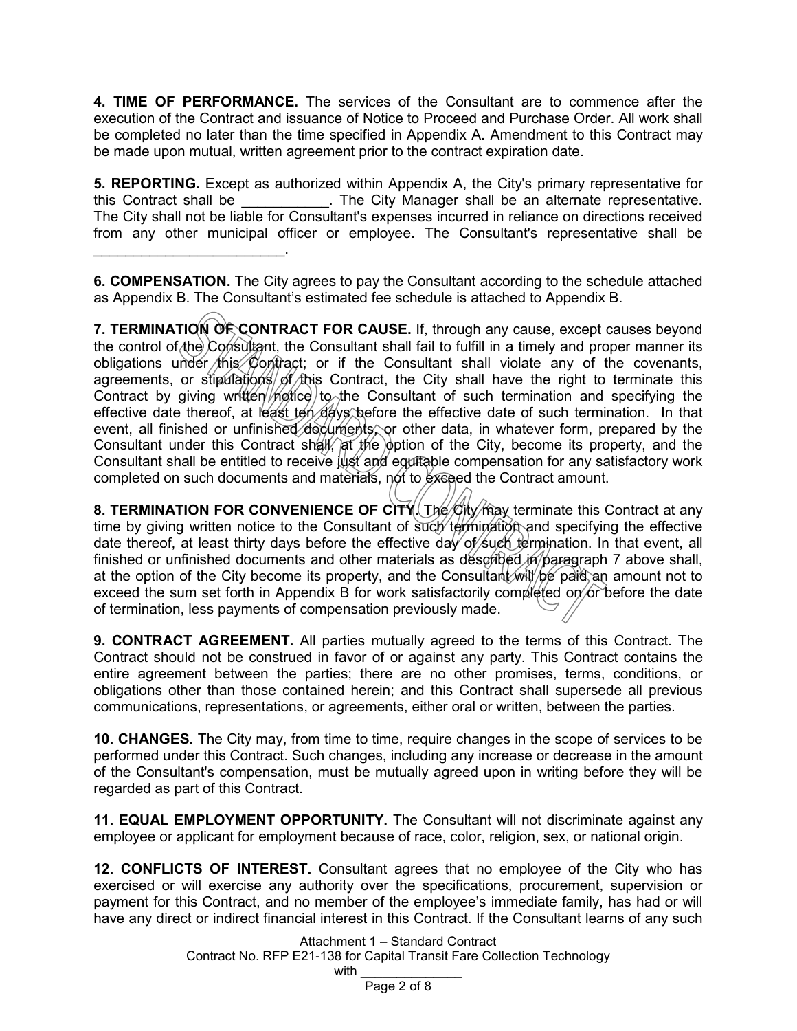**4. TIME OF PERFORMANCE.** The services of the Consultant are to commence after the execution of the Contract and issuance of Notice to Proceed and Purchase Order. All work shall be completed no later than the time specified in Appendix A. Amendment to this Contract may be made upon mutual, written agreement prior to the contract expiration date.

**5. REPORTING.** Except as authorized within Appendix A, the City's primary representative for this Contract shall be ___________. The City Manager shall be an alternate representative. The City shall not be liable for Consultant's expenses incurred in reliance on directions received from any other municipal officer or employee. The Consultant's representative shall be ________________________.

**6. COMPENSATION.** The City agrees to pay the Consultant according to the schedule attached as Appendix B. The Consultant's estimated fee schedule is attached to Appendix B.

**7. TERMINATION OF CONTRACT FOR CAUSE.** If, through any cause, except causes beyond the control of the Consultant, the Consultant shall fail to fulfill in a timely and proper manner its obligations under this Contract; or if the Consultant shall violate any of the covenants, agreements, or stipulations of this Contract, the City shall have the right to terminate this Contract by giving written notice to the Consultant of such termination and specifying the effective date thereof, at least ten days before the effective date of such termination. In that event, all finished or unfinished documents, or other data, in whatever form, prepared by the Consultant under this Contract shall, at the option of the City, become its property, and the Consultant shall be entitled to receive just and equitable compensation for any satisfactory work completed on such documents and materials, not to exceed the Contract amount.

**8. TERMINATION FOR CONVENIENCE OF CITY.** The City may terminate this Contract at any time by giving written notice to the Consultant of such termination and specifying the effective date thereof, at least thirty days before the effective day of such termination. In that event, all finished or unfinished documents and other materials as described in paragraph 7 above shall, at the option of the City become its property, and the Consultant will be paid an amount not to exceed the sum set forth in Appendix B for work satisfactorily completed on or before the date of termination, less payments of compensation previously made.

**9. CONTRACT AGREEMENT.** All parties mutually agreed to the terms of this Contract. The Contract should not be construed in favor of or against any party. This Contract contains the entire agreement between the parties; there are no other promises, terms, conditions, or obligations other than those contained herein; and this Contract shall supersede all previous communications, representations, or agreements, either oral or written, between the parties.

**10. CHANGES.** The City may, from time to time, require changes in the scope of services to be performed under this Contract. Such changes, including any increase or decrease in the amount of the Consultant's compensation, must be mutually agreed upon in writing before they will be regarded as part of this Contract.

**11. EQUAL EMPLOYMENT OPPORTUNITY.** The Consultant will not discriminate against any employee or applicant for employment because of race, color, religion, sex, or national origin.

**12. CONFLICTS OF INTEREST.** Consultant agrees that no employee of the City who has exercised or will exercise any authority over the specifications, procurement, supervision or payment for this Contract, and no member of the employee's immediate family, has had or will have any direct or indirect financial interest in this Contract. If the Consultant learns of any such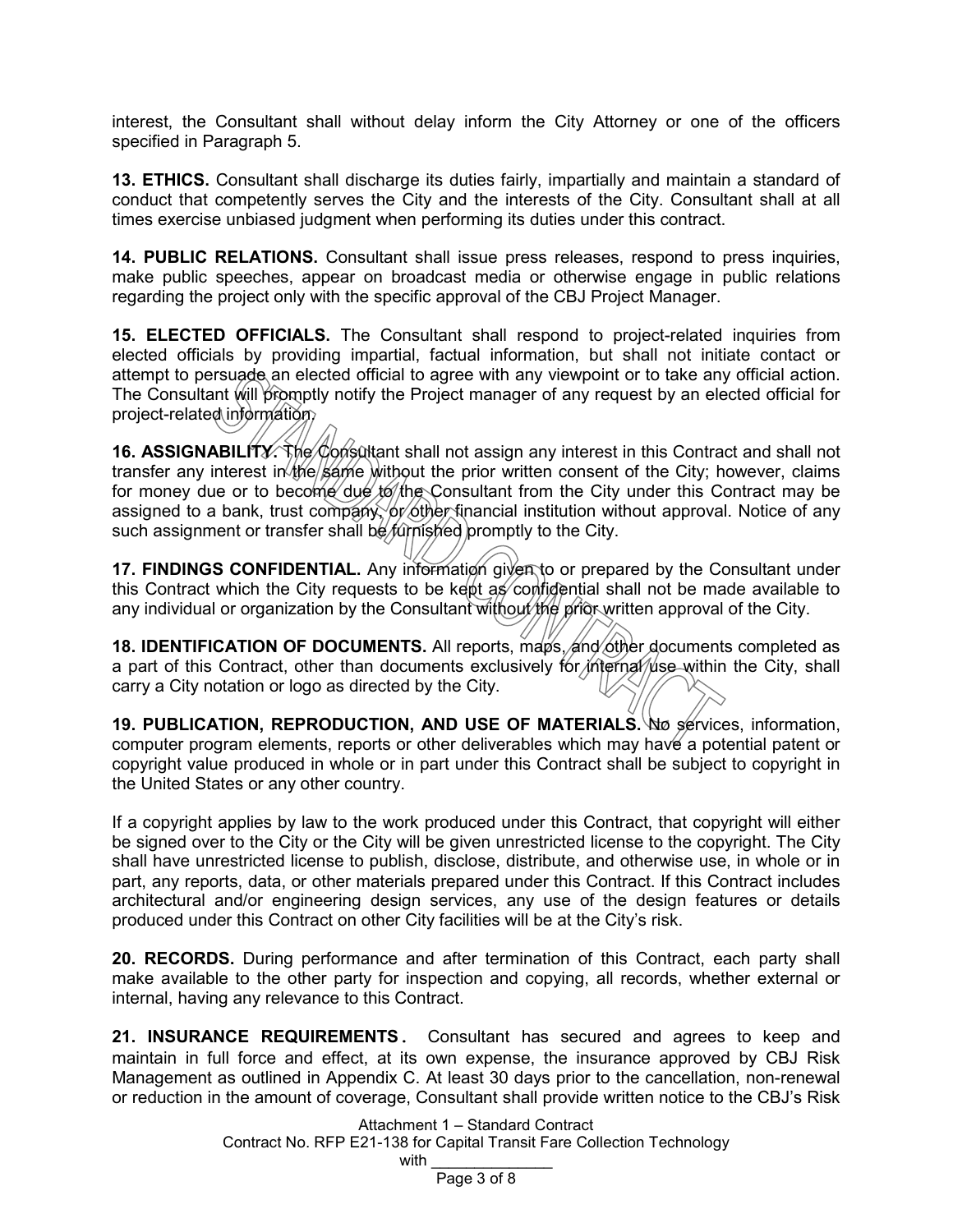interest, the Consultant shall without delay inform the City Attorney or one of the officers specified in Paragraph 5.

**13. ETHICS.** Consultant shall discharge its duties fairly, impartially and maintain a standard of conduct that competently serves the City and the interests of the City. Consultant shall at all times exercise unbiased judgment when performing its duties under this contract.

**14. PUBLIC RELATIONS.** Consultant shall issue press releases, respond to press inquiries, make public speeches, appear on broadcast media or otherwise engage in public relations regarding the project only with the specific approval of the CBJ Project Manager.

**15. ELECTED OFFICIALS.** The Consultant shall respond to project-related inquiries from elected officials by providing impartial, factual information, but shall not initiate contact or attempt to persuade an elected official to agree with any viewpoint or to take any official action. The Consultant will promptly notify the Project manager of any request by an elected official for project-related information.

**16. ASSIGNABILITY.** The Consultant shall not assign any interest in this Contract and shall not transfer any interest in the same without the prior written consent of the City; however, claims for money due or to become due to the Consultant from the City under this Contract may be assigned to a bank, trust company, or other financial institution without approval. Notice of any such assignment or transfer shall be furnished promptly to the City.

**17. FINDINGS CONFIDENTIAL.** Any information given to or prepared by the Consultant under this Contract which the City requests to be kept as confidential shall not be made available to any individual or organization by the Consultant without the prior written approval of the City.

**18. IDENTIFICATION OF DOCUMENTS.** All reports, maps, and other documents completed as a part of this Contract, other than documents exclusively for internal use within the City, shall carry a City notation or logo as directed by the City.

**19. PUBLICATION, REPRODUCTION, AND USE OF MATERIALS.** No services, information, computer program elements, reports or other deliverables which may have a potential patent or copyright value produced in whole or in part under this Contract shall be subject to copyright in the United States or any other country.

If a copyright applies by law to the work produced under this Contract, that copyright will either be signed over to the City or the City will be given unrestricted license to the copyright. The City shall have unrestricted license to publish, disclose, distribute, and otherwise use, in whole or in part, any reports, data, or other materials prepared under this Contract. If this Contract includes architectural and/or engineering design services, any use of the design features or details produced under this Contract on other City facilities will be at the City's risk.

**20. RECORDS.** During performance and after termination of this Contract, each party shall make available to the other party for inspection and copying, all records, whether external or internal, having any relevance to this Contract.

**21. INSURANCE REQUIREMENTS.** Consultant has secured and agrees to keep and maintain in full force and effect, at its own expense, the insurance approved by CBJ Risk Management as outlined in Appendix C. At least 30 days prior to the cancellation, non-renewal or reduction in the amount of coverage, Consultant shall provide written notice to the CBJ's Risk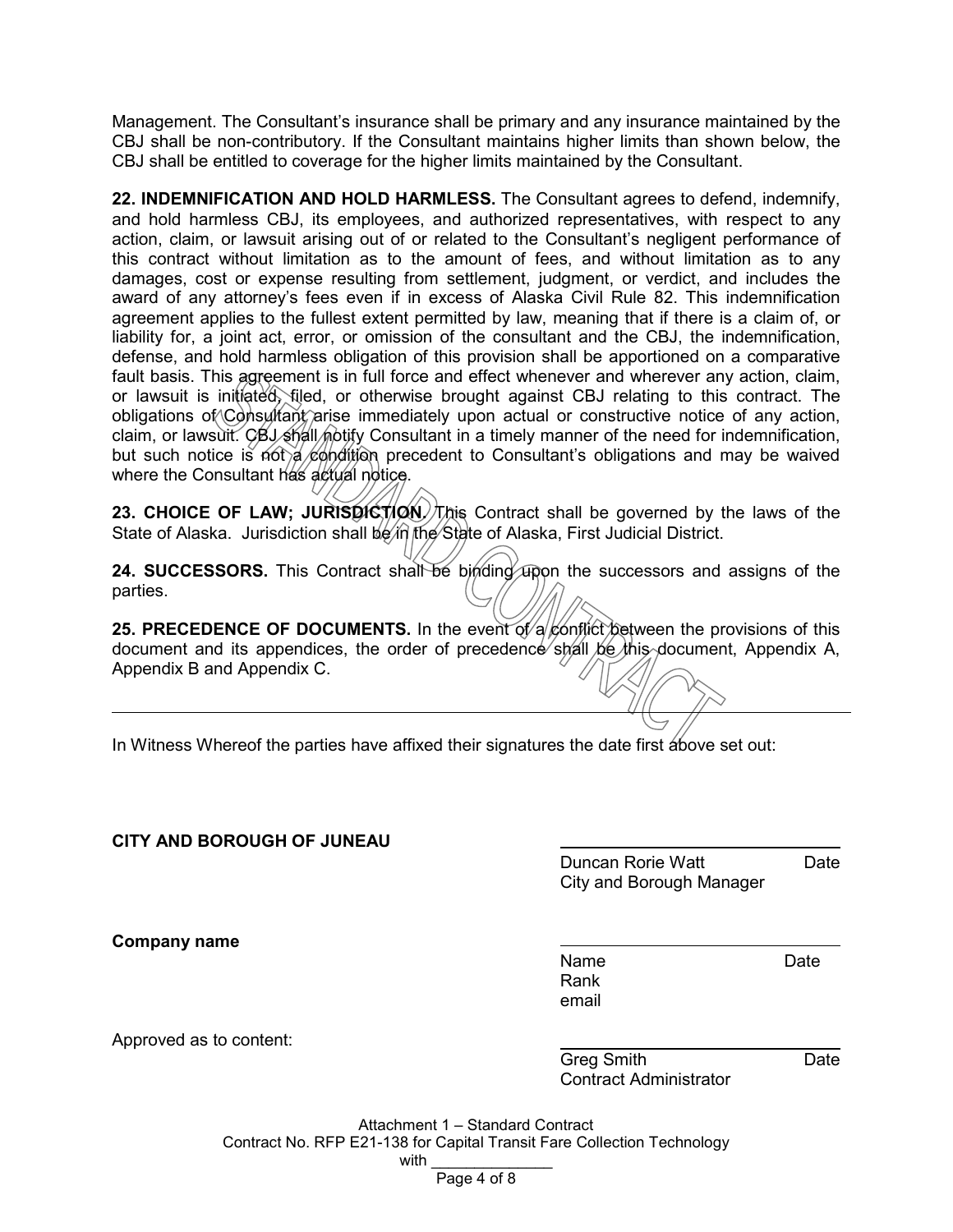Management. The Consultant's insurance shall be primary and any insurance maintained by the CBJ shall be non-contributory. If the Consultant maintains higher limits than shown below, the CBJ shall be entitled to coverage for the higher limits maintained by the Consultant.

**22. INDEMNIFICATION AND HOLD HARMLESS.** The Consultant agrees to defend, indemnify, and hold harmless CBJ, its employees, and authorized representatives, with respect to any action, claim, or lawsuit arising out of or related to the Consultant's negligent performance of this contract without limitation as to the amount of fees, and without limitation as to any damages, cost or expense resulting from settlement, judgment, or verdict, and includes the award of any attorney's fees even if in excess of Alaska Civil Rule 82. This indemnification agreement applies to the fullest extent permitted by law, meaning that if there is a claim of, or liability for, a joint act, error, or omission of the consultant and the CBJ, the indemnification, defense, and hold harmless obligation of this provision shall be apportioned on a comparative fault basis. This agreement is in full force and effect whenever and wherever any action, claim, or lawsuit is initiated, filed, or otherwise brought against CBJ relating to this contract. The obligations of Consultant arise immediately upon actual or constructive notice of any action, claim, or lawsuit. CBJ shall notify Consultant in a timely manner of the need for indemnification, but such notice is not a condition precedent to Consultant's obligations and may be waived where the Consultant has actual notice.

**23. CHOICE OF LAW; JURISDICTION.** This Contract shall be governed by the laws of the State of Alaska. Jurisdiction shall be in the State of Alaska, First Judicial District.

**24. SUCCESSORS.** This Contract shall be binding upon the successors and assigns of the parties.

**25. PRECEDENCE OF DOCUMENTS.** In the event of a conflict between the provisions of this document and its appendices, the order of precedence shall be this document, Appendix A, Appendix B and Appendix C.

---

In Witness Whereof the parties have affixed their signatures the date first above set out:

**CITY AND BOROUGH OF JUNEAU**

______________________________
Duncan Rorie Watt — Date
City and Borough Manager

**Company name**

______________________________
Name — Date
Rank
email

Approved as to content:

______________________________
Greg Smith — Date
Contract Administrator

Attachment 1 – Standard Contract
Contract No. RFP E21-138 for Capital Transit Fare Collection Technology
with ______________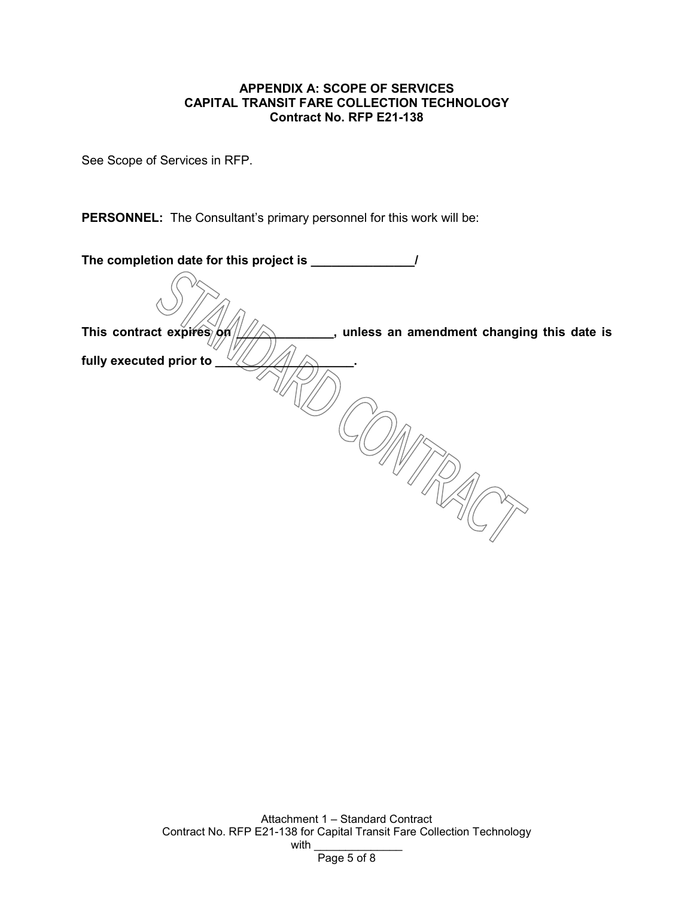**APPENDIX A: SCOPE OF SERVICES**
**CAPITAL TRANSIT FARE COLLECTION TECHNOLOGY**
**Contract No. RFP E21-138**

See Scope of Services in RFP.

**PERSONNEL:** The Consultant's primary personnel for this work will be:

**The completion date for this project is _______________/**

**This contract expires on ______________, unless an amendment changing this date is fully executed prior to ____________________.**

STANDARD CONTRACT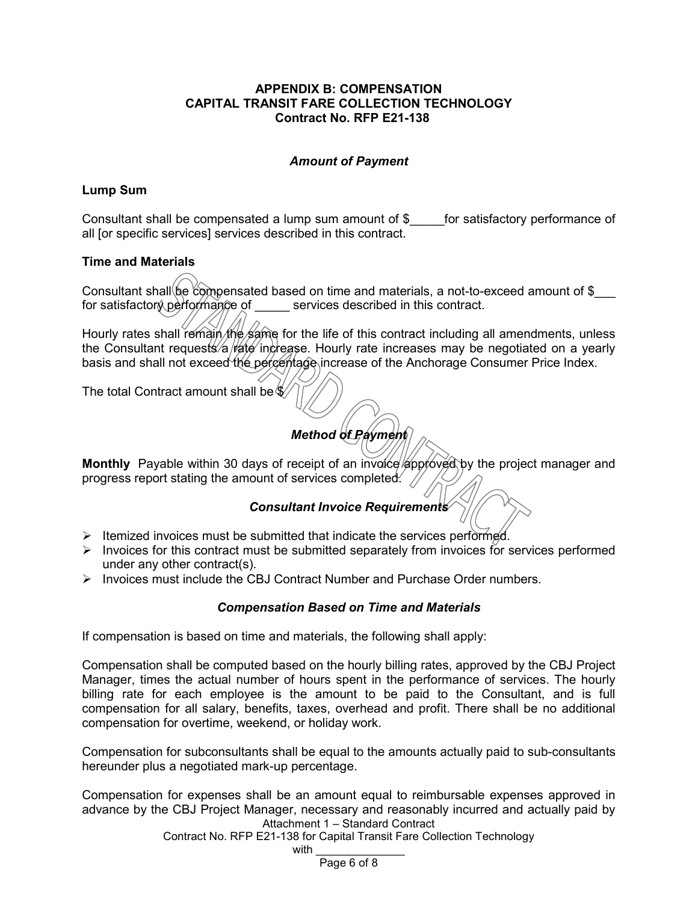# APPENDIX B: COMPENSATION
# CAPITAL TRANSIT FARE COLLECTION TECHNOLOGY
# Contract No. RFP E21-138

### *Amount of Payment*

**Lump Sum**

Consultant shall be compensated a lump sum amount of $_____for satisfactory performance of all [or specific services] services described in this contract.

**Time and Materials**

Consultant shall be compensated based on time and materials, a not-to-exceed amount of $___ for satisfactory performance of _____ services described in this contract.

Hourly rates shall remain the same for the life of this contract including all amendments, unless the Consultant requests a rate increase. Hourly rate increases may be negotiated on a yearly basis and shall not exceed the percentage increase of the Anchorage Consumer Price Index.

The total Contract amount shall be $

### *Method of Payment*

**Monthly** Payable within 30 days of receipt of an invoice approved by the project manager and progress report stating the amount of services completed.

### *Consultant Invoice Requirements*

- Itemized invoices must be submitted that indicate the services performed.
- Invoices for this contract must be submitted separately from invoices for services performed under any other contract(s).
- Invoices must include the CBJ Contract Number and Purchase Order numbers.

### *Compensation Based on Time and Materials*

If compensation is based on time and materials, the following shall apply:

Compensation shall be computed based on the hourly billing rates, approved by the CBJ Project Manager, times the actual number of hours spent in the performance of services. The hourly billing rate for each employee is the amount to be paid to the Consultant, and is full compensation for all salary, benefits, taxes, overhead and profit. There shall be no additional compensation for overtime, weekend, or holiday work.

Compensation for subconsultants shall be equal to the amounts actually paid to sub-consultants hereunder plus a negotiated mark-up percentage.

Compensation for expenses shall be an amount equal to reimbursable expenses approved in advance by the CBJ Project Manager, necessary and reasonably incurred and actually paid by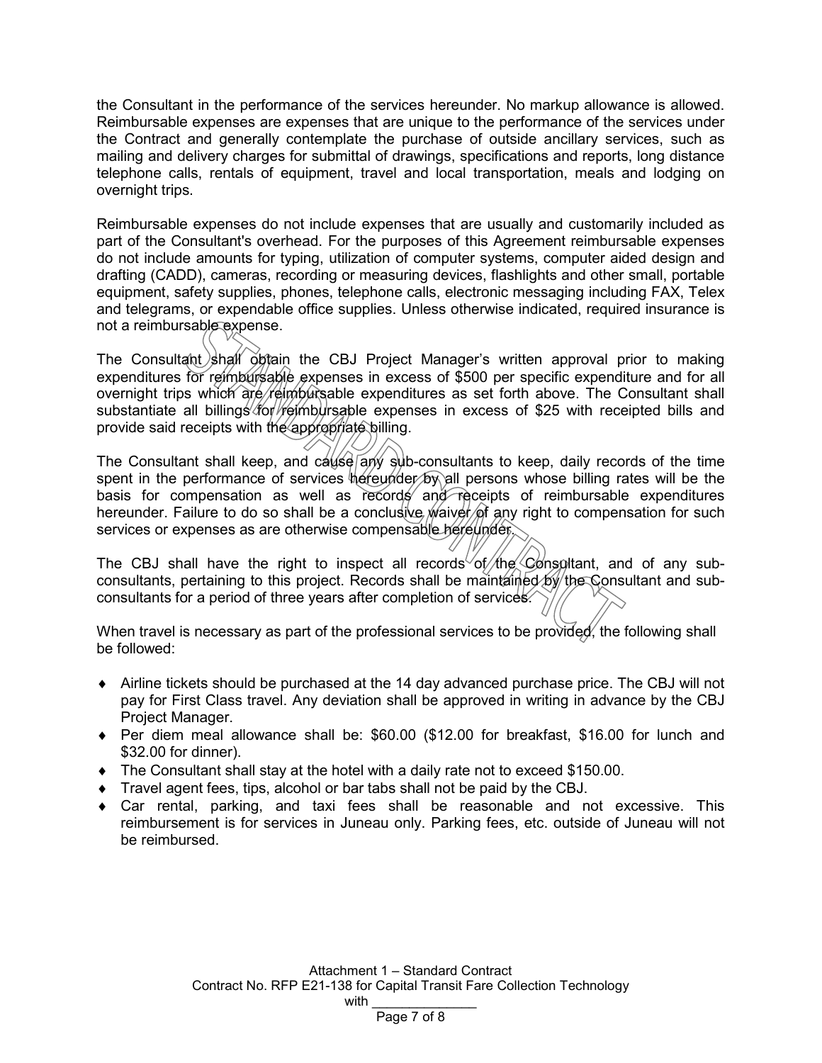the Consultant in the performance of the services hereunder. No markup allowance is allowed. Reimbursable expenses are expenses that are unique to the performance of the services under the Contract and generally contemplate the purchase of outside ancillary services, such as mailing and delivery charges for submittal of drawings, specifications and reports, long distance telephone calls, rentals of equipment, travel and local transportation, meals and lodging on overnight trips.

Reimbursable expenses do not include expenses that are usually and customarily included as part of the Consultant's overhead. For the purposes of this Agreement reimbursable expenses do not include amounts for typing, utilization of computer systems, computer aided design and drafting (CADD), cameras, recording or measuring devices, flashlights and other small, portable equipment, safety supplies, phones, telephone calls, electronic messaging including FAX, Telex and telegrams, or expendable office supplies. Unless otherwise indicated, required insurance is not a reimbursable expense.

The Consultant shall obtain the CBJ Project Manager's written approval prior to making expenditures for reimbursable expenses in excess of $500 per specific expenditure and for all overnight trips which are reimbursable expenditures as set forth above. The Consultant shall substantiate all billings for reimbursable expenses in excess of $25 with receipted bills and provide said receipts with the appropriate billing.

The Consultant shall keep, and cause any sub-consultants to keep, daily records of the time spent in the performance of services hereunder by all persons whose billing rates will be the basis for compensation as well as records and receipts of reimbursable expenditures hereunder. Failure to do so shall be a conclusive waiver of any right to compensation for such services or expenses as are otherwise compensable hereunder.

The CBJ shall have the right to inspect all records of the Consultant, and of any sub-consultants, pertaining to this project. Records shall be maintained by the Consultant and sub-consultants for a period of three years after completion of services.

When travel is necessary as part of the professional services to be provided, the following shall be followed:

- Airline tickets should be purchased at the 14 day advanced purchase price. The CBJ will not pay for First Class travel. Any deviation shall be approved in writing in advance by the CBJ Project Manager.
- Per diem meal allowance shall be: $60.00 ($12.00 for breakfast, $16.00 for lunch and $32.00 for dinner).
- The Consultant shall stay at the hotel with a daily rate not to exceed $150.00.
- Travel agent fees, tips, alcohol or bar tabs shall not be paid by the CBJ.
- Car rental, parking, and taxi fees shall be reasonable and not excessive. This reimbursement is for services in Juneau only. Parking fees, etc. outside of Juneau will not be reimbursed.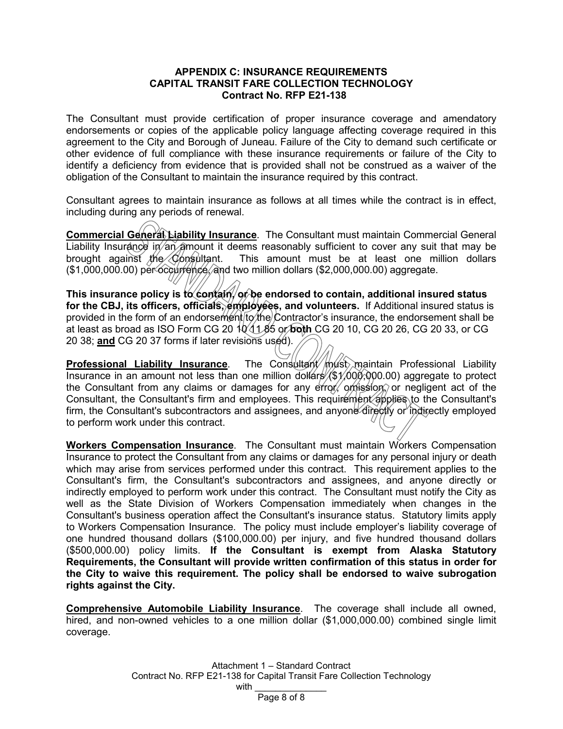### APPENDIX C: INSURANCE REQUIREMENTS
### CAPITAL TRANSIT FARE COLLECTION TECHNOLOGY
### Contract No. RFP E21-138

The Consultant must provide certification of proper insurance coverage and amendatory endorsements or copies of the applicable policy language affecting coverage required in this agreement to the City and Borough of Juneau. Failure of the City to demand such certificate or other evidence of full compliance with these insurance requirements or failure of the City to identify a deficiency from evidence that is provided shall not be construed as a waiver of the obligation of the Consultant to maintain the insurance required by this contract.

Consultant agrees to maintain insurance as follows at all times while the contract is in effect, including during any periods of renewal.

**Commercial General Liability Insurance**. The Consultant must maintain Commercial General Liability Insurance in an amount it deems reasonably sufficient to cover any suit that may be brought against the Consultant. This amount must be at least one million dollars ($1,000,000.00) per occurrence, and two million dollars ($2,000,000.00) aggregate.

**This insurance policy is to contain, or be endorsed to contain, additional insured status for the CBJ, its officers, officials, employees, and volunteers.** If Additional insured status is provided in the form of an endorsement to the Contractor's insurance, the endorsement shall be at least as broad as ISO Form CG 20 10 11 85 or **both** CG 20 10, CG 20 26, CG 20 33, or CG 20 38; **and** CG 20 37 forms if later revisions used).

**Professional Liability Insurance**. The Consultant must maintain Professional Liability Insurance in an amount not less than one million dollars ($1,000,000.00) aggregate to protect the Consultant from any claims or damages for any error, omission, or negligent act of the Consultant, the Consultant's firm and employees. This requirement applies to the Consultant's firm, the Consultant's subcontractors and assignees, and anyone directly or indirectly employed to perform work under this contract.

**Workers Compensation Insurance**. The Consultant must maintain Workers Compensation Insurance to protect the Consultant from any claims or damages for any personal injury or death which may arise from services performed under this contract. This requirement applies to the Consultant's firm, the Consultant's subcontractors and assignees, and anyone directly or indirectly employed to perform work under this contract. The Consultant must notify the City as well as the State Division of Workers Compensation immediately when changes in the Consultant's business operation affect the Consultant's insurance status. Statutory limits apply to Workers Compensation Insurance. The policy must include employer's liability coverage of one hundred thousand dollars ($100,000.00) per injury, and five hundred thousand dollars ($500,000.00) policy limits. **If the Consultant is exempt from Alaska Statutory Requirements, the Consultant will provide written confirmation of this status in order for the City to waive this requirement. The policy shall be endorsed to waive subrogation rights against the City.**

**Comprehensive Automobile Liability Insurance**. The coverage shall include all owned, hired, and non-owned vehicles to a one million dollar ($1,000,000.00) combined single limit coverage.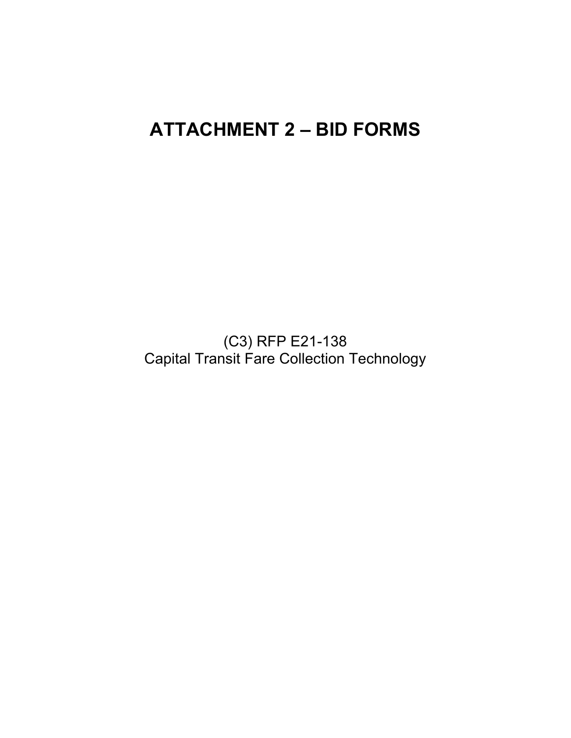# ATTACHMENT 2 – BID FORMS

(C3) RFP E21-138
Capital Transit Fare Collection Technology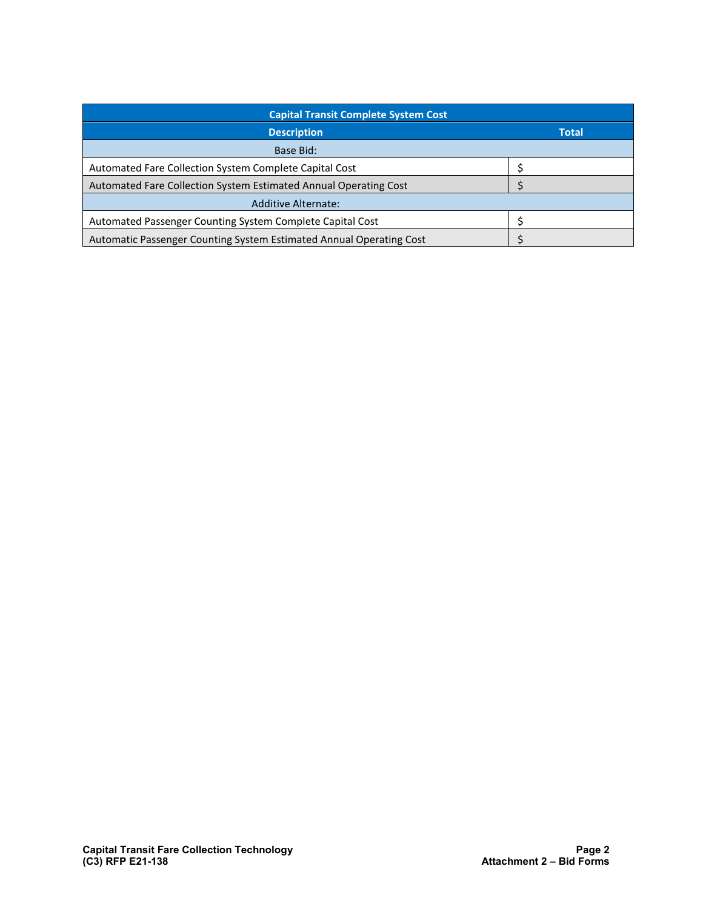| Capital Transit Complete System Cost | |
|---|---|
| **Description** | **Total** |
| Base Bid: | |
| Automated Fare Collection System Complete Capital Cost | $ |
| Automated Fare Collection System Estimated Annual Operating Cost | $ |
| Additive Alternate: | |
| Automated Passenger Counting System Complete Capital Cost | $ |
| Automatic Passenger Counting System Estimated Annual Operating Cost | $ |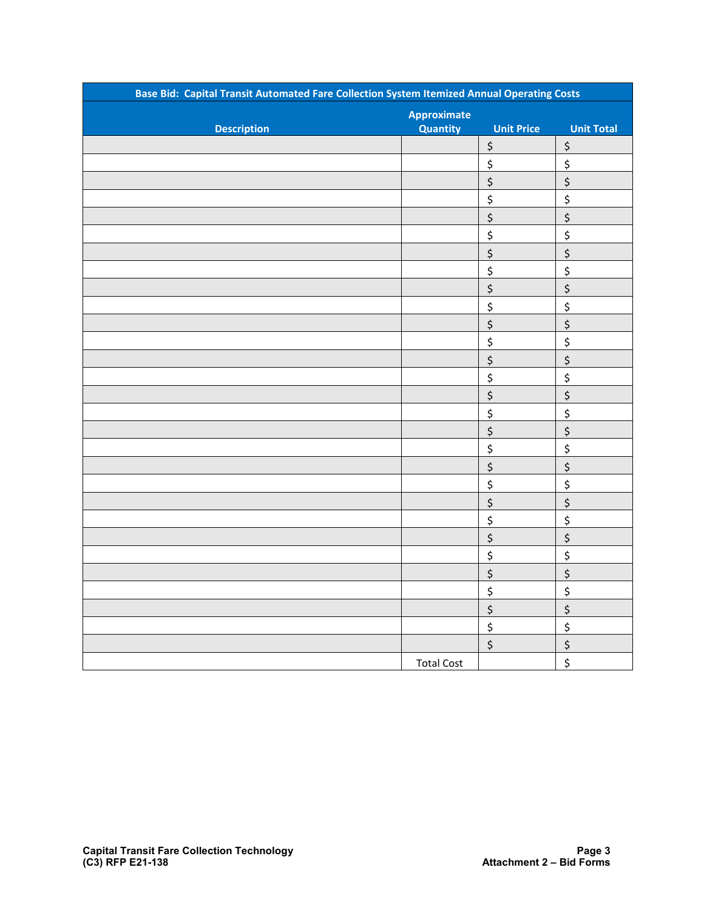| Base Bid: Capital Transit Automated Fare Collection System Itemized Annual Operating Costs | | | |
|---|---|---|---|
| Description | Approximate Quantity | Unit Price | Unit Total |
| | | $ | $ |
| | | $ | $ |
| | | $ | $ |
| | | $ | $ |
| | | $ | $ |
| | | $ | $ |
| | | $ | $ |
| | | $ | $ |
| | | $ | $ |
| | | $ | $ |
| | | $ | $ |
| | | $ | $ |
| | | $ | $ |
| | | $ | $ |
| | | $ | $ |
| | | $ | $ |
| | | $ | $ |
| | | $ | $ |
| | | $ | $ |
| | | $ | $ |
| | | $ | $ |
| | | $ | $ |
| | | $ | $ |
| | | $ | $ |
| | | $ | $ |
| | | $ | $ |
| | | $ | $ |
| | | $ | $ |
| | | $ | $ |
| | Total Cost | | $ |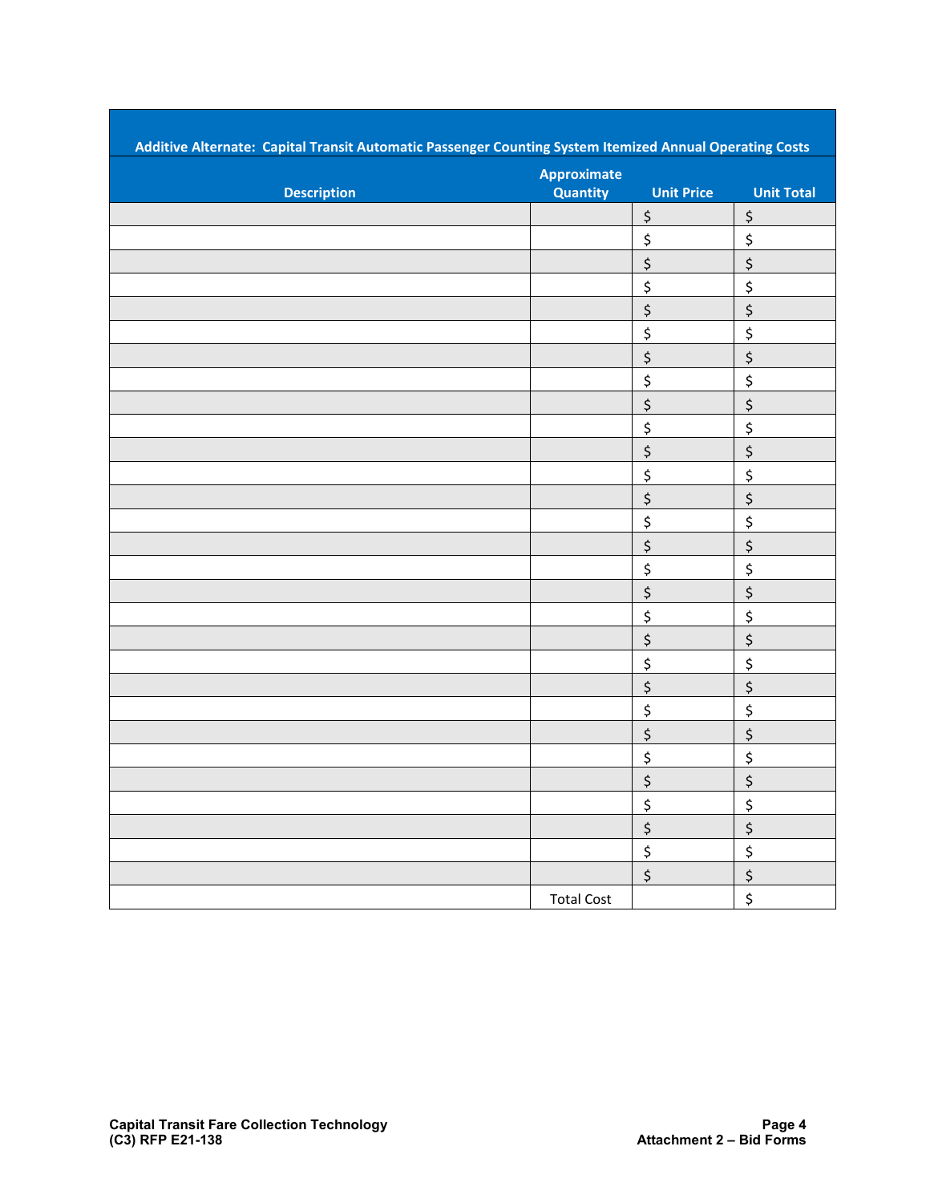| Additive Alternate: Capital Transit Automatic Passenger Counting System Itemized Annual Operating Costs | | | |
|---|---|---|---|
| Description | Approximate Quantity | Unit Price | Unit Total |
| | | $ | $ |
| | | $ | $ |
| | | $ | $ |
| | | $ | $ |
| | | $ | $ |
| | | $ | $ |
| | | $ | $ |
| | | $ | $ |
| | | $ | $ |
| | | $ | $ |
| | | $ | $ |
| | | $ | $ |
| | | $ | $ |
| | | $ | $ |
| | | $ | $ |
| | | $ | $ |
| | | $ | $ |
| | | $ | $ |
| | | $ | $ |
| | | $ | $ |
| | | $ | $ |
| | | $ | $ |
| | | $ | $ |
| | | $ | $ |
| | | $ | $ |
| | | $ | $ |
| | | $ | $ |
| | | $ | $ |
| | | $ | $ |
| | Total Cost | | $ |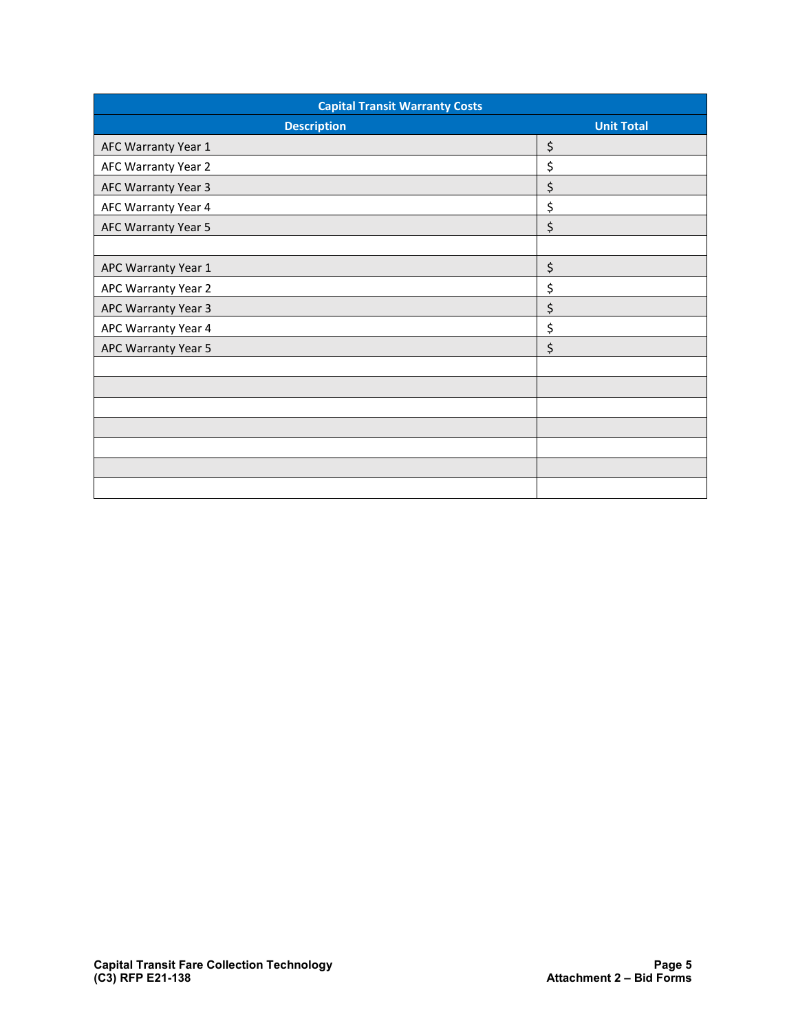| Capital Transit Warranty Costs | |
|---|---|
| **Description** | **Unit Total** |
| AFC Warranty Year 1 | $ |
| AFC Warranty Year 2 | $ |
| AFC Warranty Year 3 | $ |
| AFC Warranty Year 4 | $ |
| AFC Warranty Year 5 | $ |
| | |
| APC Warranty Year 1 | $ |
| APC Warranty Year 2 | $ |
| APC Warranty Year 3 | $ |
| APC Warranty Year 4 | $ |
| APC Warranty Year 5 | $ |
| | |
| | |
| | |
| | |
| | |
| | |
| | |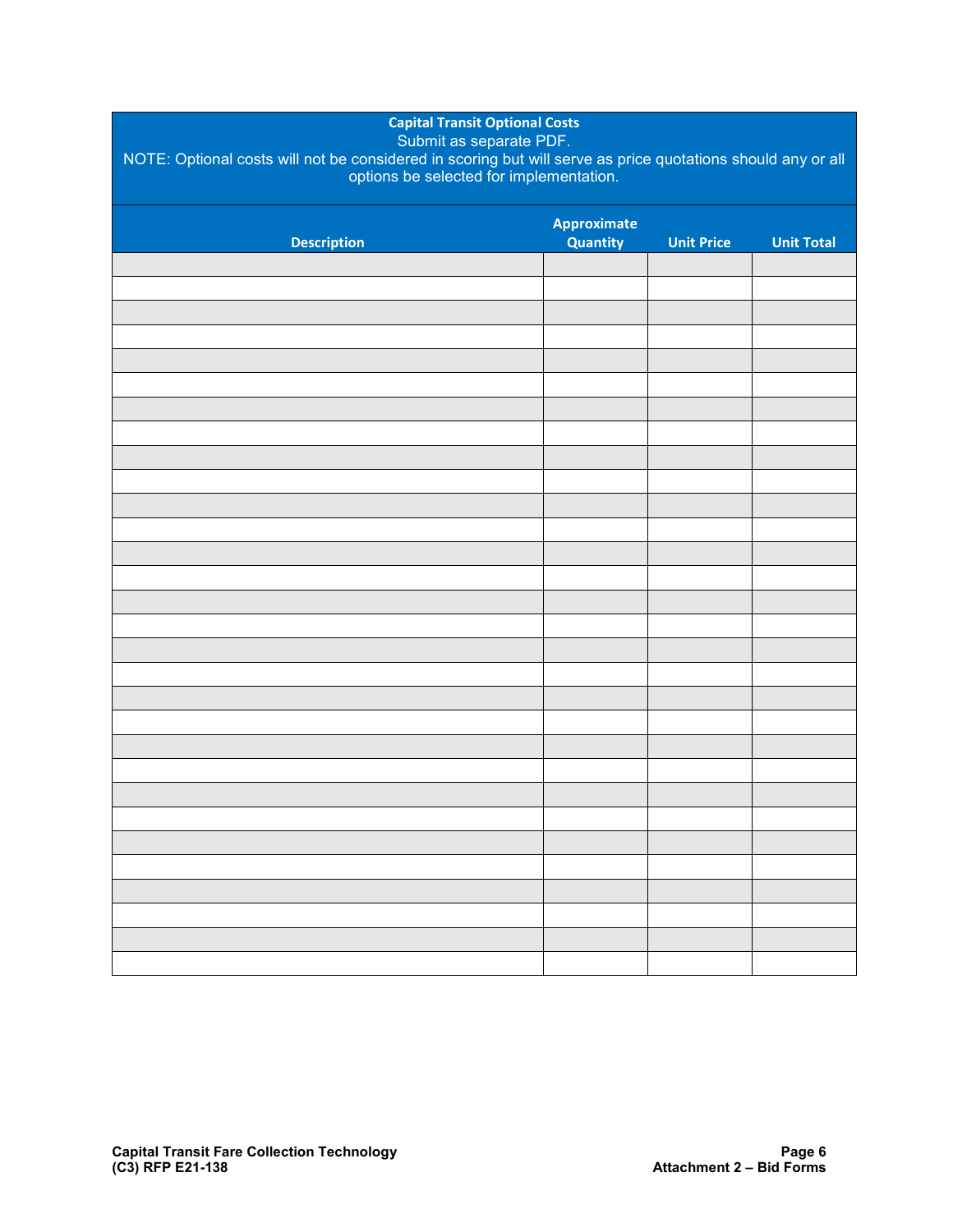**Capital Transit Optional Costs**
Submit as separate PDF.
NOTE: Optional costs will not be considered in scoring but will serve as price quotations should any or all options be selected for implementation.

| Description | Approximate Quantity | Unit Price | Unit Total |
|---|---|---|---|
| | | | |
| | | | |
| | | | |
| | | | |
| | | | |
| | | | |
| | | | |
| | | | |
| | | | |
| | | | |
| | | | |
| | | | |
| | | | |
| | | | |
| | | | |
| | | | |
| | | | |
| | | | |
| | | | |
| | | | |
| | | | |
| | | | |
| | | | |
| | | | |
| | | | |
| | | | |
| | | | |
| | | | |
| | | | |
| | | | |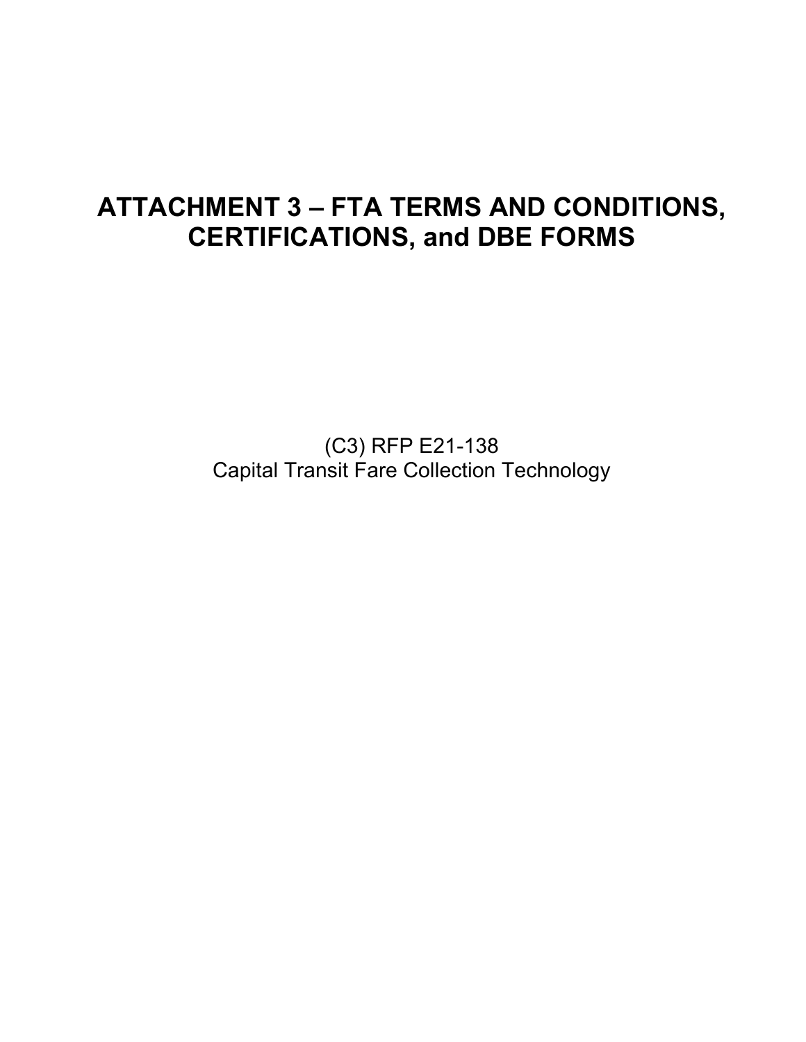# ATTACHMENT 3 – FTA TERMS AND CONDITIONS, CERTIFICATIONS, and DBE FORMS

(C3) RFP E21-138
Capital Transit Fare Collection Technology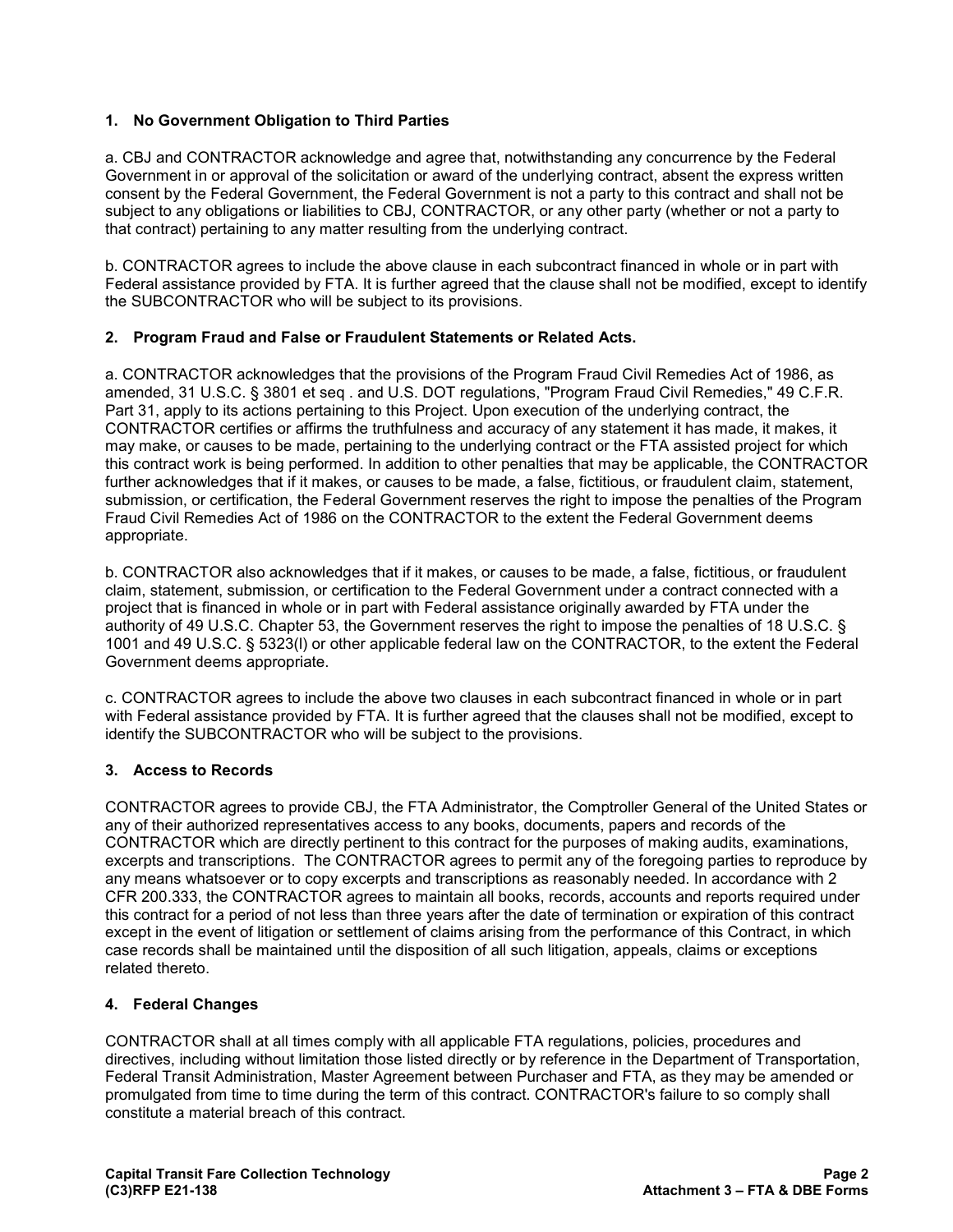### 1. No Government Obligation to Third Parties

a. CBJ and CONTRACTOR acknowledge and agree that, notwithstanding any concurrence by the Federal Government in or approval of the solicitation or award of the underlying contract, absent the express written consent by the Federal Government, the Federal Government is not a party to this contract and shall not be subject to any obligations or liabilities to CBJ, CONTRACTOR, or any other party (whether or not a party to that contract) pertaining to any matter resulting from the underlying contract.

b. CONTRACTOR agrees to include the above clause in each subcontract financed in whole or in part with Federal assistance provided by FTA. It is further agreed that the clause shall not be modified, except to identify the SUBCONTRACTOR who will be subject to its provisions.

### 2. Program Fraud and False or Fraudulent Statements or Related Acts.

a. CONTRACTOR acknowledges that the provisions of the Program Fraud Civil Remedies Act of 1986, as amended, 31 U.S.C. § 3801 et seq . and U.S. DOT regulations, "Program Fraud Civil Remedies," 49 C.F.R. Part 31, apply to its actions pertaining to this Project. Upon execution of the underlying contract, the CONTRACTOR certifies or affirms the truthfulness and accuracy of any statement it has made, it makes, it may make, or causes to be made, pertaining to the underlying contract or the FTA assisted project for which this contract work is being performed. In addition to other penalties that may be applicable, the CONTRACTOR further acknowledges that if it makes, or causes to be made, a false, fictitious, or fraudulent claim, statement, submission, or certification, the Federal Government reserves the right to impose the penalties of the Program Fraud Civil Remedies Act of 1986 on the CONTRACTOR to the extent the Federal Government deems appropriate.

b. CONTRACTOR also acknowledges that if it makes, or causes to be made, a false, fictitious, or fraudulent claim, statement, submission, or certification to the Federal Government under a contract connected with a project that is financed in whole or in part with Federal assistance originally awarded by FTA under the authority of 49 U.S.C. Chapter 53, the Government reserves the right to impose the penalties of 18 U.S.C. § 1001 and 49 U.S.C. § 5323(l) or other applicable federal law on the CONTRACTOR, to the extent the Federal Government deems appropriate.

c. CONTRACTOR agrees to include the above two clauses in each subcontract financed in whole or in part with Federal assistance provided by FTA. It is further agreed that the clauses shall not be modified, except to identify the SUBCONTRACTOR who will be subject to the provisions.

### 3. Access to Records

CONTRACTOR agrees to provide CBJ, the FTA Administrator, the Comptroller General of the United States or any of their authorized representatives access to any books, documents, papers and records of the CONTRACTOR which are directly pertinent to this contract for the purposes of making audits, examinations, excerpts and transcriptions. The CONTRACTOR agrees to permit any of the foregoing parties to reproduce by any means whatsoever or to copy excerpts and transcriptions as reasonably needed. In accordance with 2 CFR 200.333, the CONTRACTOR agrees to maintain all books, records, accounts and reports required under this contract for a period of not less than three years after the date of termination or expiration of this contract except in the event of litigation or settlement of claims arising from the performance of this Contract, in which case records shall be maintained until the disposition of all such litigation, appeals, claims or exceptions related thereto.

### 4. Federal Changes

CONTRACTOR shall at all times comply with all applicable FTA regulations, policies, procedures and directives, including without limitation those listed directly or by reference in the Department of Transportation, Federal Transit Administration, Master Agreement between Purchaser and FTA, as they may be amended or promulgated from time to time during the term of this contract. CONTRACTOR's failure to so comply shall constitute a material breach of this contract.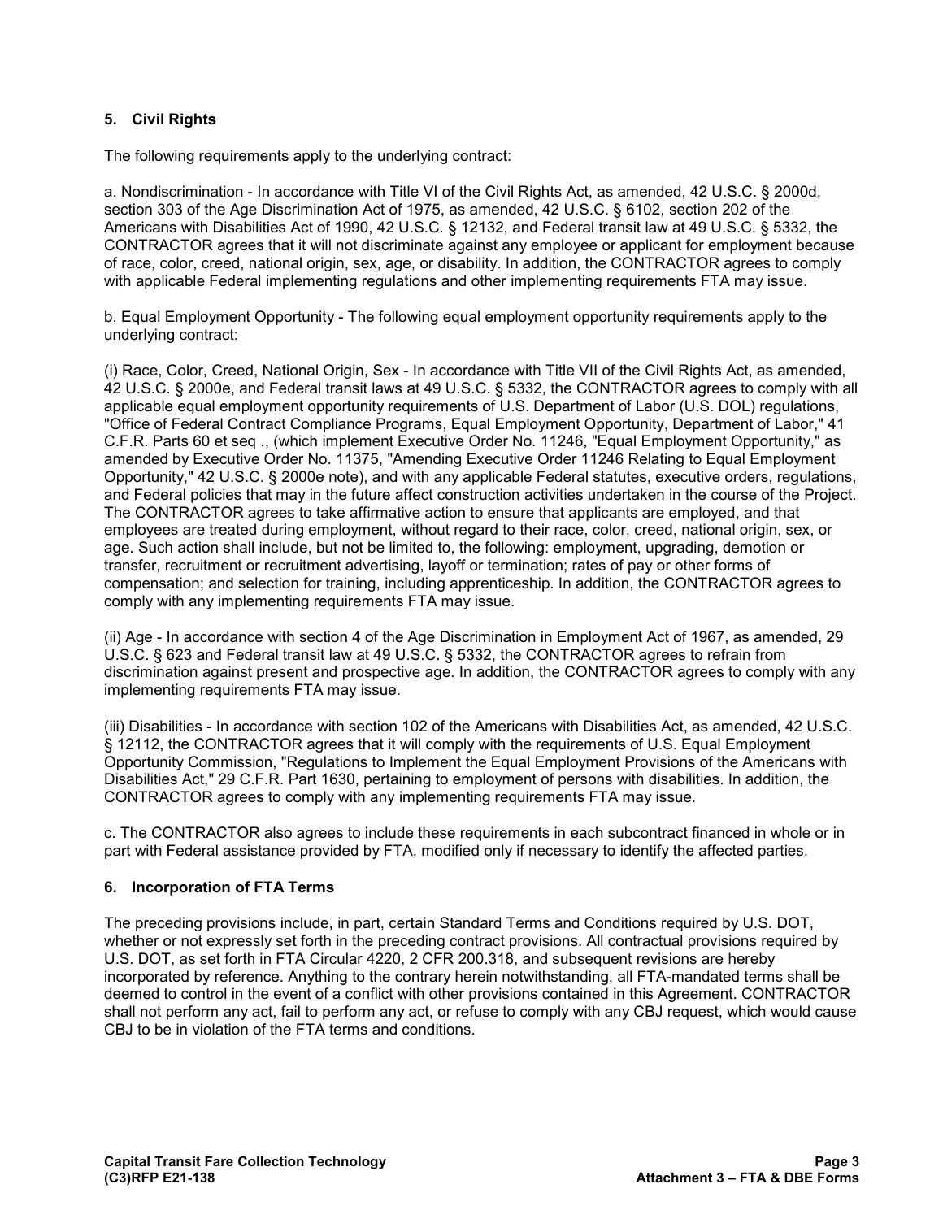### 5. Civil Rights

The following requirements apply to the underlying contract:

a. Nondiscrimination - In accordance with Title VI of the Civil Rights Act, as amended, 42 U.S.C. § 2000d, section 303 of the Age Discrimination Act of 1975, as amended, 42 U.S.C. § 6102, section 202 of the Americans with Disabilities Act of 1990, 42 U.S.C. § 12132, and Federal transit law at 49 U.S.C. § 5332, the CONTRACTOR agrees that it will not discriminate against any employee or applicant for employment because of race, color, creed, national origin, sex, age, or disability. In addition, the CONTRACTOR agrees to comply with applicable Federal implementing regulations and other implementing requirements FTA may issue.

b. Equal Employment Opportunity - The following equal employment opportunity requirements apply to the underlying contract:

(i) Race, Color, Creed, National Origin, Sex - In accordance with Title VII of the Civil Rights Act, as amended, 42 U.S.C. § 2000e, and Federal transit laws at 49 U.S.C. § 5332, the CONTRACTOR agrees to comply with all applicable equal employment opportunity requirements of U.S. Department of Labor (U.S. DOL) regulations, "Office of Federal Contract Compliance Programs, Equal Employment Opportunity, Department of Labor," 41 C.F.R. Parts 60 et seq ., (which implement Executive Order No. 11246, "Equal Employment Opportunity," as amended by Executive Order No. 11375, "Amending Executive Order 11246 Relating to Equal Employment Opportunity," 42 U.S.C. § 2000e note), and with any applicable Federal statutes, executive orders, regulations, and Federal policies that may in the future affect construction activities undertaken in the course of the Project. The CONTRACTOR agrees to take affirmative action to ensure that applicants are employed, and that employees are treated during employment, without regard to their race, color, creed, national origin, sex, or age. Such action shall include, but not be limited to, the following: employment, upgrading, demotion or transfer, recruitment or recruitment advertising, layoff or termination; rates of pay or other forms of compensation; and selection for training, including apprenticeship. In addition, the CONTRACTOR agrees to comply with any implementing requirements FTA may issue.

(ii) Age - In accordance with section 4 of the Age Discrimination in Employment Act of 1967, as amended, 29 U.S.C. § 623 and Federal transit law at 49 U.S.C. § 5332, the CONTRACTOR agrees to refrain from discrimination against present and prospective age. In addition, the CONTRACTOR agrees to comply with any implementing requirements FTA may issue.

(iii) Disabilities - In accordance with section 102 of the Americans with Disabilities Act, as amended, 42 U.S.C. § 12112, the CONTRACTOR agrees that it will comply with the requirements of U.S. Equal Employment Opportunity Commission, "Regulations to Implement the Equal Employment Provisions of the Americans with Disabilities Act," 29 C.F.R. Part 1630, pertaining to employment of persons with disabilities. In addition, the CONTRACTOR agrees to comply with any implementing requirements FTA may issue.

c. The CONTRACTOR also agrees to include these requirements in each subcontract financed in whole or in part with Federal assistance provided by FTA, modified only if necessary to identify the affected parties.

### 6. Incorporation of FTA Terms

The preceding provisions include, in part, certain Standard Terms and Conditions required by U.S. DOT, whether or not expressly set forth in the preceding contract provisions. All contractual provisions required by U.S. DOT, as set forth in FTA Circular 4220, 2 CFR 200.318, and subsequent revisions are hereby incorporated by reference. Anything to the contrary herein notwithstanding, all FTA-mandated terms shall be deemed to control in the event of a conflict with other provisions contained in this Agreement. CONTRACTOR shall not perform any act, fail to perform any act, or refuse to comply with any CBJ request, which would cause CBJ to be in violation of the FTA terms and conditions.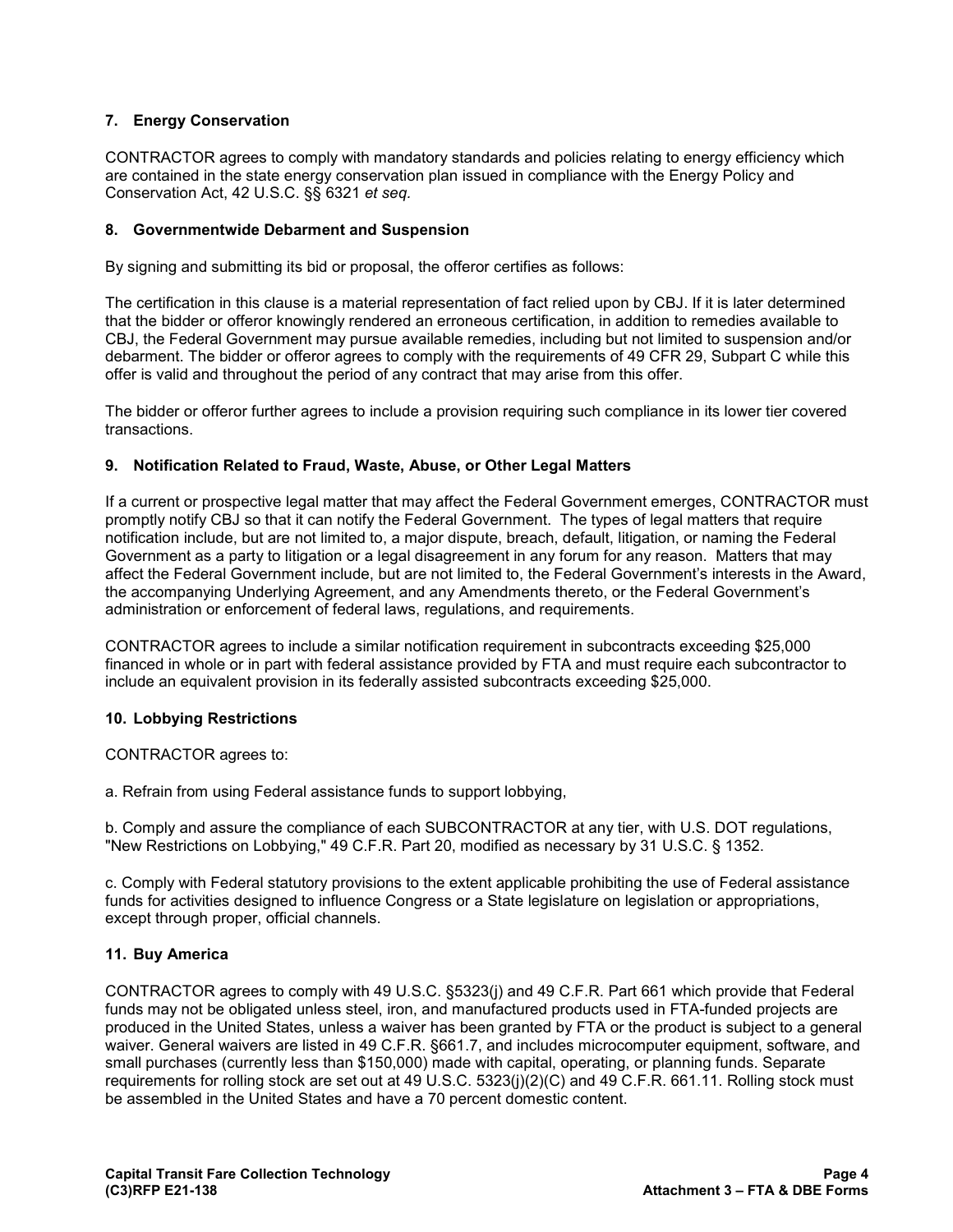### 7. Energy Conservation

CONTRACTOR agrees to comply with mandatory standards and policies relating to energy efficiency which are contained in the state energy conservation plan issued in compliance with the Energy Policy and Conservation Act, 42 U.S.C. §§ 6321 *et seq.*

### 8. Governmentwide Debarment and Suspension

By signing and submitting its bid or proposal, the offeror certifies as follows:

The certification in this clause is a material representation of fact relied upon by CBJ. If it is later determined that the bidder or offeror knowingly rendered an erroneous certification, in addition to remedies available to CBJ, the Federal Government may pursue available remedies, including but not limited to suspension and/or debarment. The bidder or offeror agrees to comply with the requirements of 49 CFR 29, Subpart C while this offer is valid and throughout the period of any contract that may arise from this offer.

The bidder or offeror further agrees to include a provision requiring such compliance in its lower tier covered transactions.

### 9. Notification Related to Fraud, Waste, Abuse, or Other Legal Matters

If a current or prospective legal matter that may affect the Federal Government emerges, CONTRACTOR must promptly notify CBJ so that it can notify the Federal Government. The types of legal matters that require notification include, but are not limited to, a major dispute, breach, default, litigation, or naming the Federal Government as a party to litigation or a legal disagreement in any forum for any reason. Matters that may affect the Federal Government include, but are not limited to, the Federal Government's interests in the Award, the accompanying Underlying Agreement, and any Amendments thereto, or the Federal Government's administration or enforcement of federal laws, regulations, and requirements.

CONTRACTOR agrees to include a similar notification requirement in subcontracts exceeding $25,000 financed in whole or in part with federal assistance provided by FTA and must require each subcontractor to include an equivalent provision in its federally assisted subcontracts exceeding $25,000.

### 10. Lobbying Restrictions

CONTRACTOR agrees to:

a. Refrain from using Federal assistance funds to support lobbying,

b. Comply and assure the compliance of each SUBCONTRACTOR at any tier, with U.S. DOT regulations, "New Restrictions on Lobbying," 49 C.F.R. Part 20, modified as necessary by 31 U.S.C. § 1352.

c. Comply with Federal statutory provisions to the extent applicable prohibiting the use of Federal assistance funds for activities designed to influence Congress or a State legislature on legislation or appropriations, except through proper, official channels.

### 11. Buy America

CONTRACTOR agrees to comply with 49 U.S.C. §5323(j) and 49 C.F.R. Part 661 which provide that Federal funds may not be obligated unless steel, iron, and manufactured products used in FTA-funded projects are produced in the United States, unless a waiver has been granted by FTA or the product is subject to a general waiver. General waivers are listed in 49 C.F.R. §661.7, and includes microcomputer equipment, software, and small purchases (currently less than $150,000) made with capital, operating, or planning funds. Separate requirements for rolling stock are set out at 49 U.S.C. 5323(j)(2)(C) and 49 C.F.R. 661.11. Rolling stock must be assembled in the United States and have a 70 percent domestic content.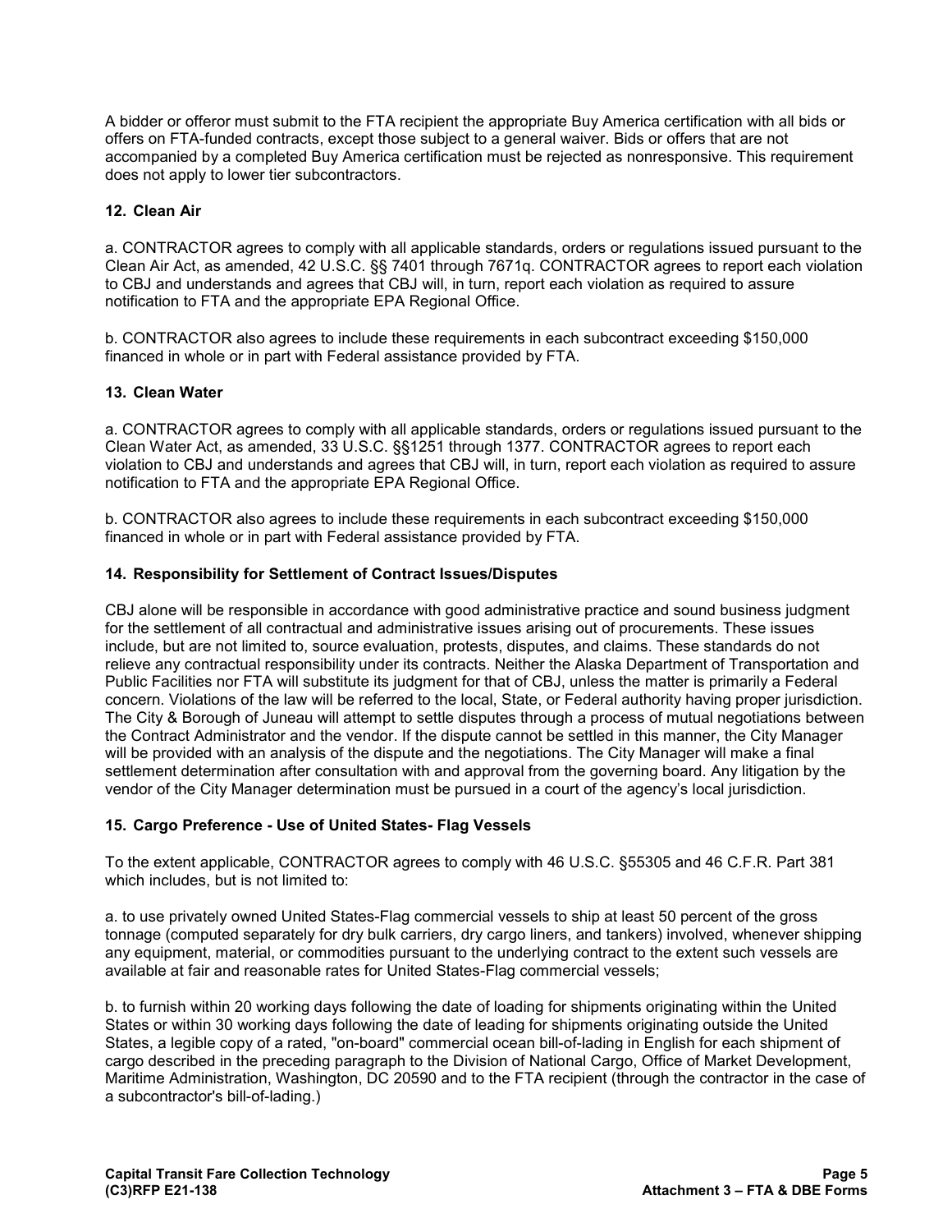A bidder or offeror must submit to the FTA recipient the appropriate Buy America certification with all bids or offers on FTA-funded contracts, except those subject to a general waiver. Bids or offers that are not accompanied by a completed Buy America certification must be rejected as nonresponsive. This requirement does not apply to lower tier subcontractors.

### 12. Clean Air

a. CONTRACTOR agrees to comply with all applicable standards, orders or regulations issued pursuant to the Clean Air Act, as amended, 42 U.S.C. §§ 7401 through 7671q. CONTRACTOR agrees to report each violation to CBJ and understands and agrees that CBJ will, in turn, report each violation as required to assure notification to FTA and the appropriate EPA Regional Office.

b. CONTRACTOR also agrees to include these requirements in each subcontract exceeding $150,000 financed in whole or in part with Federal assistance provided by FTA.

### 13. Clean Water

a. CONTRACTOR agrees to comply with all applicable standards, orders or regulations issued pursuant to the Clean Water Act, as amended, 33 U.S.C. §§1251 through 1377. CONTRACTOR agrees to report each violation to CBJ and understands and agrees that CBJ will, in turn, report each violation as required to assure notification to FTA and the appropriate EPA Regional Office.

b. CONTRACTOR also agrees to include these requirements in each subcontract exceeding $150,000 financed in whole or in part with Federal assistance provided by FTA.

### 14. Responsibility for Settlement of Contract Issues/Disputes

CBJ alone will be responsible in accordance with good administrative practice and sound business judgment for the settlement of all contractual and administrative issues arising out of procurements. These issues include, but are not limited to, source evaluation, protests, disputes, and claims. These standards do not relieve any contractual responsibility under its contracts. Neither the Alaska Department of Transportation and Public Facilities nor FTA will substitute its judgment for that of CBJ, unless the matter is primarily a Federal concern. Violations of the law will be referred to the local, State, or Federal authority having proper jurisdiction. The City & Borough of Juneau will attempt to settle disputes through a process of mutual negotiations between the Contract Administrator and the vendor. If the dispute cannot be settled in this manner, the City Manager will be provided with an analysis of the dispute and the negotiations. The City Manager will make a final settlement determination after consultation with and approval from the governing board. Any litigation by the vendor of the City Manager determination must be pursued in a court of the agency's local jurisdiction.

### 15. Cargo Preference - Use of United States- Flag Vessels

To the extent applicable, CONTRACTOR agrees to comply with 46 U.S.C. §55305 and 46 C.F.R. Part 381 which includes, but is not limited to:

a. to use privately owned United States-Flag commercial vessels to ship at least 50 percent of the gross tonnage (computed separately for dry bulk carriers, dry cargo liners, and tankers) involved, whenever shipping any equipment, material, or commodities pursuant to the underlying contract to the extent such vessels are available at fair and reasonable rates for United States-Flag commercial vessels;

b. to furnish within 20 working days following the date of loading for shipments originating within the United States or within 30 working days following the date of leading for shipments originating outside the United States, a legible copy of a rated, "on-board" commercial ocean bill-of-lading in English for each shipment of cargo described in the preceding paragraph to the Division of National Cargo, Office of Market Development, Maritime Administration, Washington, DC 20590 and to the FTA recipient (through the contractor in the case of a subcontractor's bill-of-lading.)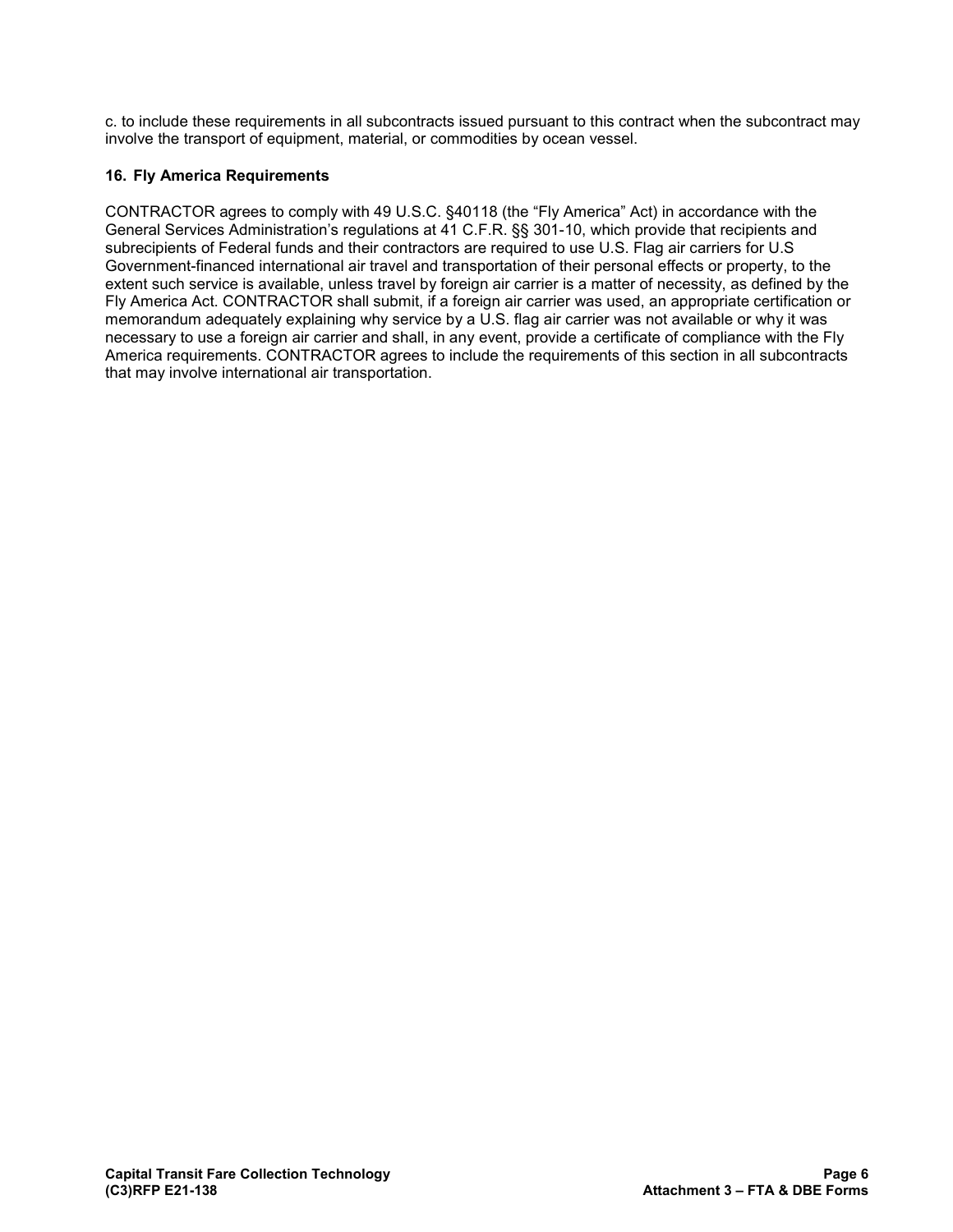c. to include these requirements in all subcontracts issued pursuant to this contract when the subcontract may involve the transport of equipment, material, or commodities by ocean vessel.

### 16. Fly America Requirements

CONTRACTOR agrees to comply with 49 U.S.C. §40118 (the "Fly America" Act) in accordance with the General Services Administration's regulations at 41 C.F.R. §§ 301-10, which provide that recipients and subrecipients of Federal funds and their contractors are required to use U.S. Flag air carriers for U.S Government-financed international air travel and transportation of their personal effects or property, to the extent such service is available, unless travel by foreign air carrier is a matter of necessity, as defined by the Fly America Act. CONTRACTOR shall submit, if a foreign air carrier was used, an appropriate certification or memorandum adequately explaining why service by a U.S. flag air carrier was not available or why it was necessary to use a foreign air carrier and shall, in any event, provide a certificate of compliance with the Fly America requirements. CONTRACTOR agrees to include the requirements of this section in all subcontracts that may involve international air transportation.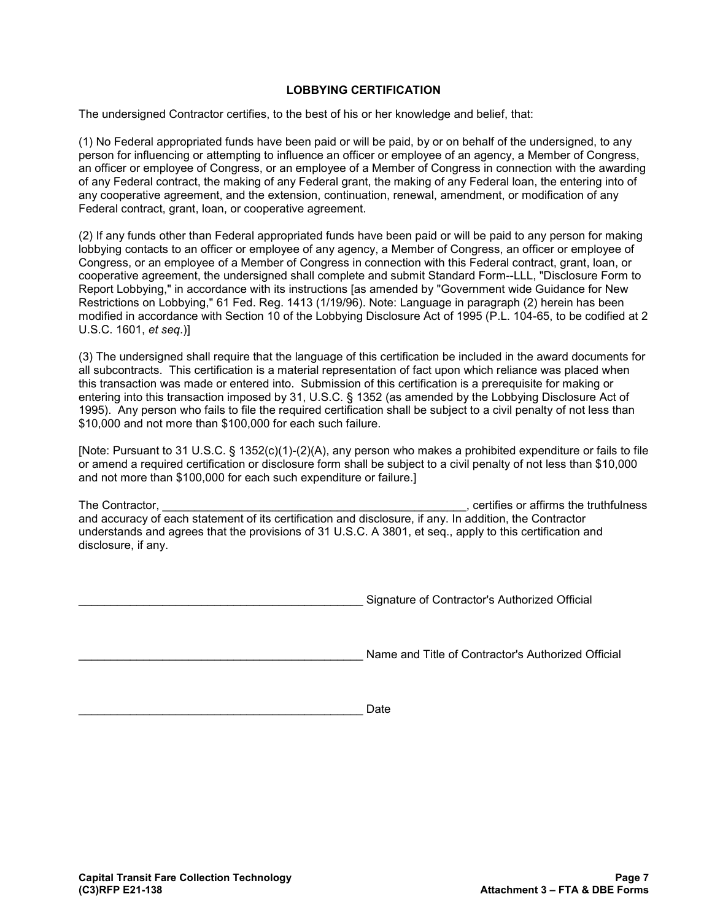## LOBBYING CERTIFICATION

The undersigned Contractor certifies, to the best of his or her knowledge and belief, that:

(1) No Federal appropriated funds have been paid or will be paid, by or on behalf of the undersigned, to any person for influencing or attempting to influence an officer or employee of an agency, a Member of Congress, an officer or employee of Congress, or an employee of a Member of Congress in connection with the awarding of any Federal contract, the making of any Federal grant, the making of any Federal loan, the entering into of any cooperative agreement, and the extension, continuation, renewal, amendment, or modification of any Federal contract, grant, loan, or cooperative agreement.

(2) If any funds other than Federal appropriated funds have been paid or will be paid to any person for making lobbying contacts to an officer or employee of any agency, a Member of Congress, an officer or employee of Congress, or an employee of a Member of Congress in connection with this Federal contract, grant, loan, or cooperative agreement, the undersigned shall complete and submit Standard Form--LLL, "Disclosure Form to Report Lobbying," in accordance with its instructions [as amended by "Government wide Guidance for New Restrictions on Lobbying," 61 Fed. Reg. 1413 (1/19/96). Note: Language in paragraph (2) herein has been modified in accordance with Section 10 of the Lobbying Disclosure Act of 1995 (P.L. 104-65, to be codified at 2 U.S.C. 1601, *et seq*.)]

(3) The undersigned shall require that the language of this certification be included in the award documents for all subcontracts. This certification is a material representation of fact upon which reliance was placed when this transaction was made or entered into. Submission of this certification is a prerequisite for making or entering into this transaction imposed by 31, U.S.C. § 1352 (as amended by the Lobbying Disclosure Act of 1995). Any person who fails to file the required certification shall be subject to a civil penalty of not less than $10,000 and not more than $100,000 for each such failure.

[Note: Pursuant to 31 U.S.C. § 1352(c)(1)-(2)(A), any person who makes a prohibited expenditure or fails to file or amend a required certification or disclosure form shall be subject to a civil penalty of not less than $10,000 and not more than $100,000 for each such expenditure or failure.]

The Contractor, _________________________________________________, certifies or affirms the truthfulness and accuracy of each statement of its certification and disclosure, if any. In addition, the Contractor understands and agrees that the provisions of 31 U.S.C. A 3801, et seq., apply to this certification and disclosure, if any.

_____________________________________________ Signature of Contractor's Authorized Official

_____________________________________________ Name and Title of Contractor's Authorized Official

_____________________________________________ Date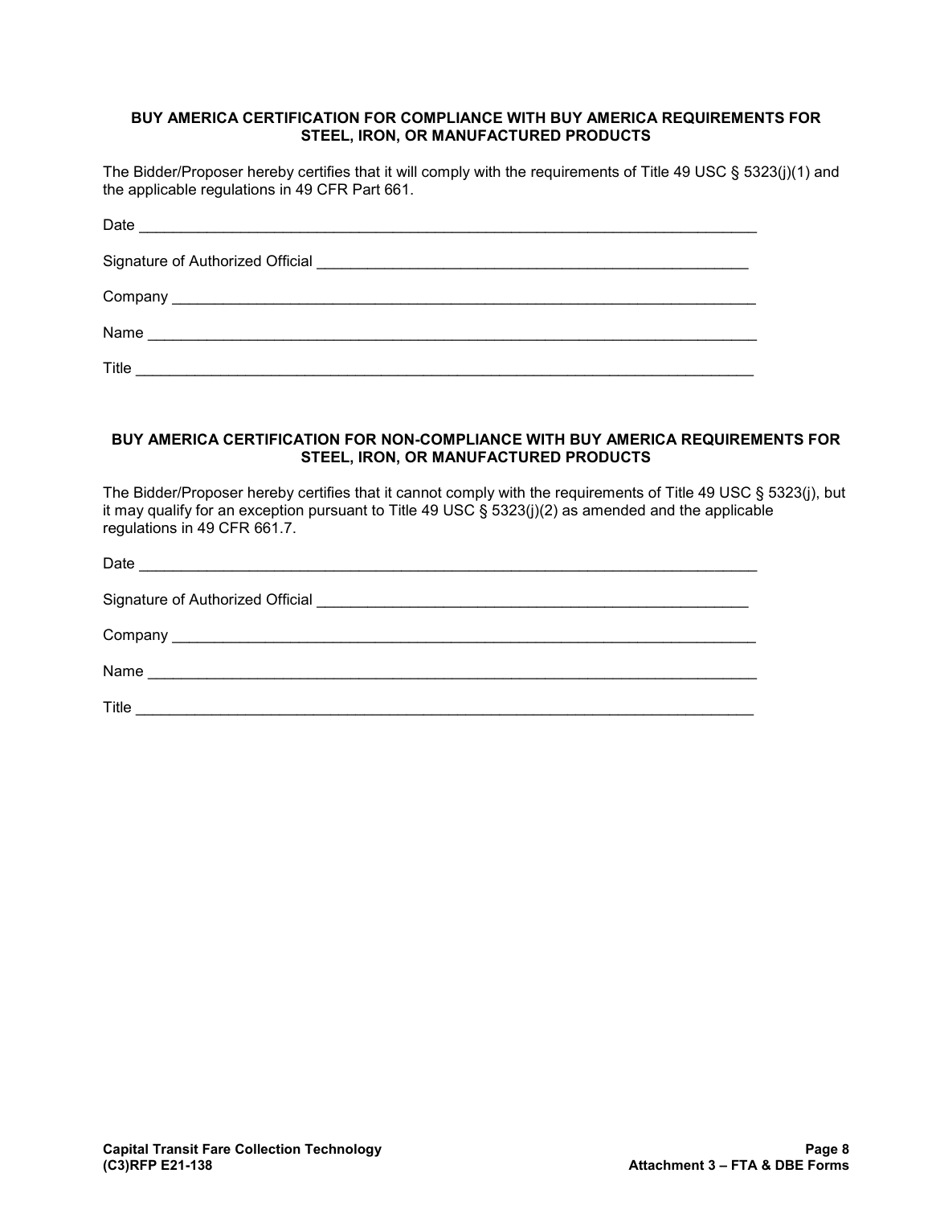## BUY AMERICA CERTIFICATION FOR COMPLIANCE WITH BUY AMERICA REQUIREMENTS FOR STEEL, IRON, OR MANUFACTURED PRODUCTS

The Bidder/Proposer hereby certifies that it will comply with the requirements of Title 49 USC § 5323(j)(1) and the applicable regulations in 49 CFR Part 661.

Date ___________________________________________________________________________

Signature of Authorized Official ______________________________________________________

Company _______________________________________________________________________

Name __________________________________________________________________________

Title ___________________________________________________________________________

## BUY AMERICA CERTIFICATION FOR NON-COMPLIANCE WITH BUY AMERICA REQUIREMENTS FOR STEEL, IRON, OR MANUFACTURED PRODUCTS

The Bidder/Proposer hereby certifies that it cannot comply with the requirements of Title 49 USC § 5323(j), but it may qualify for an exception pursuant to Title 49 USC § 5323(j)(2) as amended and the applicable regulations in 49 CFR 661.7.

Date ___________________________________________________________________________

Signature of Authorized Official ______________________________________________________

Company _______________________________________________________________________

Name __________________________________________________________________________

Title ___________________________________________________________________________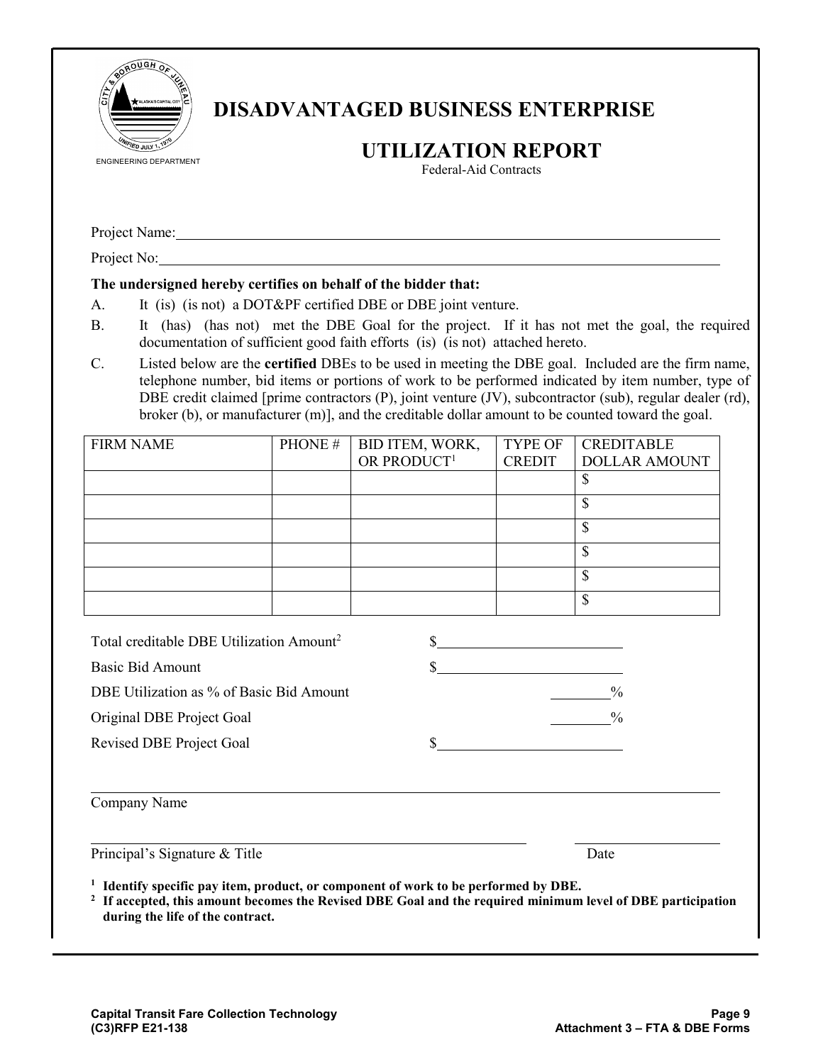ENGINEERING DEPARTMENT

# DISADVANTAGED BUSINESS ENTERPRISE

# UTILIZATION REPORT

Federal-Aid Contracts

Project Name:\_\_\_\_\_\_\_\_\_\_\_\_\_\_\_\_\_\_\_\_\_\_\_\_\_\_\_\_\_\_\_\_\_\_\_\_\_\_\_\_\_\_\_\_

Project No:\_\_\_\_\_\_\_\_\_\_\_\_\_\_\_\_\_\_\_\_\_\_\_\_\_\_\_\_\_\_\_\_\_\_\_\_\_\_\_\_\_\_\_\_

**The undersigned hereby certifies on behalf of the bidder that:**

A. It (is) (is not) a DOT&PF certified DBE or DBE joint venture.

B. It (has) (has not) met the DBE Goal for the project. If it has not met the goal, the required documentation of sufficient good faith efforts (is) (is not) attached hereto.

C. Listed below are the **certified** DBEs to be used in meeting the DBE goal. Included are the firm name, telephone number, bid items or portions of work to be performed indicated by item number, type of DBE credit claimed [prime contractors (P), joint venture (JV), subcontractor (sub), regular dealer (rd), broker (b), or manufacturer (m)], and the creditable dollar amount to be counted toward the goal.

| FIRM NAME | PHONE # | BID ITEM, WORK, OR PRODUCT[1] | TYPE OF CREDIT | CREDITABLE DOLLAR AMOUNT |
|---|---|---|---|---|
| | | | | $ |
| | | | | $ |
| | | | | $ |
| | | | | $ |
| | | | | $ |
| | | | | $ |

Total creditable DBE Utilization Amount[2] $\_\_\_\_\_\_\_\_\_\_\_\_\_\_\_\_\_\_\_\_

Basic Bid Amount $\_\_\_\_\_\_\_\_\_\_\_\_\_\_\_\_\_\_\_\_

DBE Utilization as % of Basic Bid Amount \_\_\_\_\_\_\_\_%

Original DBE Project Goal \_\_\_\_\_\_\_\_%

Revised DBE Project Goal $\_\_\_\_\_\_\_\_\_\_\_\_\_\_\_\_\_\_\_\_

\_\_\_\_\_\_\_\_\_\_\_\_\_\_\_\_\_\_\_\_\_\_\_\_\_\_\_\_\_\_\_\_\_\_\_\_\_\_\_\_\_\_\_\_

Company Name

\_\_\_\_\_\_\_\_\_\_\_\_\_\_\_\_\_\_\_\_\_\_\_\_\_\_\_\_\_\_\_\_\_\_\_\_ \_\_\_\_\_\_\_\_\_\_\_\_\_\_\_\_

Principal's Signature & Title Date

**[1] Identify specific pay item, product, or component of work to be performed by DBE.**

**[2] If accepted, this amount becomes the Revised DBE Goal and the required minimum level of DBE participation during the life of the contract.**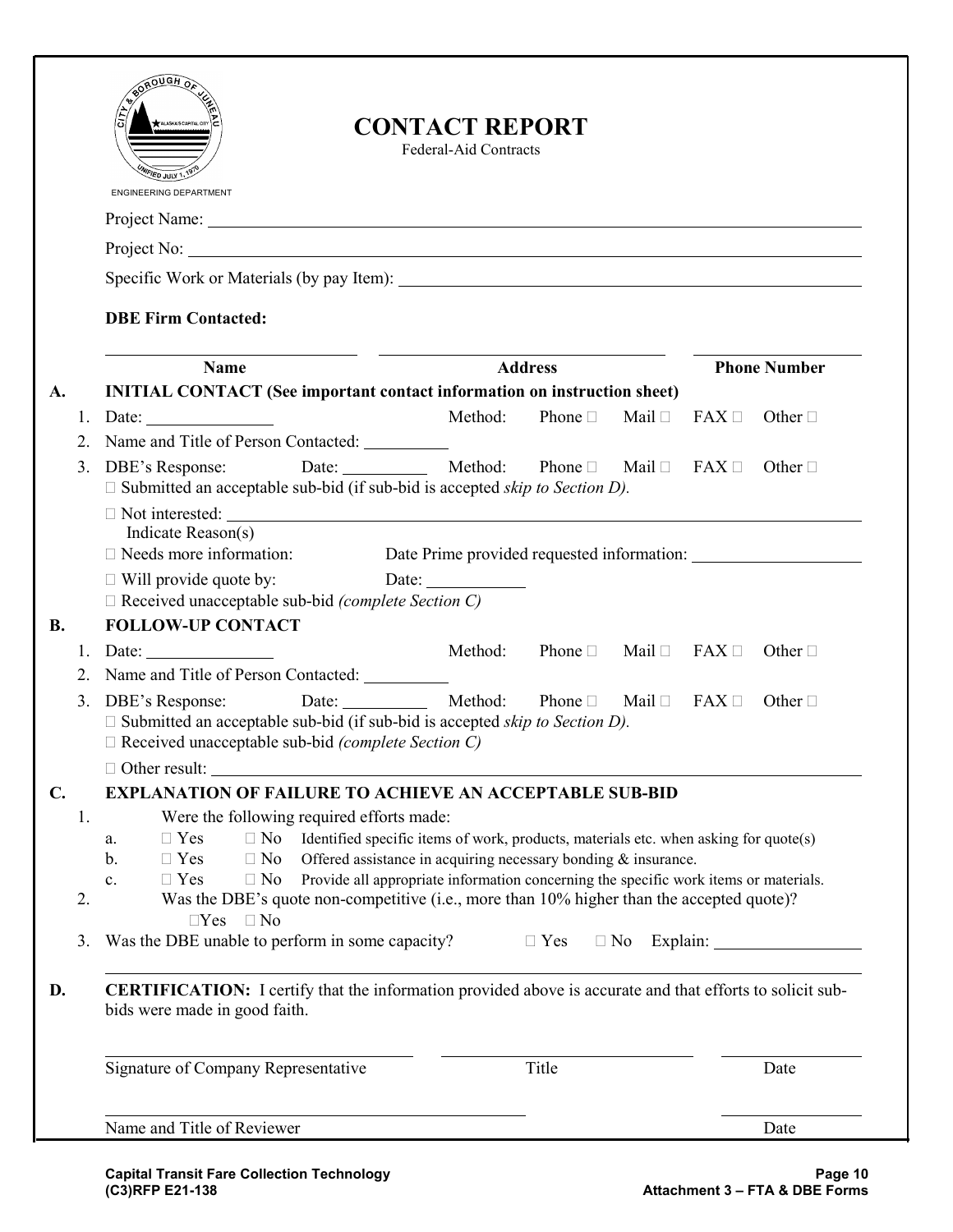ENGINEERING DEPARTMENT

# CONTACT REPORT

Federal-Aid Contracts

Project Name: ______________________________

Project No: ______________________________

Specific Work or Materials (by pay Item): ______________________________

**DBE Firm Contacted:**

| Name | Address | Phone Number |
|---|---|---|
| | | |

**A. INITIAL CONTACT (See important contact information on instruction sheet)**

1. Date: __________ Method: Phone ☐ Mail ☐ FAX ☐ Other ☐
2. Name and Title of Person Contacted: __________
3. DBE's Response: Date: __________ Method: Phone ☐ Mail ☐ FAX ☐ Other ☐
   - ☐ Submitted an acceptable sub-bid (if sub-bid is accepted *skip to Section D).*
   - ☐ Not interested: ______________________________
     Indicate Reason(s)
   - ☐ Needs more information: Date Prime provided requested information: __________
   - ☐ Will provide quote by: Date: __________
   - ☐ Received unacceptable sub-bid *(complete Section C)*

**B. FOLLOW-UP CONTACT**

1. Date: __________ Method: Phone ☐ Mail ☐ FAX ☐ Other ☐
2. Name and Title of Person Contacted: __________
3. DBE's Response: Date: __________ Method: Phone ☐ Mail ☐ FAX ☐ Other ☐
   - ☐ Submitted an acceptable sub-bid (if sub-bid is accepted *skip to Section D).*
   - ☐ Received unacceptable sub-bid *(complete Section C)*
   - ☐ Other result: ______________________________

**C. EXPLANATION OF FAILURE TO ACHIEVE AN ACCEPTABLE SUB-BID**

1. Were the following required efforts made:
   a. ☐ Yes ☐ No Identified specific items of work, products, materials etc. when asking for quote(s)
   b. ☐ Yes ☐ No Offered assistance in acquiring necessary bonding & insurance.
   c. ☐ Yes ☐ No Provide all appropriate information concerning the specific work items or materials.
2. Was the DBE's quote non-competitive (i.e., more than 10% higher than the accepted quote)?
   ☐Yes ☐ No
3. Was the DBE unable to perform in some capacity? ☐ Yes ☐ No Explain: __________

**D. CERTIFICATION:** I certify that the information provided above is accurate and that efforts to solicit sub-bids were made in good faith.

| Signature of Company Representative | Title | Date |
|---|---|---|
| | | |

| Name and Title of Reviewer | Date |
|---|---|
| | |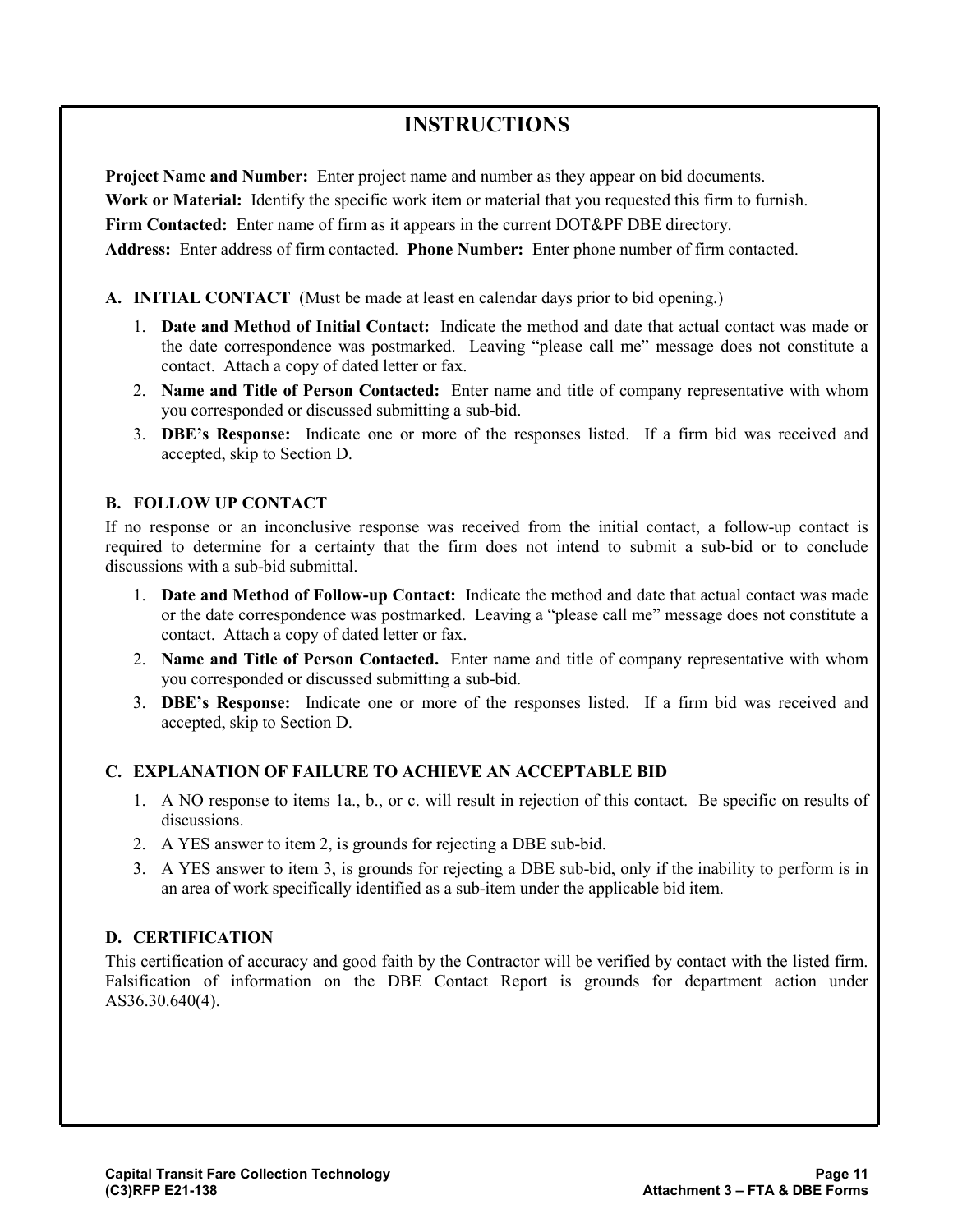# INSTRUCTIONS

**Project Name and Number:** Enter project name and number as they appear on bid documents.

**Work or Material:** Identify the specific work item or material that you requested this firm to furnish.

**Firm Contacted:** Enter name of firm as it appears in the current DOT&PF DBE directory.

**Address:** Enter address of firm contacted. **Phone Number:** Enter phone number of firm contacted.

**A. INITIAL CONTACT** (Must be made at least en calendar days prior to bid opening.)

1. **Date and Method of Initial Contact:** Indicate the method and date that actual contact was made or the date correspondence was postmarked. Leaving "please call me" message does not constitute a contact. Attach a copy of dated letter or fax.
2. **Name and Title of Person Contacted:** Enter name and title of company representative with whom you corresponded or discussed submitting a sub-bid.
3. **DBE's Response:** Indicate one or more of the responses listed. If a firm bid was received and accepted, skip to Section D.

**B. FOLLOW UP CONTACT**

If no response or an inconclusive response was received from the initial contact, a follow-up contact is required to determine for a certainty that the firm does not intend to submit a sub-bid or to conclude discussions with a sub-bid submittal.

1. **Date and Method of Follow-up Contact:** Indicate the method and date that actual contact was made or the date correspondence was postmarked. Leaving a "please call me" message does not constitute a contact. Attach a copy of dated letter or fax.
2. **Name and Title of Person Contacted.** Enter name and title of company representative with whom you corresponded or discussed submitting a sub-bid.
3. **DBE's Response:** Indicate one or more of the responses listed. If a firm bid was received and accepted, skip to Section D.

**C. EXPLANATION OF FAILURE TO ACHIEVE AN ACCEPTABLE BID**

1. A NO response to items 1a., b., or c. will result in rejection of this contact. Be specific on results of discussions.
2. A YES answer to item 2, is grounds for rejecting a DBE sub-bid.
3. A YES answer to item 3, is grounds for rejecting a DBE sub-bid, only if the inability to perform is in an area of work specifically identified as a sub-item under the applicable bid item.

**D. CERTIFICATION**

This certification of accuracy and good faith by the Contractor will be verified by contact with the listed firm. Falsification of information on the DBE Contact Report is grounds for department action under AS36.30.640(4).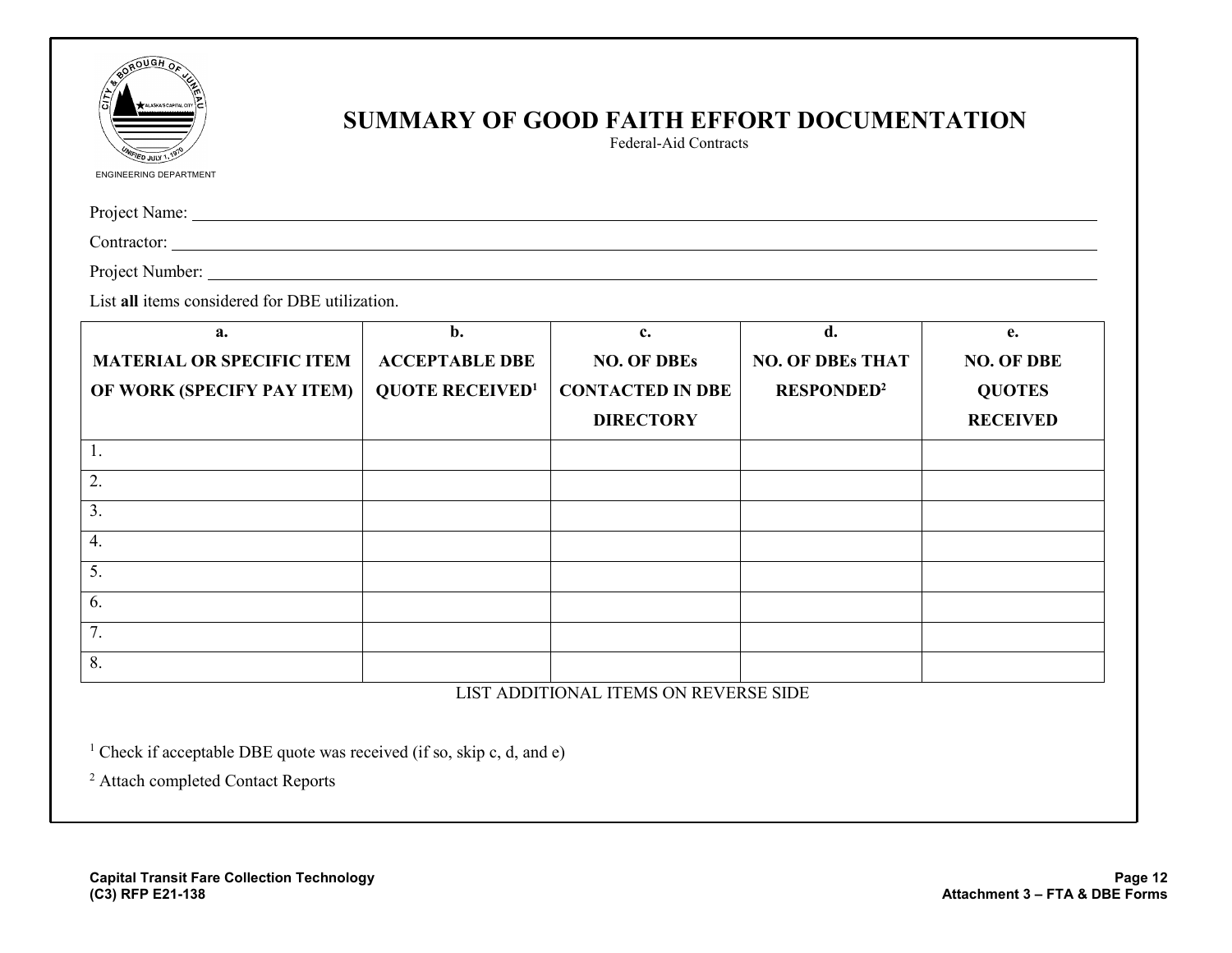ENGINEERING DEPARTMENT

# SUMMARY OF GOOD FAITH EFFORT DOCUMENTATION

Federal-Aid Contracts

Project Name: \_\_\_\_\_\_\_\_\_\_\_\_\_\_\_\_\_\_\_\_\_\_\_\_\_\_\_\_

Contractor: \_\_\_\_\_\_\_\_\_\_\_\_\_\_\_\_\_\_\_\_\_\_\_\_\_\_\_\_

Project Number: \_\_\_\_\_\_\_\_\_\_\_\_\_\_\_\_\_\_\_\_\_\_\_\_\_\_\_\_

List **all** items considered for DBE utilization.

| a. MATERIAL OR SPECIFIC ITEM OF WORK (SPECIFY PAY ITEM) | b. ACCEPTABLE DBE QUOTE RECEIVED[1] | c. NO. OF DBEs CONTACTED IN DBE DIRECTORY | d. NO. OF DBEs THAT RESPONDED[2] | e. NO. OF DBE QUOTES RECEIVED |
|---|---|---|---|---|
| 1. | | | | |
| 2. | | | | |
| 3. | | | | |
| 4. | | | | |
| 5. | | | | |
| 6. | | | | |
| 7. | | | | |
| 8. | | | | |

LIST ADDITIONAL ITEMS ON REVERSE SIDE

[1] Check if acceptable DBE quote was received (if so, skip c, d, and e)

[2] Attach completed Contact Reports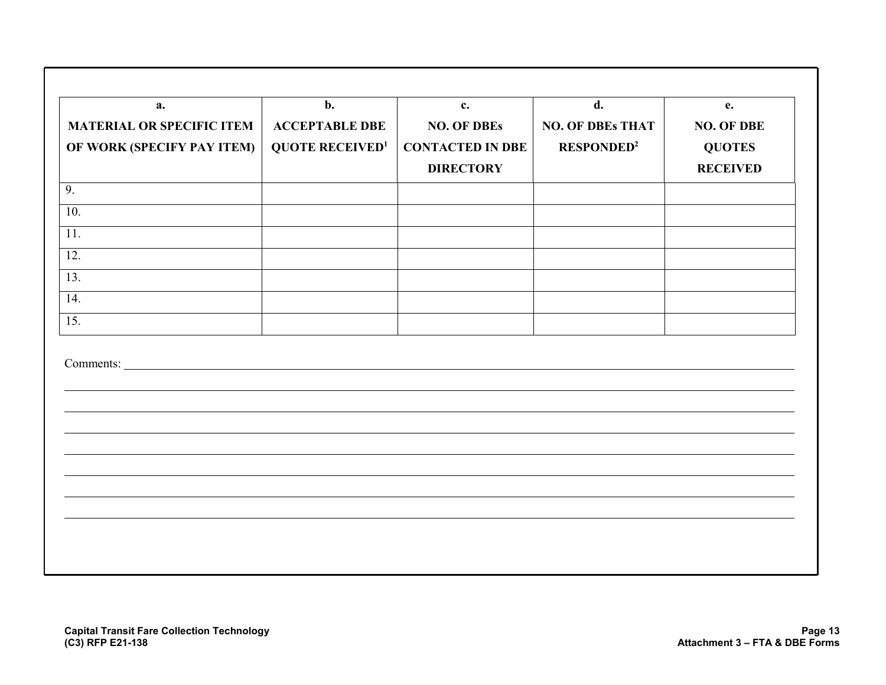| a. MATERIAL OR SPECIFIC ITEM OF WORK (SPECIFY PAY ITEM) | b. ACCEPTABLE DBE QUOTE RECEIVED[1] | c. NO. OF DBEs CONTACTED IN DBE DIRECTORY | d. NO. OF DBEs THAT RESPONDED[2] | e. NO. OF DBE QUOTES RECEIVED |
|---|---|---|---|---|
| 9. | | | | |
| 10. | | | | |
| 11. | | | | |
| 12. | | | | |
| 13. | | | | |
| 14. | | | | |
| 15. | | | | |

Comments: ______________________________________________________________________________

______________________________________________________________________________

______________________________________________________________________________

______________________________________________________________________________

______________________________________________________________________________

______________________________________________________________________________

______________________________________________________________________________

______________________________________________________________________________